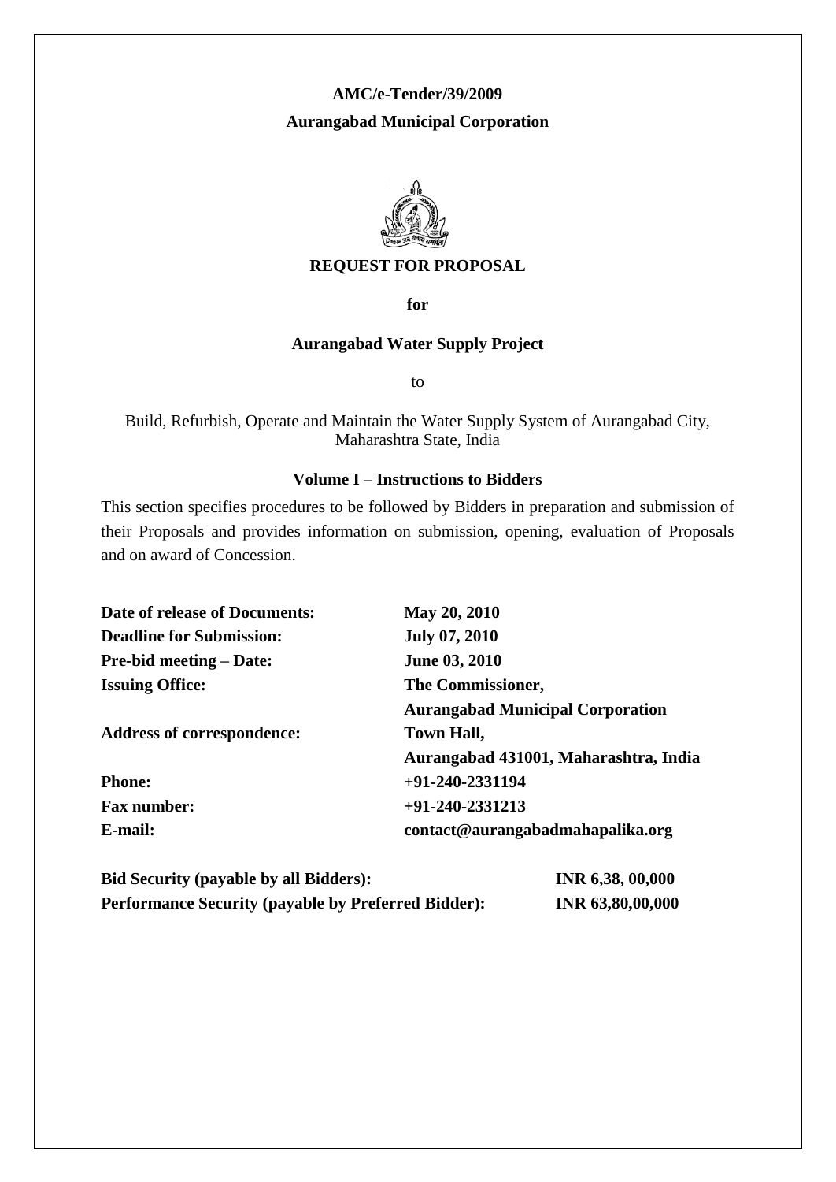**AMC/e-Tender/39/2009**

**Aurangabad Municipal Corporation**

# REQUEST FOR PROPOSAL

**for**

## Aurangabad Water Supply Project

to

Build, Refurbish, Operate and Maintain the Water Supply System of Aurangabad City, Maharashtra State, India

### Volume I – Instructions to Bidders

This section specifies procedures to be followed by Bidders in preparation and submission of their Proposals and provides information on submission, opening, evaluation of Proposals and on award of Concession.

| | |
|---|---|
| **Date of release of Documents:** | **May 20, 2010** |
| **Deadline for Submission:** | **July 07, 2010** |
| **Pre-bid meeting – Date:** | **June 03, 2010** |
| **Issuing Office:** | **The Commissioner, Aurangabad Municipal Corporation** |
| **Address of correspondence:** | **Town Hall, Aurangabad 431001, Maharashtra, India** |
| **Phone:** | **+91-240-2331194** |
| **Fax number:** | **+91-240-2331213** |
| **E-mail:** | **contact@aurangabadmahapalika.org** |

| | |
|---|---|
| **Bid Security (payable by all Bidders):** | **INR 6,38, 00,000** |
| **Performance Security (payable by Preferred Bidder):** | **INR 63,80,00,000** |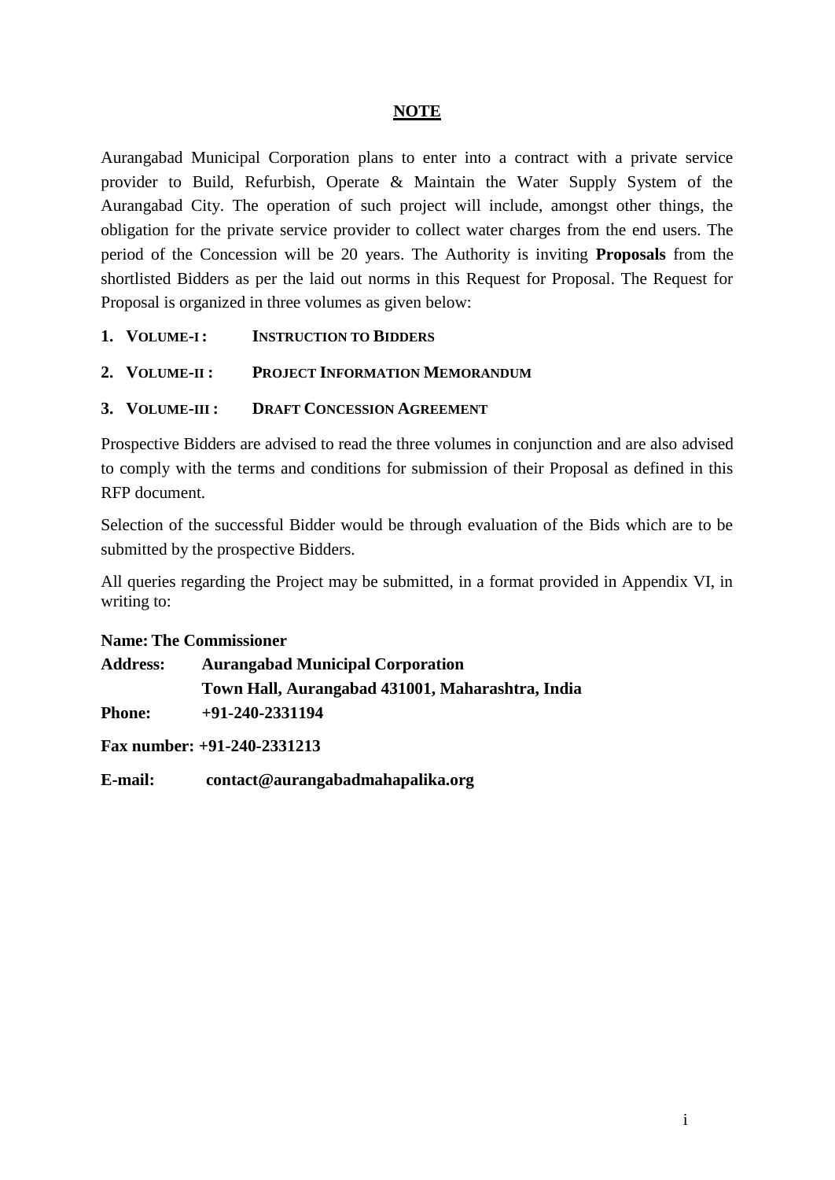## NOTE

Aurangabad Municipal Corporation plans to enter into a contract with a private service provider to Build, Refurbish, Operate & Maintain the Water Supply System of the Aurangabad City. The operation of such project will include, amongst other things, the obligation for the private service provider to collect water charges from the end users. The period of the Concession will be 20 years. The Authority is inviting **Proposals** from the shortlisted Bidders as per the laid out norms in this Request for Proposal. The Request for Proposal is organized in three volumes as given below:

1. **VOLUME-I : INSTRUCTION TO BIDDERS**
2. **VOLUME-II : PROJECT INFORMATION MEMORANDUM**
3. **VOLUME-III : DRAFT CONCESSION AGREEMENT**

Prospective Bidders are advised to read the three volumes in conjunction and are also advised to comply with the terms and conditions for submission of their Proposal as defined in this RFP document.

Selection of the successful Bidder would be through evaluation of the Bids which are to be submitted by the prospective Bidders.

All queries regarding the Project may be submitted, in a format provided in Appendix VI, in writing to:

**Name: The Commissioner**

**Address: Aurangabad Municipal Corporation**
**Town Hall, Aurangabad 431001, Maharashtra, India**

**Phone: +91-240-2331194**

**Fax number: +91-240-2331213**

**E-mail: contact@aurangabadmahapalika.org**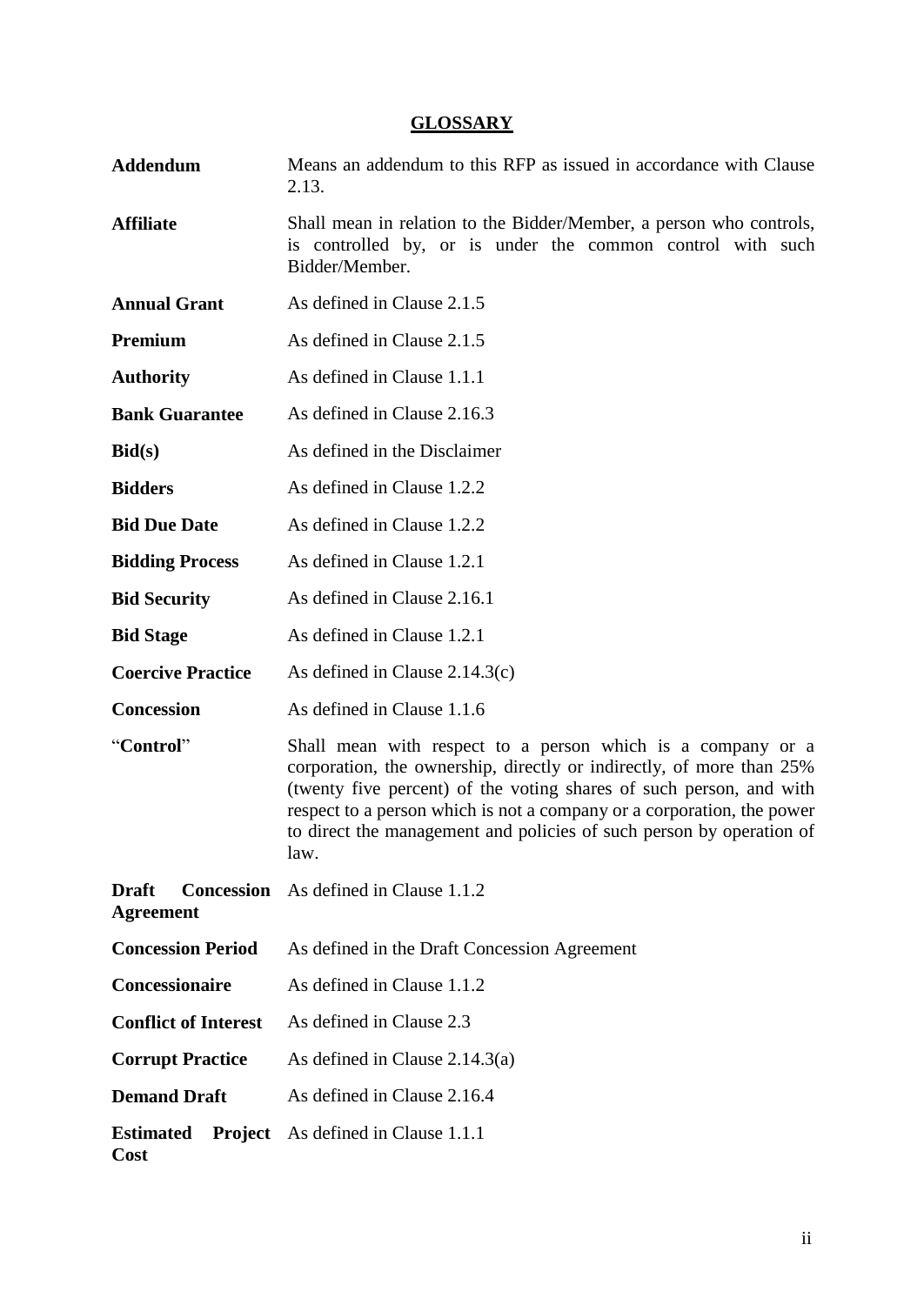## GLOSSARY

| | |
|---|---|
| **Addendum** | Means an addendum to this RFP as issued in accordance with Clause 2.13. |
| **Affiliate** | Shall mean in relation to the Bidder/Member, a person who controls, is controlled by, or is under the common control with such Bidder/Member. |
| **Annual Grant** | As defined in Clause 2.1.5 |
| **Premium** | As defined in Clause 2.1.5 |
| **Authority** | As defined in Clause 1.1.1 |
| **Bank Guarantee** | As defined in Clause 2.16.3 |
| **Bid(s)** | As defined in the Disclaimer |
| **Bidders** | As defined in Clause 1.2.2 |
| **Bid Due Date** | As defined in Clause 1.2.2 |
| **Bidding Process** | As defined in Clause 1.2.1 |
| **Bid Security** | As defined in Clause 2.16.1 |
| **Bid Stage** | As defined in Clause 1.2.1 |
| **Coercive Practice** | As defined in Clause 2.14.3(c) |
| **Concession** | As defined in Clause 1.1.6 |
| "**Control**" | Shall mean with respect to a person which is a company or a corporation, the ownership, directly or indirectly, of more than 25% (twenty five percent) of the voting shares of such person, and with respect to a person which is not a company or a corporation, the power to direct the management and policies of such person by operation of law. |
| **Draft Concession Agreement** | As defined in Clause 1.1.2 |
| **Concession Period** | As defined in the Draft Concession Agreement |
| **Concessionaire** | As defined in Clause 1.1.2 |
| **Conflict of Interest** | As defined in Clause 2.3 |
| **Corrupt Practice** | As defined in Clause 2.14.3(a) |
| **Demand Draft** | As defined in Clause 2.16.4 |
| **Estimated Project Cost** | As defined in Clause 1.1.1 |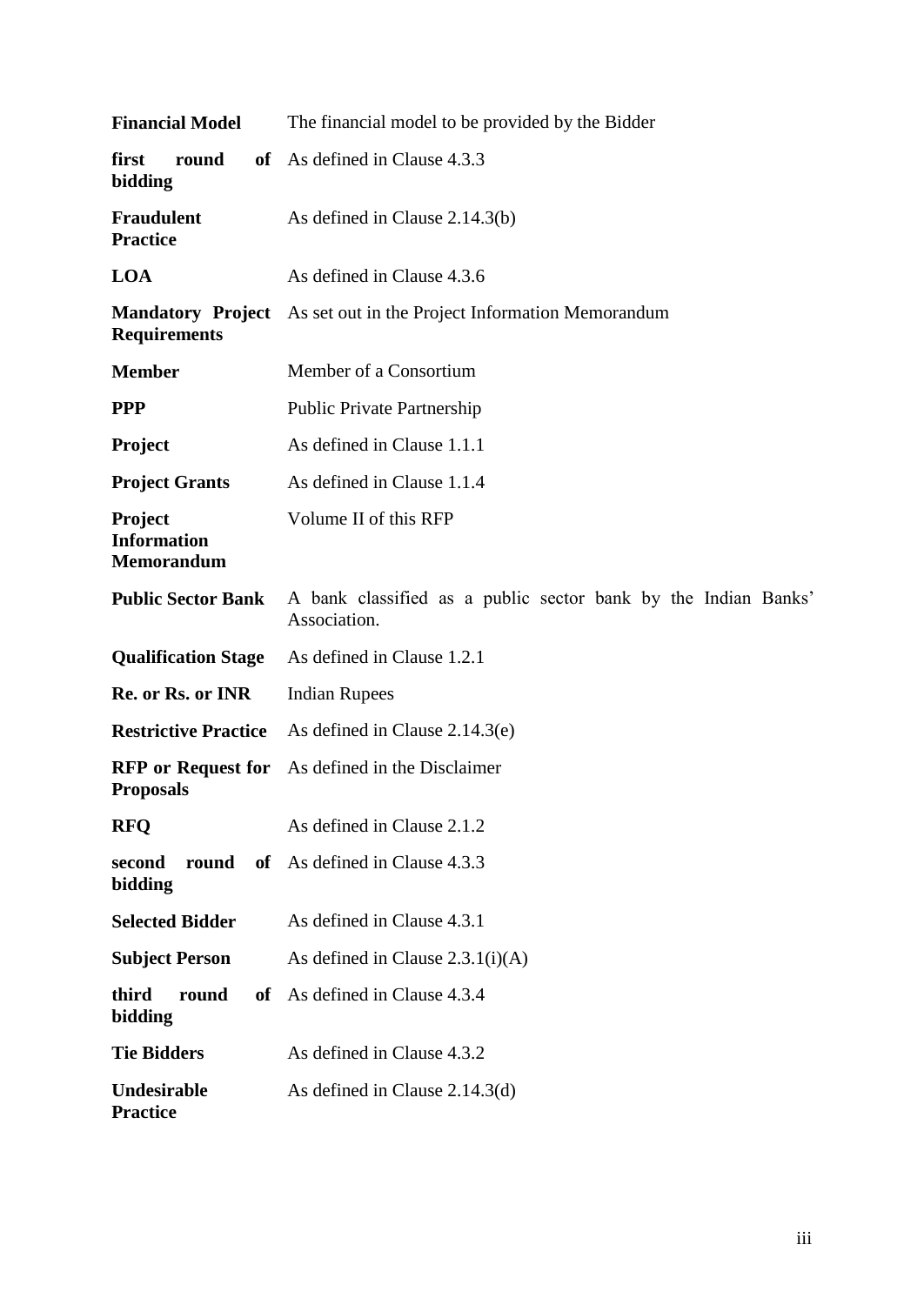| | |
|---|---|
| **Financial Model** | The financial model to be provided by the Bidder |
| **first round of bidding** | As defined in Clause 4.3.3 |
| **Fraudulent Practice** | As defined in Clause 2.14.3(b) |
| **LOA** | As defined in Clause 4.3.6 |
| **Mandatory Project Requirements** | As set out in the Project Information Memorandum |
| **Member** | Member of a Consortium |
| **PPP** | Public Private Partnership |
| **Project** | As defined in Clause 1.1.1 |
| **Project Grants** | As defined in Clause 1.1.4 |
| **Project Information Memorandum** | Volume II of this RFP |
| **Public Sector Bank** | A bank classified as a public sector bank by the Indian Banks' Association. |
| **Qualification Stage** | As defined in Clause 1.2.1 |
| **Re. or Rs. or INR** | Indian Rupees |
| **Restrictive Practice** | As defined in Clause 2.14.3(e) |
| **RFP or Request for Proposals** | As defined in the Disclaimer |
| **RFQ** | As defined in Clause 2.1.2 |
| **second round of bidding** | As defined in Clause 4.3.3 |
| **Selected Bidder** | As defined in Clause 4.3.1 |
| **Subject Person** | As defined in Clause 2.3.1(i)(A) |
| **third round of bidding** | As defined in Clause 4.3.4 |
| **Tie Bidders** | As defined in Clause 4.3.2 |
| **Undesirable Practice** | As defined in Clause 2.14.3(d) |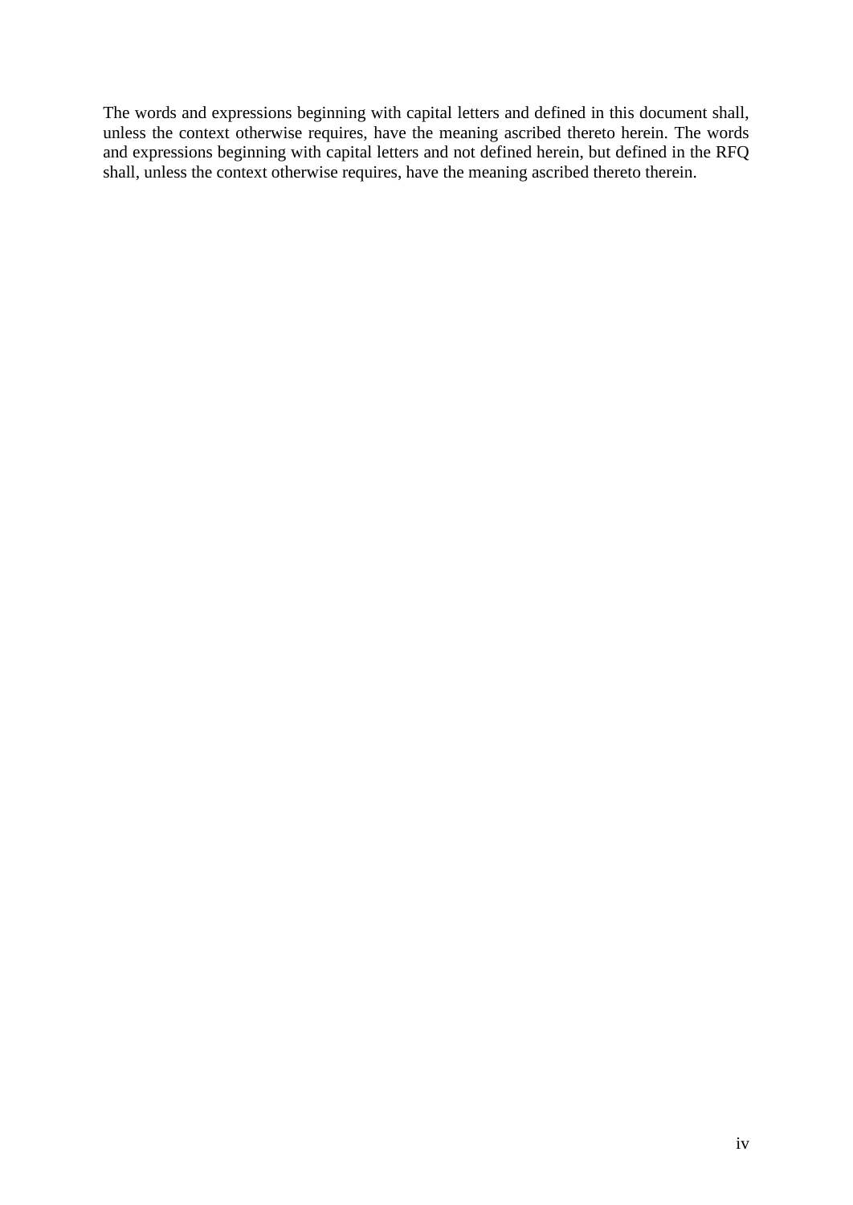The words and expressions beginning with capital letters and defined in this document shall, unless the context otherwise requires, have the meaning ascribed thereto herein. The words and expressions beginning with capital letters and not defined herein, but defined in the RFQ shall, unless the context otherwise requires, have the meaning ascribed thereto therein.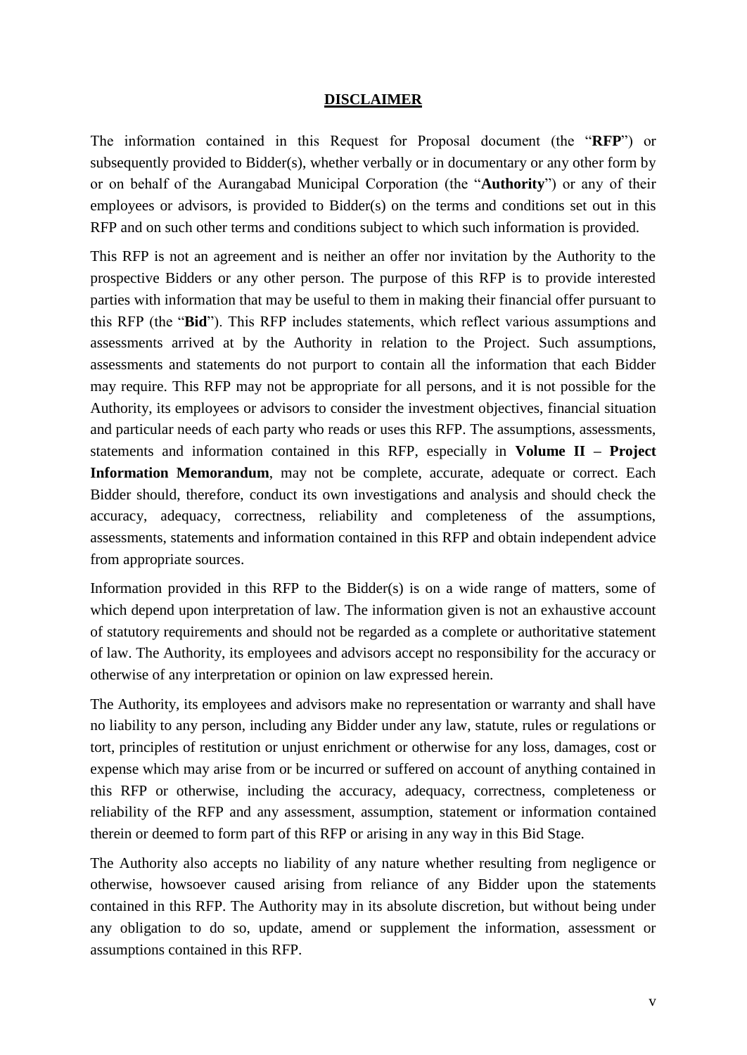## DISCLAIMER

The information contained in this Request for Proposal document (the "**RFP**") or subsequently provided to Bidder(s), whether verbally or in documentary or any other form by or on behalf of the Aurangabad Municipal Corporation (the "**Authority**") or any of their employees or advisors, is provided to Bidder(s) on the terms and conditions set out in this RFP and on such other terms and conditions subject to which such information is provided.

This RFP is not an agreement and is neither an offer nor invitation by the Authority to the prospective Bidders or any other person. The purpose of this RFP is to provide interested parties with information that may be useful to them in making their financial offer pursuant to this RFP (the "**Bid**"). This RFP includes statements, which reflect various assumptions and assessments arrived at by the Authority in relation to the Project. Such assumptions, assessments and statements do not purport to contain all the information that each Bidder may require. This RFP may not be appropriate for all persons, and it is not possible for the Authority, its employees or advisors to consider the investment objectives, financial situation and particular needs of each party who reads or uses this RFP. The assumptions, assessments, statements and information contained in this RFP, especially in **Volume II – Project Information Memorandum**, may not be complete, accurate, adequate or correct. Each Bidder should, therefore, conduct its own investigations and analysis and should check the accuracy, adequacy, correctness, reliability and completeness of the assumptions, assessments, statements and information contained in this RFP and obtain independent advice from appropriate sources.

Information provided in this RFP to the Bidder(s) is on a wide range of matters, some of which depend upon interpretation of law. The information given is not an exhaustive account of statutory requirements and should not be regarded as a complete or authoritative statement of law. The Authority, its employees and advisors accept no responsibility for the accuracy or otherwise of any interpretation or opinion on law expressed herein.

The Authority, its employees and advisors make no representation or warranty and shall have no liability to any person, including any Bidder under any law, statute, rules or regulations or tort, principles of restitution or unjust enrichment or otherwise for any loss, damages, cost or expense which may arise from or be incurred or suffered on account of anything contained in this RFP or otherwise, including the accuracy, adequacy, correctness, completeness or reliability of the RFP and any assessment, assumption, statement or information contained therein or deemed to form part of this RFP or arising in any way in this Bid Stage.

The Authority also accepts no liability of any nature whether resulting from negligence or otherwise, howsoever caused arising from reliance of any Bidder upon the statements contained in this RFP. The Authority may in its absolute discretion, but without being under any obligation to do so, update, amend or supplement the information, assessment or assumptions contained in this RFP.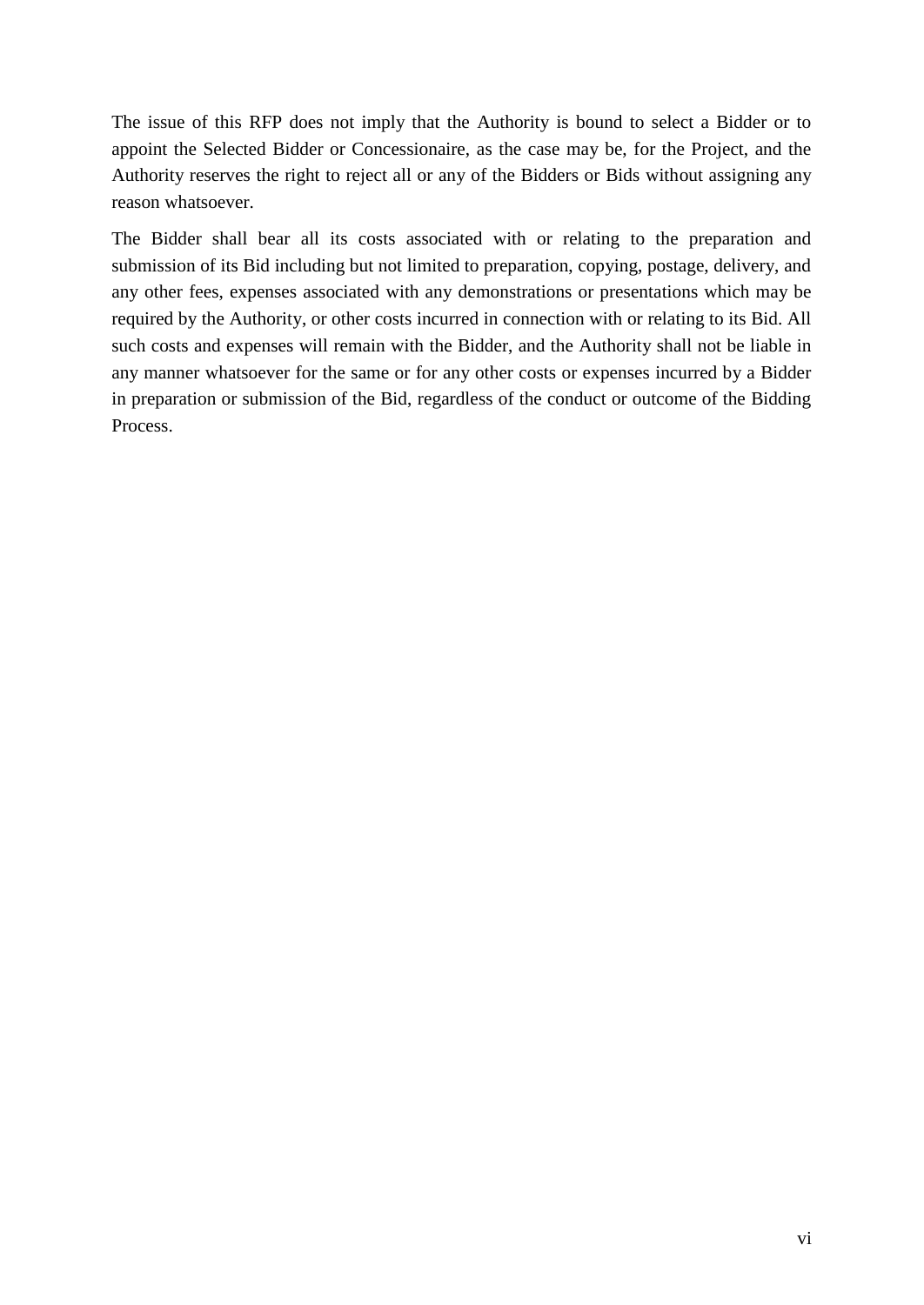The issue of this RFP does not imply that the Authority is bound to select a Bidder or to appoint the Selected Bidder or Concessionaire, as the case may be, for the Project, and the Authority reserves the right to reject all or any of the Bidders or Bids without assigning any reason whatsoever.

The Bidder shall bear all its costs associated with or relating to the preparation and submission of its Bid including but not limited to preparation, copying, postage, delivery, and any other fees, expenses associated with any demonstrations or presentations which may be required by the Authority, or other costs incurred in connection with or relating to its Bid. All such costs and expenses will remain with the Bidder, and the Authority shall not be liable in any manner whatsoever for the same or for any other costs or expenses incurred by a Bidder in preparation or submission of the Bid, regardless of the conduct or outcome of the Bidding Process.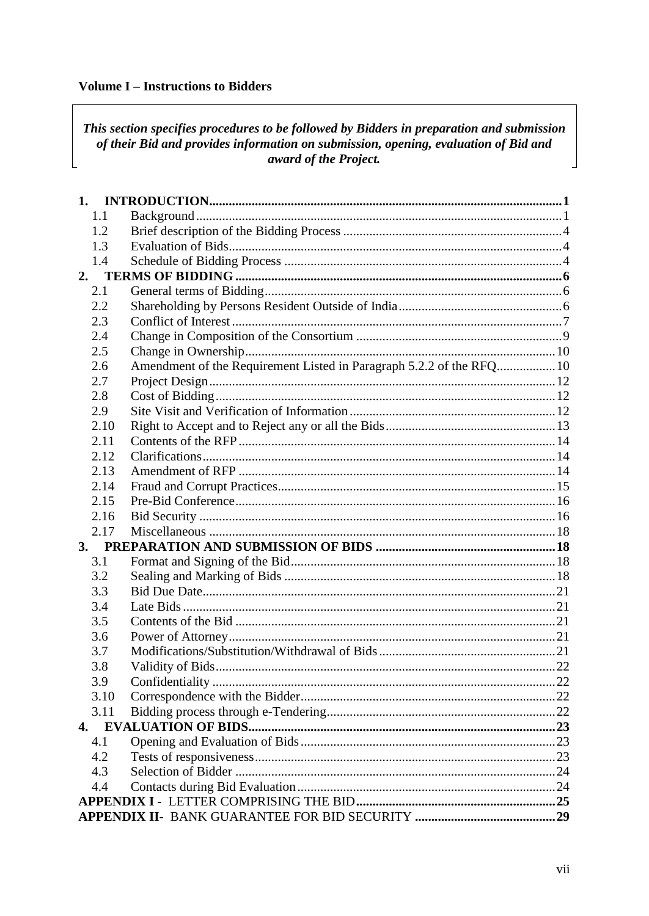**Volume I – Instructions to Bidders**

> ***This section specifies procedures to be followed by Bidders in preparation and submission of their Bid and provides information on submission, opening, evaluation of Bid and award of the Project.***

| | | |
|---|---|---|
| **1.** | **INTRODUCTION** | **1** |
| 1.1 | Background | 1 |
| 1.2 | Brief description of the Bidding Process | 4 |
| 1.3 | Evaluation of Bids | 4 |
| 1.4 | Schedule of Bidding Process | 4 |
| **2.** | **TERMS OF BIDDING** | **6** |
| 2.1 | General terms of Bidding | 6 |
| 2.2 | Shareholding by Persons Resident Outside of India | 6 |
| 2.3 | Conflict of Interest | 7 |
| 2.4 | Change in Composition of the Consortium | 9 |
| 2.5 | Change in Ownership | 10 |
| 2.6 | Amendment of the Requirement Listed in Paragraph 5.2.2 of the RFQ | 10 |
| 2.7 | Project Design | 12 |
| 2.8 | Cost of Bidding | 12 |
| 2.9 | Site Visit and Verification of Information | 12 |
| 2.10 | Right to Accept and to Reject any or all the Bids | 13 |
| 2.11 | Contents of the RFP | 14 |
| 2.12 | Clarifications | 14 |
| 2.13 | Amendment of RFP | 14 |
| 2.14 | Fraud and Corrupt Practices | 15 |
| 2.15 | Pre-Bid Conference | 16 |
| 2.16 | Bid Security | 16 |
| 2.17 | Miscellaneous | 18 |
| **3.** | **PREPARATION AND SUBMISSION OF BIDS** | **18** |
| 3.1 | Format and Signing of the Bid | 18 |
| 3.2 | Sealing and Marking of Bids | 18 |
| 3.3 | Bid Due Date | 21 |
| 3.4 | Late Bids | 21 |
| 3.5 | Contents of the Bid | 21 |
| 3.6 | Power of Attorney | 21 |
| 3.7 | Modifications/Substitution/Withdrawal of Bids | 21 |
| 3.8 | Validity of Bids | 22 |
| 3.9 | Confidentiality | 22 |
| 3.10 | Correspondence with the Bidder | 22 |
| 3.11 | Bidding process through e-Tendering | 22 |
| **4.** | **EVALUATION OF BIDS** | **23** |
| 4.1 | Opening and Evaluation of Bids | 23 |
| 4.2 | Tests of responsiveness | 23 |
| 4.3 | Selection of Bidder | 24 |
| 4.4 | Contacts during Bid Evaluation | 24 |
| **APPENDIX I -** | **LETTER COMPRISING THE BID** | **25** |
| **APPENDIX II-** | **BANK GUARANTEE FOR BID SECURITY** | **29** |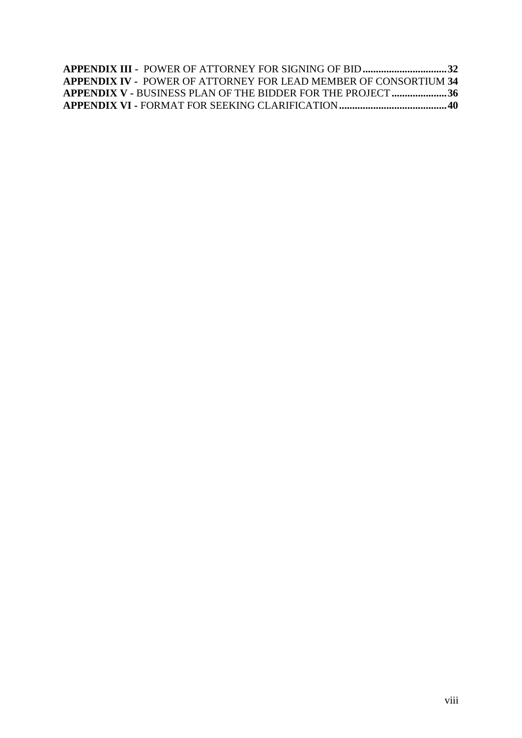**APPENDIX III -** POWER OF ATTORNEY FOR SIGNING OF BID ................................**32**
**APPENDIX IV -** POWER OF ATTORNEY FOR LEAD MEMBER OF CONSORTIUM **34**
**APPENDIX V -** BUSINESS PLAN OF THE BIDDER FOR THE PROJECT .....................**36**
**APPENDIX VI -** FORMAT FOR SEEKING CLARIFICATION.........................................**40**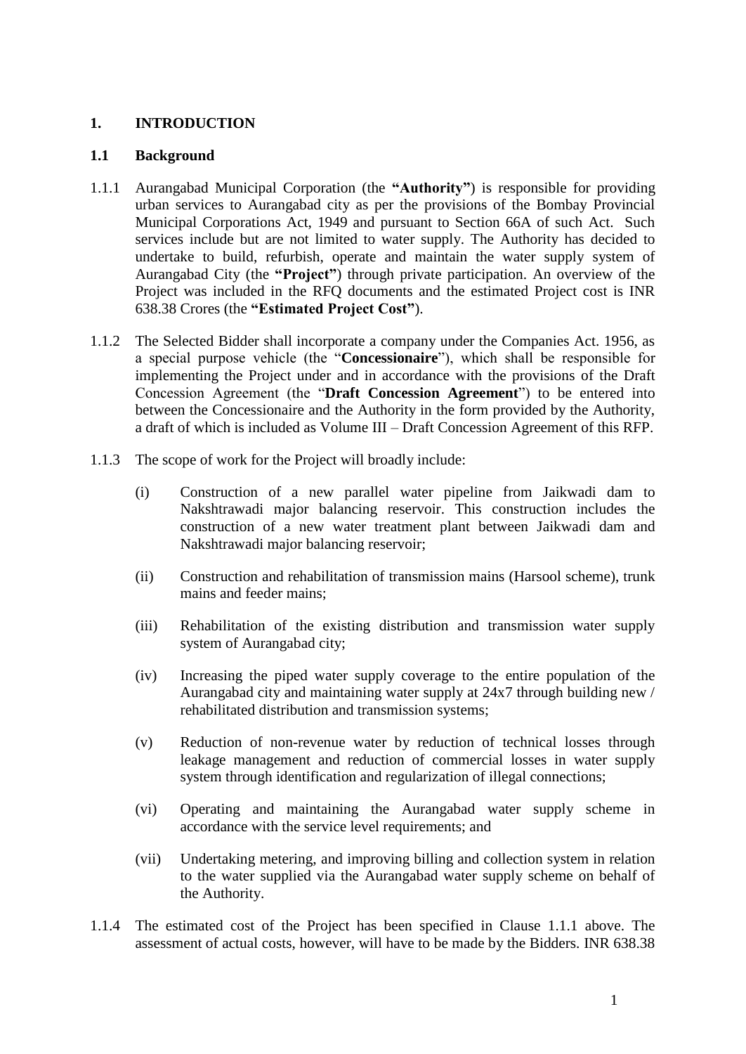## 1. INTRODUCTION

### 1.1 Background

1.1.1 Aurangabad Municipal Corporation (the **"Authority"**) is responsible for providing urban services to Aurangabad city as per the provisions of the Bombay Provincial Municipal Corporations Act, 1949 and pursuant to Section 66A of such Act. Such services include but are not limited to water supply. The Authority has decided to undertake to build, refurbish, operate and maintain the water supply system of Aurangabad City (the **"Project"**) through private participation. An overview of the Project was included in the RFQ documents and the estimated Project cost is INR 638.38 Crores (the **"Estimated Project Cost"**).

1.1.2 The Selected Bidder shall incorporate a company under the Companies Act. 1956, as a special purpose vehicle (the "**Concessionaire**"), which shall be responsible for implementing the Project under and in accordance with the provisions of the Draft Concession Agreement (the "**Draft Concession Agreement**") to be entered into between the Concessionaire and the Authority in the form provided by the Authority, a draft of which is included as Volume III – Draft Concession Agreement of this RFP.

1.1.3 The scope of work for the Project will broadly include:

(i) Construction of a new parallel water pipeline from Jaikwadi dam to Nakshtrawadi major balancing reservoir. This construction includes the construction of a new water treatment plant between Jaikwadi dam and Nakshtrawadi major balancing reservoir;

(ii) Construction and rehabilitation of transmission mains (Harsool scheme), trunk mains and feeder mains;

(iii) Rehabilitation of the existing distribution and transmission water supply system of Aurangabad city;

(iv) Increasing the piped water supply coverage to the entire population of the Aurangabad city and maintaining water supply at 24x7 through building new / rehabilitated distribution and transmission systems;

(v) Reduction of non-revenue water by reduction of technical losses through leakage management and reduction of commercial losses in water supply system through identification and regularization of illegal connections;

(vi) Operating and maintaining the Aurangabad water supply scheme in accordance with the service level requirements; and

(vii) Undertaking metering, and improving billing and collection system in relation to the water supplied via the Aurangabad water supply scheme on behalf of the Authority.

1.1.4 The estimated cost of the Project has been specified in Clause 1.1.1 above. The assessment of actual costs, however, will have to be made by the Bidders. INR 638.38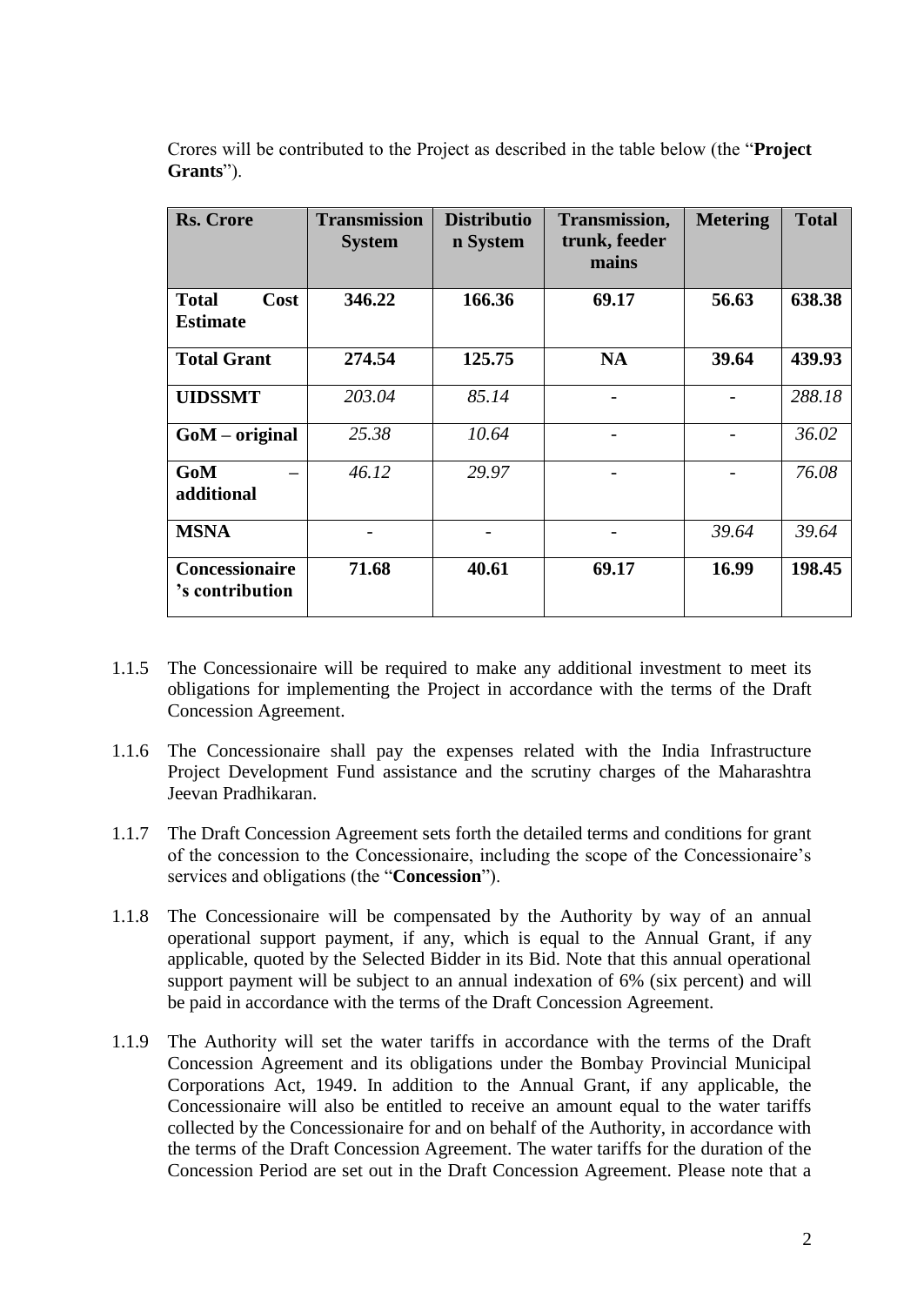Crores will be contributed to the Project as described in the table below (the "**Project Grants**").

| **Rs. Crore** | **Transmission System** | **Distribution System** | **Transmission, trunk, feeder mains** | **Metering** | **Total** |
|---|---|---|---|---|---|
| **Total Cost Estimate** | **346.22** | **166.36** | **69.17** | **56.63** | **638.38** |
| **Total Grant** | **274.54** | **125.75** | **NA** | **39.64** | **439.93** |
| **UIDSSMT** | *203.04* | *85.14* | - | - | *288.18* |
| **GoM – original** | *25.38* | *10.64* | - | - | *36.02* |
| **GoM – additional** | *46.12* | *29.97* | - | - | *76.08* |
| **MSNA** | - | - | - | *39.64* | *39.64* |
| **Concessionaire's contribution** | **71.68** | **40.61** | **69.17** | **16.99** | **198.45** |

1.1.5 The Concessionaire will be required to make any additional investment to meet its obligations for implementing the Project in accordance with the terms of the Draft Concession Agreement.

1.1.6 The Concessionaire shall pay the expenses related with the India Infrastructure Project Development Fund assistance and the scrutiny charges of the Maharashtra Jeevan Pradhikaran.

1.1.7 The Draft Concession Agreement sets forth the detailed terms and conditions for grant of the concession to the Concessionaire, including the scope of the Concessionaire's services and obligations (the "**Concession**").

1.1.8 The Concessionaire will be compensated by the Authority by way of an annual operational support payment, if any, which is equal to the Annual Grant, if any applicable, quoted by the Selected Bidder in its Bid. Note that this annual operational support payment will be subject to an annual indexation of 6% (six percent) and will be paid in accordance with the terms of the Draft Concession Agreement.

1.1.9 The Authority will set the water tariffs in accordance with the terms of the Draft Concession Agreement and its obligations under the Bombay Provincial Municipal Corporations Act, 1949. In addition to the Annual Grant, if any applicable, the Concessionaire will also be entitled to receive an amount equal to the water tariffs collected by the Concessionaire for and on behalf of the Authority, in accordance with the terms of the Draft Concession Agreement. The water tariffs for the duration of the Concession Period are set out in the Draft Concession Agreement. Please note that a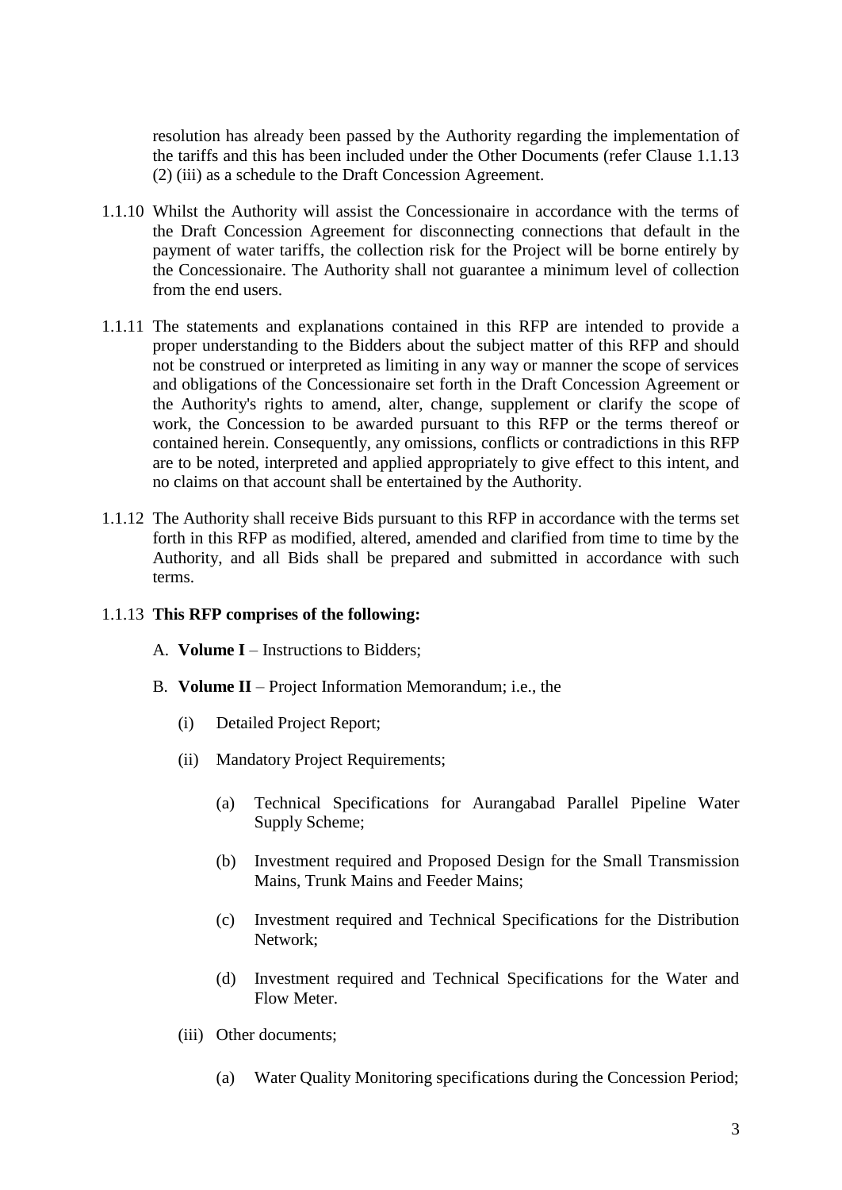resolution has already been passed by the Authority regarding the implementation of the tariffs and this has been included under the Other Documents (refer Clause 1.1.13 (2) (iii) as a schedule to the Draft Concession Agreement.

1.1.10 Whilst the Authority will assist the Concessionaire in accordance with the terms of the Draft Concession Agreement for disconnecting connections that default in the payment of water tariffs, the collection risk for the Project will be borne entirely by the Concessionaire. The Authority shall not guarantee a minimum level of collection from the end users.

1.1.11 The statements and explanations contained in this RFP are intended to provide a proper understanding to the Bidders about the subject matter of this RFP and should not be construed or interpreted as limiting in any way or manner the scope of services and obligations of the Concessionaire set forth in the Draft Concession Agreement or the Authority's rights to amend, alter, change, supplement or clarify the scope of work, the Concession to be awarded pursuant to this RFP or the terms thereof or contained herein. Consequently, any omissions, conflicts or contradictions in this RFP are to be noted, interpreted and applied appropriately to give effect to this intent, and no claims on that account shall be entertained by the Authority.

1.1.12 The Authority shall receive Bids pursuant to this RFP in accordance with the terms set forth in this RFP as modified, altered, amended and clarified from time to time by the Authority, and all Bids shall be prepared and submitted in accordance with such terms.

1.1.13 **This RFP comprises of the following:**

A. **Volume I** – Instructions to Bidders;

B. **Volume II** – Project Information Memorandum; i.e., the

   (i) Detailed Project Report;

   (ii) Mandatory Project Requirements;

      (a) Technical Specifications for Aurangabad Parallel Pipeline Water Supply Scheme;

      (b) Investment required and Proposed Design for the Small Transmission Mains, Trunk Mains and Feeder Mains;

      (c) Investment required and Technical Specifications for the Distribution Network;

      (d) Investment required and Technical Specifications for the Water and Flow Meter.

   (iii) Other documents;

      (a) Water Quality Monitoring specifications during the Concession Period;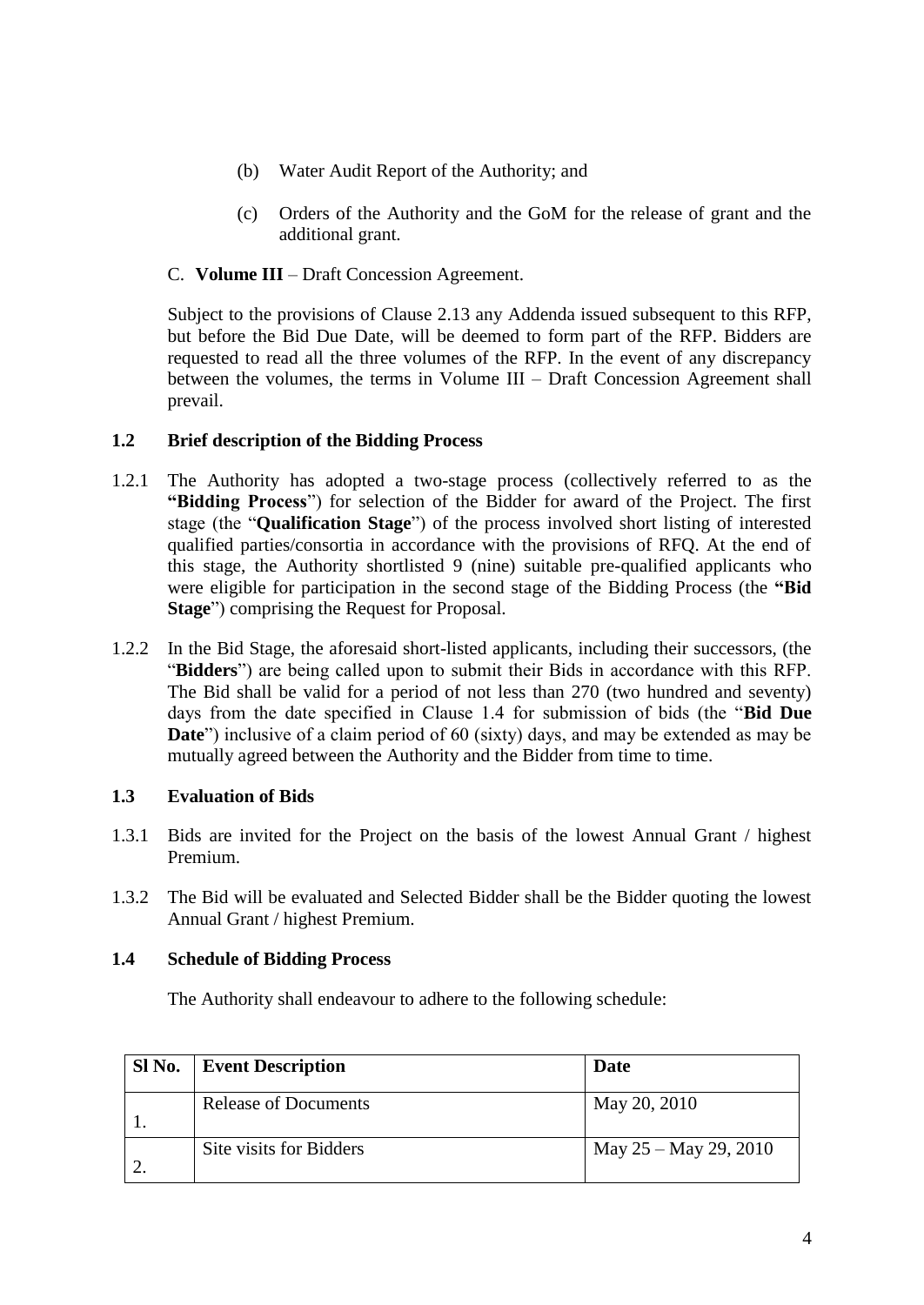(b) Water Audit Report of the Authority; and

(c) Orders of the Authority and the GoM for the release of grant and the additional grant.

C. **Volume III** – Draft Concession Agreement.

Subject to the provisions of Clause 2.13 any Addenda issued subsequent to this RFP, but before the Bid Due Date, will be deemed to form part of the RFP. Bidders are requested to read all the three volumes of the RFP. In the event of any discrepancy between the volumes, the terms in Volume III – Draft Concession Agreement shall prevail.

### 1.2 Brief description of the Bidding Process

1.2.1 The Authority has adopted a two-stage process (collectively referred to as the **"Bidding Process**") for selection of the Bidder for award of the Project. The first stage (the "**Qualification Stage**") of the process involved short listing of interested qualified parties/consortia in accordance with the provisions of RFQ. At the end of this stage, the Authority shortlisted 9 (nine) suitable pre-qualified applicants who were eligible for participation in the second stage of the Bidding Process (the **"Bid Stage**") comprising the Request for Proposal.

1.2.2 In the Bid Stage, the aforesaid short-listed applicants, including their successors, (the "**Bidders**") are being called upon to submit their Bids in accordance with this RFP. The Bid shall be valid for a period of not less than 270 (two hundred and seventy) days from the date specified in Clause 1.4 for submission of bids (the "**Bid Due Date**") inclusive of a claim period of 60 (sixty) days, and may be extended as may be mutually agreed between the Authority and the Bidder from time to time.

### 1.3 Evaluation of Bids

1.3.1 Bids are invited for the Project on the basis of the lowest Annual Grant / highest Premium.

1.3.2 The Bid will be evaluated and Selected Bidder shall be the Bidder quoting the lowest Annual Grant / highest Premium.

### 1.4 Schedule of Bidding Process

The Authority shall endeavour to adhere to the following schedule:

| Sl No. | Event Description | Date |
|---|---|---|
| 1. | Release of Documents | May 20, 2010 |
| 2. | Site visits for Bidders | May 25 – May 29, 2010 |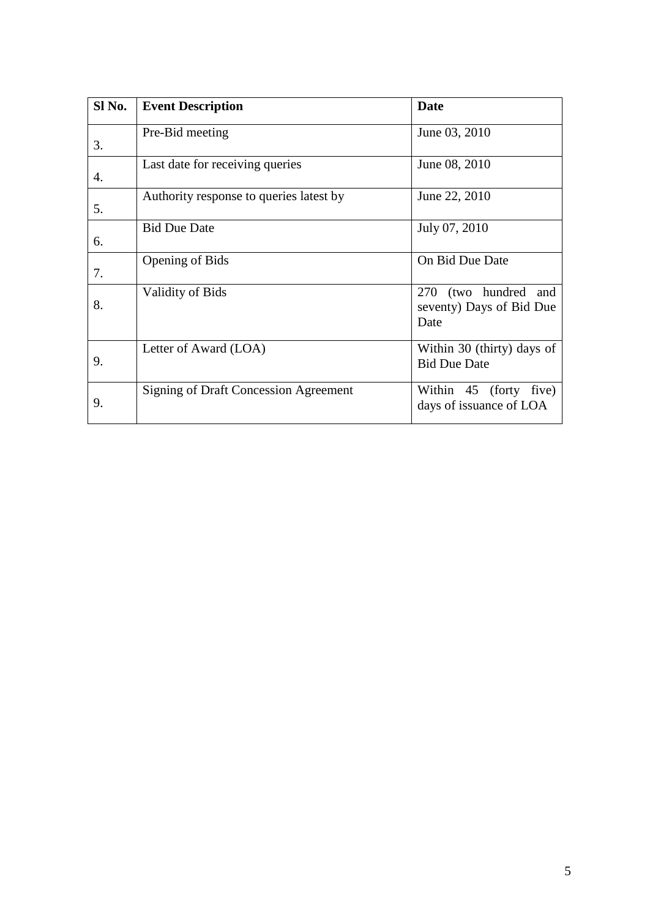| Sl No. | Event Description | Date |
|---|---|---|
| 3. | Pre-Bid meeting | June 03, 2010 |
| 4. | Last date for receiving queries | June 08, 2010 |
| 5. | Authority response to queries latest by | June 22, 2010 |
| 6. | Bid Due Date | July 07, 2010 |
| 7. | Opening of Bids | On Bid Due Date |
| 8. | Validity of Bids | 270 (two hundred and seventy) Days of Bid Due Date |
| 9. | Letter of Award (LOA) | Within 30 (thirty) days of Bid Due Date |
| 9. | Signing of Draft Concession Agreement | Within 45 (forty five) days of issuance of LOA |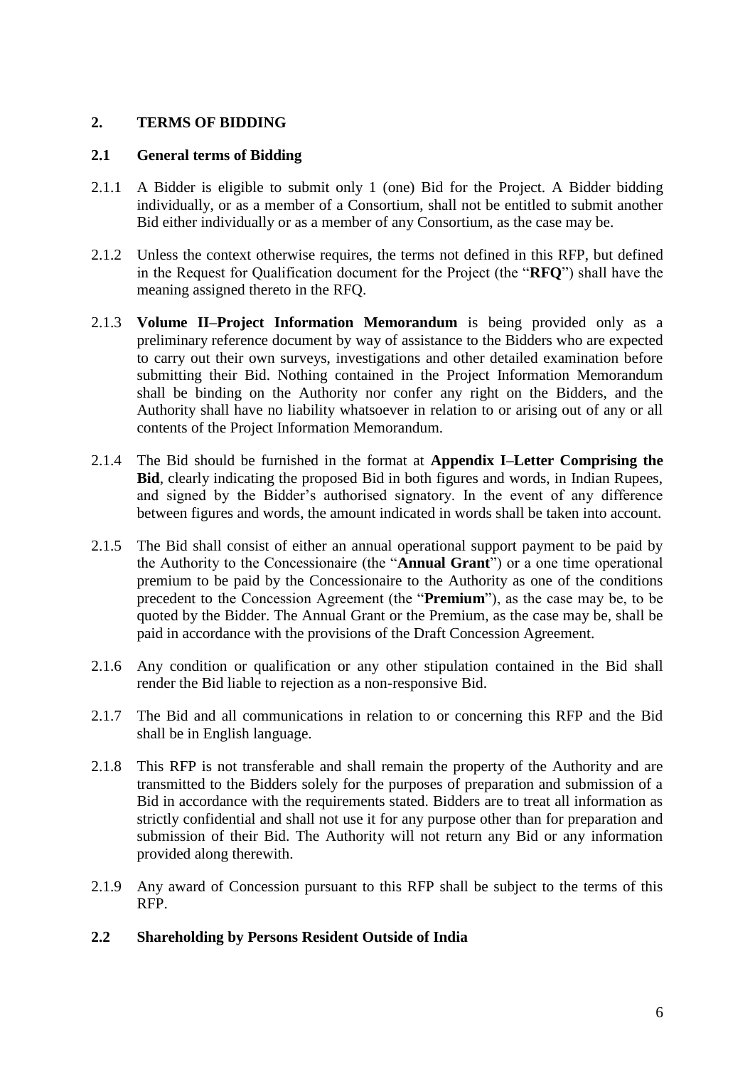## 2. TERMS OF BIDDING

### 2.1 General terms of Bidding

2.1.1 A Bidder is eligible to submit only 1 (one) Bid for the Project. A Bidder bidding individually, or as a member of a Consortium, shall not be entitled to submit another Bid either individually or as a member of any Consortium, as the case may be.

2.1.2 Unless the context otherwise requires, the terms not defined in this RFP, but defined in the Request for Qualification document for the Project (the "**RFQ**") shall have the meaning assigned thereto in the RFQ.

2.1.3 **Volume II–Project Information Memorandum** is being provided only as a preliminary reference document by way of assistance to the Bidders who are expected to carry out their own surveys, investigations and other detailed examination before submitting their Bid. Nothing contained in the Project Information Memorandum shall be binding on the Authority nor confer any right on the Bidders, and the Authority shall have no liability whatsoever in relation to or arising out of any or all contents of the Project Information Memorandum.

2.1.4 The Bid should be furnished in the format at **Appendix I–Letter Comprising the Bid**, clearly indicating the proposed Bid in both figures and words, in Indian Rupees, and signed by the Bidder's authorised signatory. In the event of any difference between figures and words, the amount indicated in words shall be taken into account.

2.1.5 The Bid shall consist of either an annual operational support payment to be paid by the Authority to the Concessionaire (the "**Annual Grant**") or a one time operational premium to be paid by the Concessionaire to the Authority as one of the conditions precedent to the Concession Agreement (the "**Premium**"), as the case may be, to be quoted by the Bidder. The Annual Grant or the Premium, as the case may be, shall be paid in accordance with the provisions of the Draft Concession Agreement.

2.1.6 Any condition or qualification or any other stipulation contained in the Bid shall render the Bid liable to rejection as a non-responsive Bid.

2.1.7 The Bid and all communications in relation to or concerning this RFP and the Bid shall be in English language.

2.1.8 This RFP is not transferable and shall remain the property of the Authority and are transmitted to the Bidders solely for the purposes of preparation and submission of a Bid in accordance with the requirements stated. Bidders are to treat all information as strictly confidential and shall not use it for any purpose other than for preparation and submission of their Bid. The Authority will not return any Bid or any information provided along therewith.

2.1.9 Any award of Concession pursuant to this RFP shall be subject to the terms of this RFP.

### 2.2 Shareholding by Persons Resident Outside of India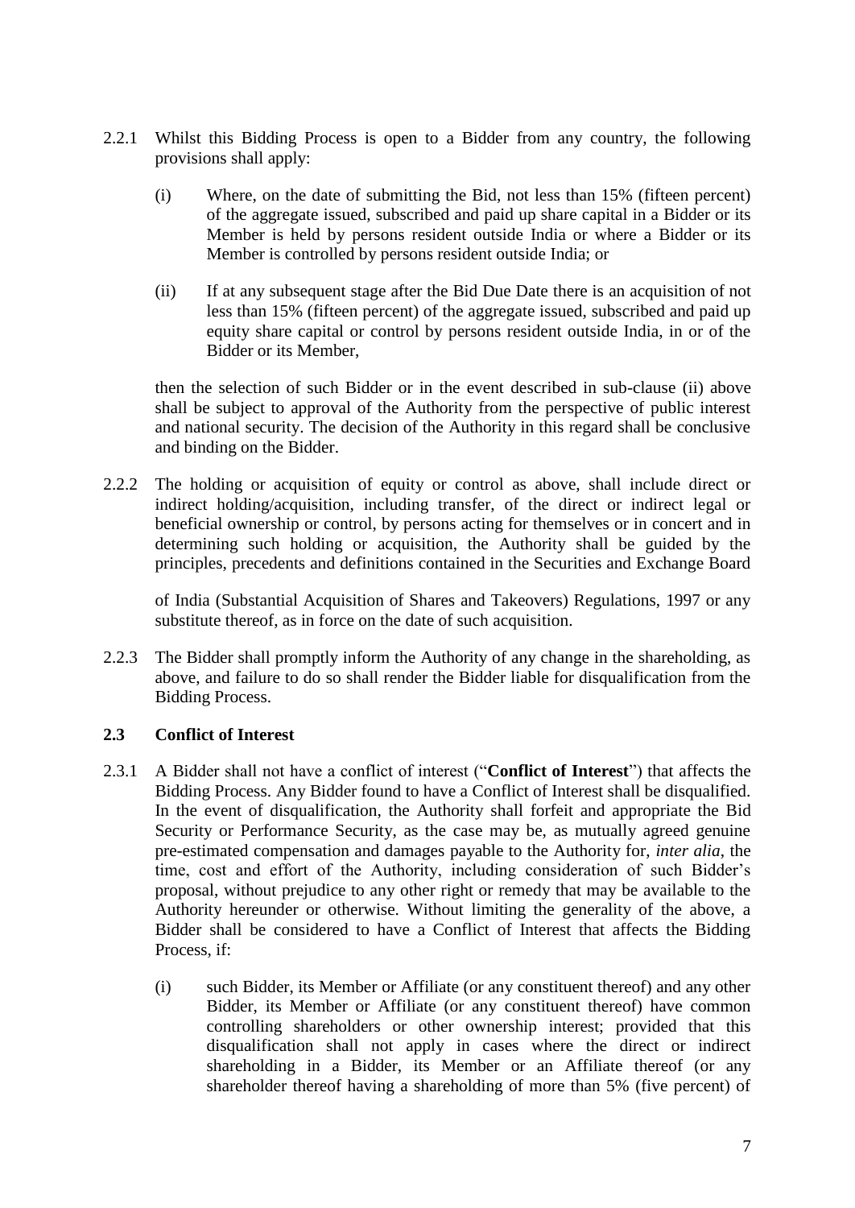2.2.1 Whilst this Bidding Process is open to a Bidder from any country, the following provisions shall apply:

(i) Where, on the date of submitting the Bid, not less than 15% (fifteen percent) of the aggregate issued, subscribed and paid up share capital in a Bidder or its Member is held by persons resident outside India or where a Bidder or its Member is controlled by persons resident outside India; or

(ii) If at any subsequent stage after the Bid Due Date there is an acquisition of not less than 15% (fifteen percent) of the aggregate issued, subscribed and paid up equity share capital or control by persons resident outside India, in or of the Bidder or its Member,

then the selection of such Bidder or in the event described in sub-clause (ii) above shall be subject to approval of the Authority from the perspective of public interest and national security. The decision of the Authority in this regard shall be conclusive and binding on the Bidder.

2.2.2 The holding or acquisition of equity or control as above, shall include direct or indirect holding/acquisition, including transfer, of the direct or indirect legal or beneficial ownership or control, by persons acting for themselves or in concert and in determining such holding or acquisition, the Authority shall be guided by the principles, precedents and definitions contained in the Securities and Exchange Board of India (Substantial Acquisition of Shares and Takeovers) Regulations, 1997 or any substitute thereof, as in force on the date of such acquisition.

2.2.3 The Bidder shall promptly inform the Authority of any change in the shareholding, as above, and failure to do so shall render the Bidder liable for disqualification from the Bidding Process.

### 2.3 Conflict of Interest

2.3.1 A Bidder shall not have a conflict of interest ("**Conflict of Interest**") that affects the Bidding Process. Any Bidder found to have a Conflict of Interest shall be disqualified. In the event of disqualification, the Authority shall forfeit and appropriate the Bid Security or Performance Security, as the case may be, as mutually agreed genuine pre-estimated compensation and damages payable to the Authority for, *inter alia*, the time, cost and effort of the Authority, including consideration of such Bidder's proposal, without prejudice to any other right or remedy that may be available to the Authority hereunder or otherwise. Without limiting the generality of the above, a Bidder shall be considered to have a Conflict of Interest that affects the Bidding Process, if:

(i) such Bidder, its Member or Affiliate (or any constituent thereof) and any other Bidder, its Member or Affiliate (or any constituent thereof) have common controlling shareholders or other ownership interest; provided that this disqualification shall not apply in cases where the direct or indirect shareholding in a Bidder, its Member or an Affiliate thereof (or any shareholder thereof having a shareholding of more than 5% (five percent) of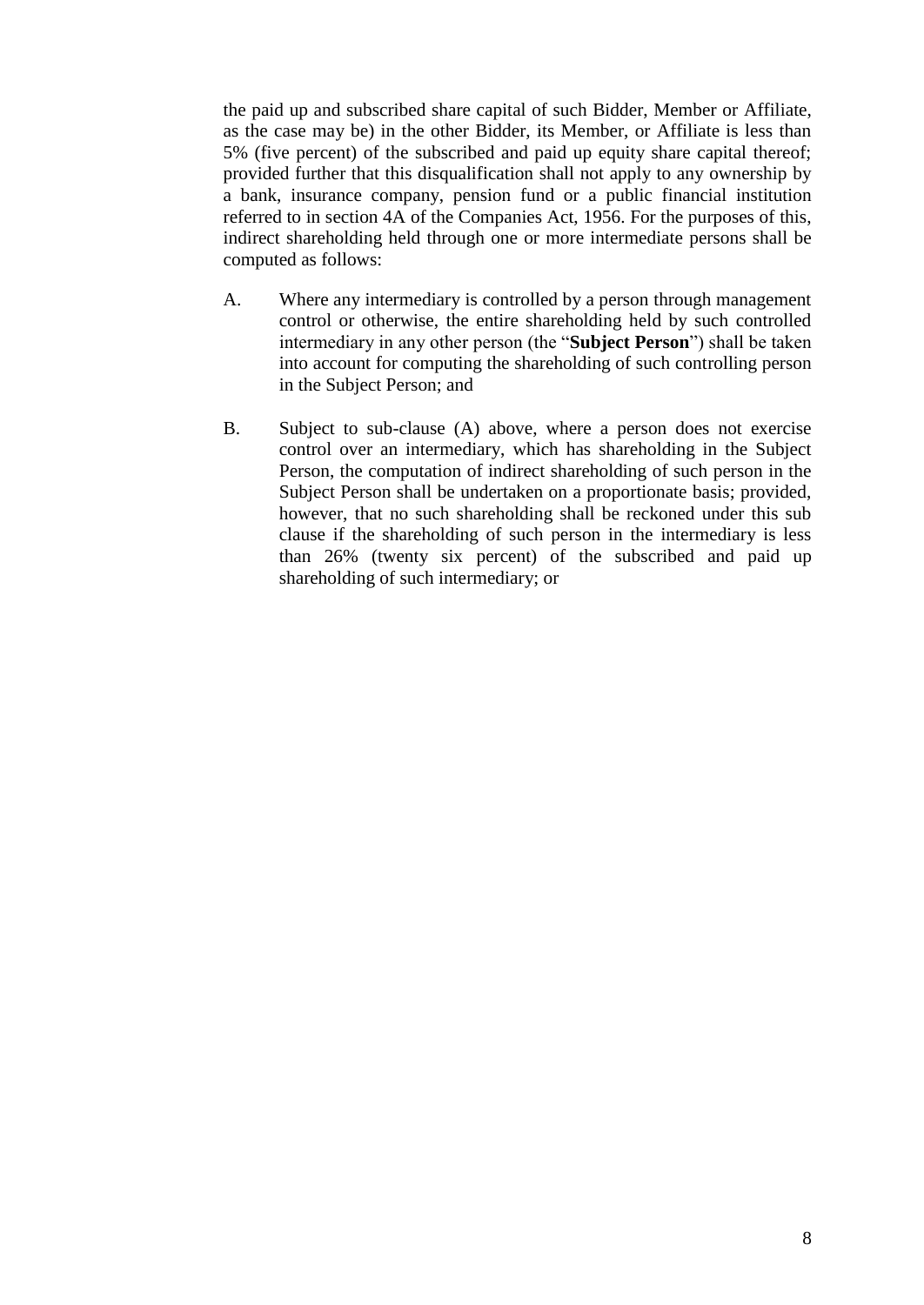the paid up and subscribed share capital of such Bidder, Member or Affiliate, as the case may be) in the other Bidder, its Member, or Affiliate is less than 5% (five percent) of the subscribed and paid up equity share capital thereof; provided further that this disqualification shall not apply to any ownership by a bank, insurance company, pension fund or a public financial institution referred to in section 4A of the Companies Act, 1956. For the purposes of this, indirect shareholding held through one or more intermediate persons shall be computed as follows:

A. Where any intermediary is controlled by a person through management control or otherwise, the entire shareholding held by such controlled intermediary in any other person (the "**Subject Person**") shall be taken into account for computing the shareholding of such controlling person in the Subject Person; and

B. Subject to sub-clause (A) above, where a person does not exercise control over an intermediary, which has shareholding in the Subject Person, the computation of indirect shareholding of such person in the Subject Person shall be undertaken on a proportionate basis; provided, however, that no such shareholding shall be reckoned under this sub clause if the shareholding of such person in the intermediary is less than 26% (twenty six percent) of the subscribed and paid up shareholding of such intermediary; or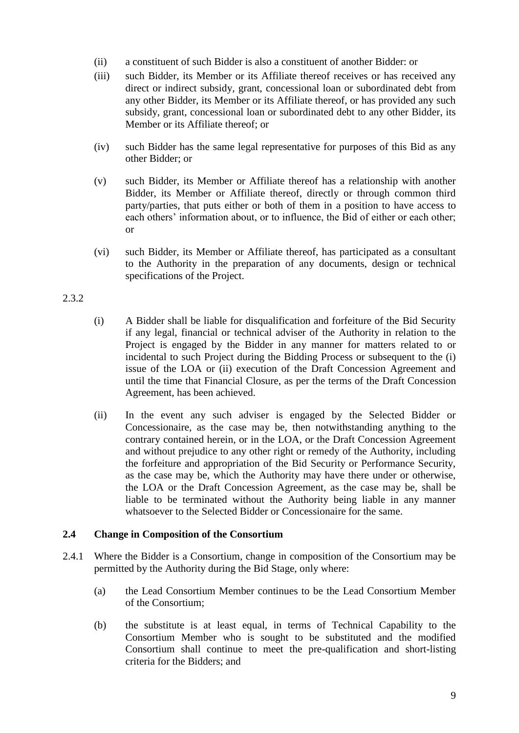(ii) a constituent of such Bidder is also a constituent of another Bidder: or

(iii) such Bidder, its Member or its Affiliate thereof receives or has received any direct or indirect subsidy, grant, concessional loan or subordinated debt from any other Bidder, its Member or its Affiliate thereof, or has provided any such subsidy, grant, concessional loan or subordinated debt to any other Bidder, its Member or its Affiliate thereof; or

(iv) such Bidder has the same legal representative for purposes of this Bid as any other Bidder; or

(v) such Bidder, its Member or Affiliate thereof has a relationship with another Bidder, its Member or Affiliate thereof, directly or through common third party/parties, that puts either or both of them in a position to have access to each others' information about, or to influence, the Bid of either or each other; or

(vi) such Bidder, its Member or Affiliate thereof, has participated as a consultant to the Authority in the preparation of any documents, design or technical specifications of the Project.

2.3.2

(i) A Bidder shall be liable for disqualification and forfeiture of the Bid Security if any legal, financial or technical adviser of the Authority in relation to the Project is engaged by the Bidder in any manner for matters related to or incidental to such Project during the Bidding Process or subsequent to the (i) issue of the LOA or (ii) execution of the Draft Concession Agreement and until the time that Financial Closure, as per the terms of the Draft Concession Agreement, has been achieved.

(ii) In the event any such adviser is engaged by the Selected Bidder or Concessionaire, as the case may be, then notwithstanding anything to the contrary contained herein, or in the LOA, or the Draft Concession Agreement and without prejudice to any other right or remedy of the Authority, including the forfeiture and appropriation of the Bid Security or Performance Security, as the case may be, which the Authority may have there under or otherwise, the LOA or the Draft Concession Agreement, as the case may be, shall be liable to be terminated without the Authority being liable in any manner whatsoever to the Selected Bidder or Concessionaire for the same.

## 2.4 Change in Composition of the Consortium

2.4.1 Where the Bidder is a Consortium, change in composition of the Consortium may be permitted by the Authority during the Bid Stage, only where:

(a) the Lead Consortium Member continues to be the Lead Consortium Member of the Consortium;

(b) the substitute is at least equal, in terms of Technical Capability to the Consortium Member who is sought to be substituted and the modified Consortium shall continue to meet the pre-qualification and short-listing criteria for the Bidders; and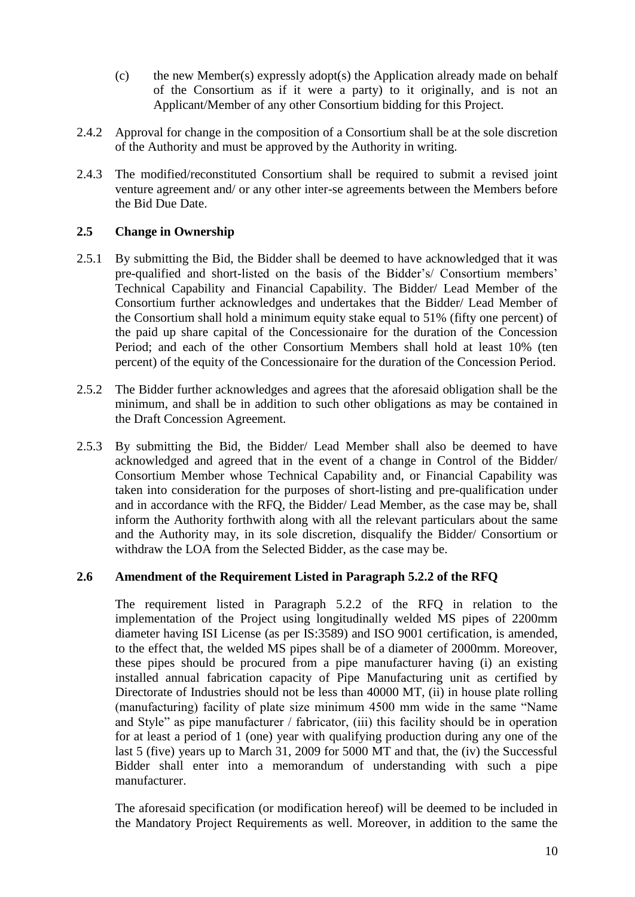(c) the new Member(s) expressly adopt(s) the Application already made on behalf of the Consortium as if it were a party) to it originally, and is not an Applicant/Member of any other Consortium bidding for this Project.

2.4.2 Approval for change in the composition of a Consortium shall be at the sole discretion of the Authority and must be approved by the Authority in writing.

2.4.3 The modified/reconstituted Consortium shall be required to submit a revised joint venture agreement and/ or any other inter-se agreements between the Members before the Bid Due Date.

### 2.5 Change in Ownership

2.5.1 By submitting the Bid, the Bidder shall be deemed to have acknowledged that it was pre-qualified and short-listed on the basis of the Bidder's/ Consortium members' Technical Capability and Financial Capability. The Bidder/ Lead Member of the Consortium further acknowledges and undertakes that the Bidder/ Lead Member of the Consortium shall hold a minimum equity stake equal to 51% (fifty one percent) of the paid up share capital of the Concessionaire for the duration of the Concession Period; and each of the other Consortium Members shall hold at least 10% (ten percent) of the equity of the Concessionaire for the duration of the Concession Period.

2.5.2 The Bidder further acknowledges and agrees that the aforesaid obligation shall be the minimum, and shall be in addition to such other obligations as may be contained in the Draft Concession Agreement.

2.5.3 By submitting the Bid, the Bidder/ Lead Member shall also be deemed to have acknowledged and agreed that in the event of a change in Control of the Bidder/ Consortium Member whose Technical Capability and, or Financial Capability was taken into consideration for the purposes of short-listing and pre-qualification under and in accordance with the RFQ, the Bidder/ Lead Member, as the case may be, shall inform the Authority forthwith along with all the relevant particulars about the same and the Authority may, in its sole discretion, disqualify the Bidder/ Consortium or withdraw the LOA from the Selected Bidder, as the case may be.

### 2.6 Amendment of the Requirement Listed in Paragraph 5.2.2 of the RFQ

The requirement listed in Paragraph 5.2.2 of the RFQ in relation to the implementation of the Project using longitudinally welded MS pipes of 2200mm diameter having ISI License (as per IS:3589) and ISO 9001 certification, is amended, to the effect that, the welded MS pipes shall be of a diameter of 2000mm. Moreover, these pipes should be procured from a pipe manufacturer having (i) an existing installed annual fabrication capacity of Pipe Manufacturing unit as certified by Directorate of Industries should not be less than 40000 MT, (ii) in house plate rolling (manufacturing) facility of plate size minimum 4500 mm wide in the same "Name and Style" as pipe manufacturer / fabricator, (iii) this facility should be in operation for at least a period of 1 (one) year with qualifying production during any one of the last 5 (five) years up to March 31, 2009 for 5000 MT and that, the (iv) the Successful Bidder shall enter into a memorandum of understanding with such a pipe manufacturer.

The aforesaid specification (or modification hereof) will be deemed to be included in the Mandatory Project Requirements as well. Moreover, in addition to the same the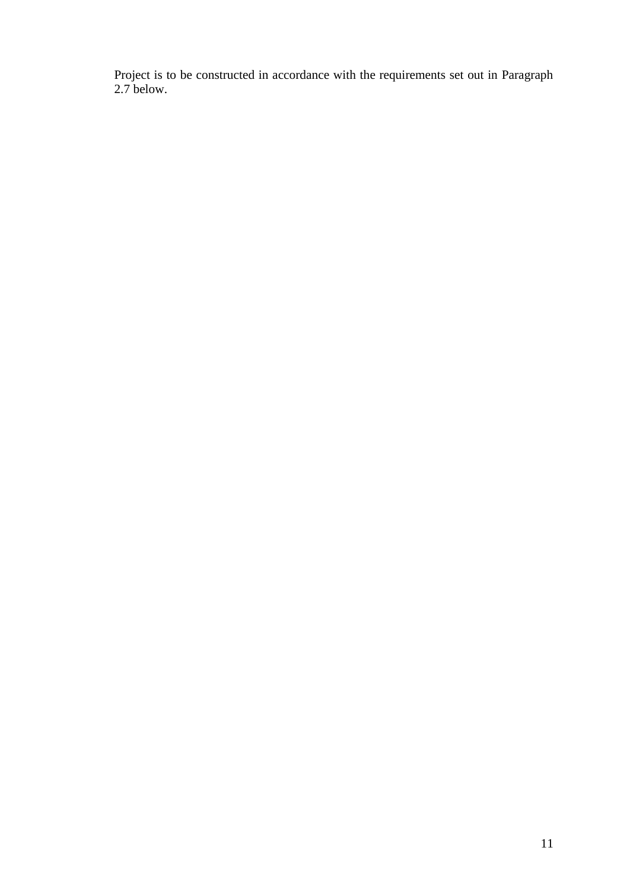Project is to be constructed in accordance with the requirements set out in Paragraph 2.7 below.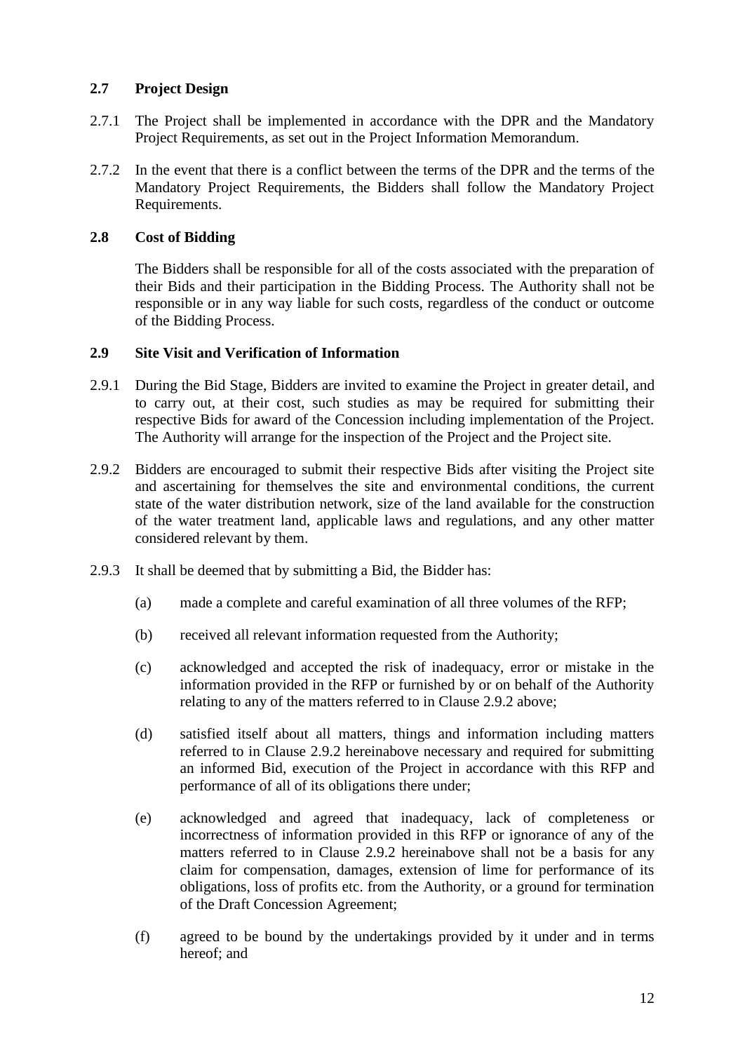### 2.7 Project Design

2.7.1 The Project shall be implemented in accordance with the DPR and the Mandatory Project Requirements, as set out in the Project Information Memorandum.

2.7.2 In the event that there is a conflict between the terms of the DPR and the terms of the Mandatory Project Requirements, the Bidders shall follow the Mandatory Project Requirements.

### 2.8 Cost of Bidding

The Bidders shall be responsible for all of the costs associated with the preparation of their Bids and their participation in the Bidding Process. The Authority shall not be responsible or in any way liable for such costs, regardless of the conduct or outcome of the Bidding Process.

### 2.9 Site Visit and Verification of Information

2.9.1 During the Bid Stage, Bidders are invited to examine the Project in greater detail, and to carry out, at their cost, such studies as may be required for submitting their respective Bids for award of the Concession including implementation of the Project. The Authority will arrange for the inspection of the Project and the Project site.

2.9.2 Bidders are encouraged to submit their respective Bids after visiting the Project site and ascertaining for themselves the site and environmental conditions, the current state of the water distribution network, size of the land available for the construction of the water treatment land, applicable laws and regulations, and any other matter considered relevant by them.

2.9.3 It shall be deemed that by submitting a Bid, the Bidder has:

(a) made a complete and careful examination of all three volumes of the RFP;

(b) received all relevant information requested from the Authority;

(c) acknowledged and accepted the risk of inadequacy, error or mistake in the information provided in the RFP or furnished by or on behalf of the Authority relating to any of the matters referred to in Clause 2.9.2 above;

(d) satisfied itself about all matters, things and information including matters referred to in Clause 2.9.2 hereinabove necessary and required for submitting an informed Bid, execution of the Project in accordance with this RFP and performance of all of its obligations there under;

(e) acknowledged and agreed that inadequacy, lack of completeness or incorrectness of information provided in this RFP or ignorance of any of the matters referred to in Clause 2.9.2 hereinabove shall not be a basis for any claim for compensation, damages, extension of lime for performance of its obligations, loss of profits etc. from the Authority, or a ground for termination of the Draft Concession Agreement;

(f) agreed to be bound by the undertakings provided by it under and in terms hereof; and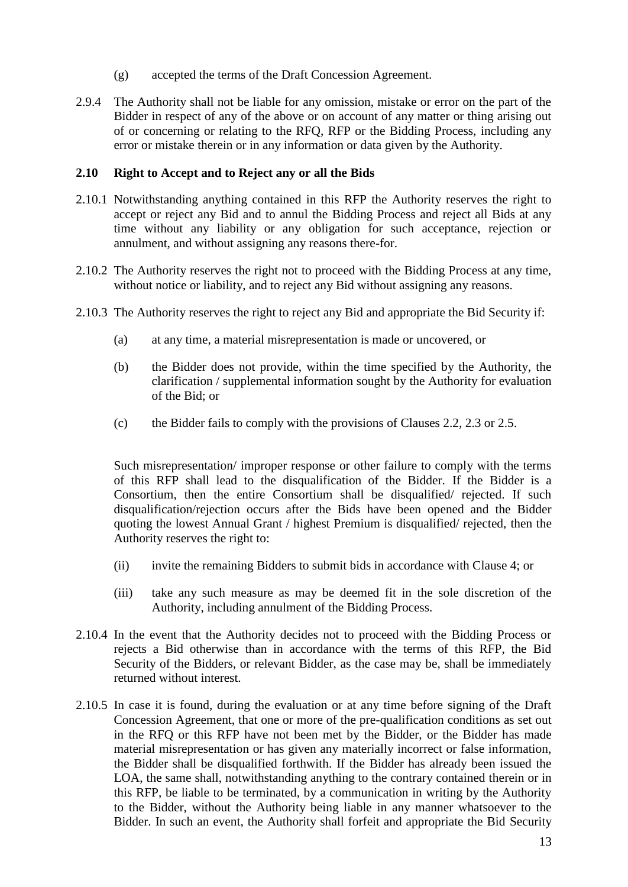(g) accepted the terms of the Draft Concession Agreement.

2.9.4 The Authority shall not be liable for any omission, mistake or error on the part of the Bidder in respect of any of the above or on account of any matter or thing arising out of or concerning or relating to the RFQ, RFP or the Bidding Process, including any error or mistake therein or in any information or data given by the Authority.

### 2.10 Right to Accept and to Reject any or all the Bids

2.10.1 Notwithstanding anything contained in this RFP the Authority reserves the right to accept or reject any Bid and to annul the Bidding Process and reject all Bids at any time without any liability or any obligation for such acceptance, rejection or annulment, and without assigning any reasons there-for.

2.10.2 The Authority reserves the right not to proceed with the Bidding Process at any time, without notice or liability, and to reject any Bid without assigning any reasons.

2.10.3 The Authority reserves the right to reject any Bid and appropriate the Bid Security if:

(a) at any time, a material misrepresentation is made or uncovered, or

(b) the Bidder does not provide, within the time specified by the Authority, the clarification / supplemental information sought by the Authority for evaluation of the Bid; or

(c) the Bidder fails to comply with the provisions of Clauses 2.2, 2.3 or 2.5.

Such misrepresentation/ improper response or other failure to comply with the terms of this RFP shall lead to the disqualification of the Bidder. If the Bidder is a Consortium, then the entire Consortium shall be disqualified/ rejected. If such disqualification/rejection occurs after the Bids have been opened and the Bidder quoting the lowest Annual Grant / highest Premium is disqualified/ rejected, then the Authority reserves the right to:

(ii) invite the remaining Bidders to submit bids in accordance with Clause 4; or

(iii) take any such measure as may be deemed fit in the sole discretion of the Authority, including annulment of the Bidding Process.

2.10.4 In the event that the Authority decides not to proceed with the Bidding Process or rejects a Bid otherwise than in accordance with the terms of this RFP, the Bid Security of the Bidders, or relevant Bidder, as the case may be, shall be immediately returned without interest.

2.10.5 In case it is found, during the evaluation or at any time before signing of the Draft Concession Agreement, that one or more of the pre-qualification conditions as set out in the RFQ or this RFP have not been met by the Bidder, or the Bidder has made material misrepresentation or has given any materially incorrect or false information, the Bidder shall be disqualified forthwith. If the Bidder has already been issued the LOA, the same shall, notwithstanding anything to the contrary contained therein or in this RFP, be liable to be terminated, by a communication in writing by the Authority to the Bidder, without the Authority being liable in any manner whatsoever to the Bidder. In such an event, the Authority shall forfeit and appropriate the Bid Security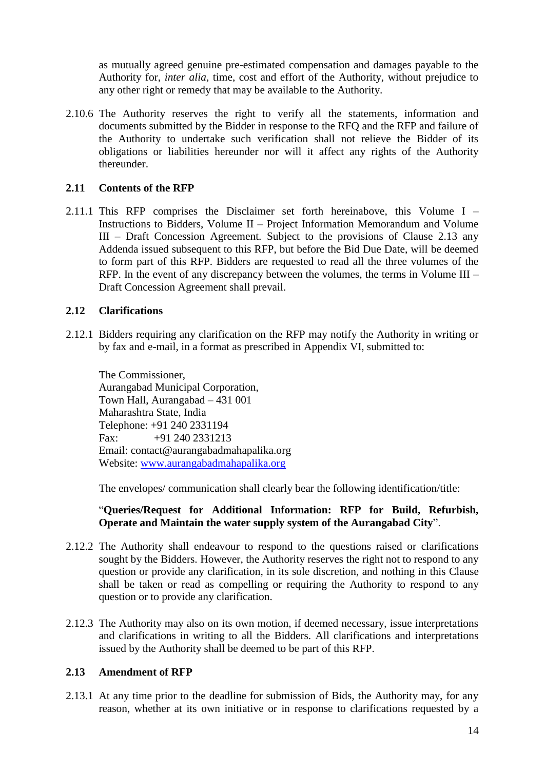as mutually agreed genuine pre-estimated compensation and damages payable to the Authority for, *inter alia*, time, cost and effort of the Authority, without prejudice to any other right or remedy that may be available to the Authority.

2.10.6 The Authority reserves the right to verify all the statements, information and documents submitted by the Bidder in response to the RFQ and the RFP and failure of the Authority to undertake such verification shall not relieve the Bidder of its obligations or liabilities hereunder nor will it affect any rights of the Authority thereunder.

### 2.11 Contents of the RFP

2.11.1 This RFP comprises the Disclaimer set forth hereinabove, this Volume I – Instructions to Bidders, Volume II – Project Information Memorandum and Volume III – Draft Concession Agreement. Subject to the provisions of Clause 2.13 any Addenda issued subsequent to this RFP, but before the Bid Due Date, will be deemed to form part of this RFP. Bidders are requested to read all the three volumes of the RFP. In the event of any discrepancy between the volumes, the terms in Volume III – Draft Concession Agreement shall prevail.

### 2.12 Clarifications

2.12.1 Bidders requiring any clarification on the RFP may notify the Authority in writing or by fax and e-mail, in a format as prescribed in Appendix VI, submitted to:

The Commissioner,
Aurangabad Municipal Corporation,
Town Hall, Aurangabad – 431 001
Maharashtra State, India
Telephone: +91 240 2331194
Fax: +91 240 2331213
Email: contact@aurangabadmahapalika.org
Website: [www.aurangabadmahapalika.org](www.aurangabadmahapalika.org)

The envelopes/ communication shall clearly bear the following identification/title:

"**Queries/Request for Additional Information: RFP for Build, Refurbish, Operate and Maintain the water supply system of the Aurangabad City**".

2.12.2 The Authority shall endeavour to respond to the questions raised or clarifications sought by the Bidders. However, the Authority reserves the right not to respond to any question or provide any clarification, in its sole discretion, and nothing in this Clause shall be taken or read as compelling or requiring the Authority to respond to any question or to provide any clarification.

2.12.3 The Authority may also on its own motion, if deemed necessary, issue interpretations and clarifications in writing to all the Bidders. All clarifications and interpretations issued by the Authority shall be deemed to be part of this RFP.

### 2.13 Amendment of RFP

2.13.1 At any time prior to the deadline for submission of Bids, the Authority may, for any reason, whether at its own initiative or in response to clarifications requested by a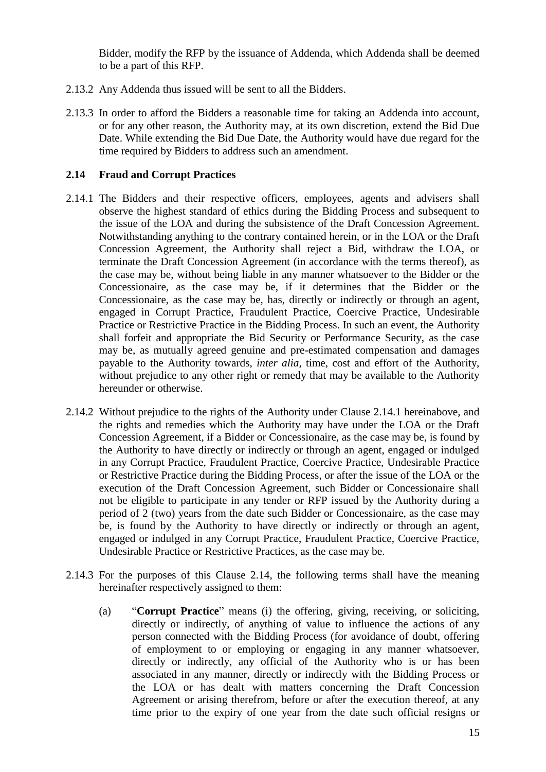Bidder, modify the RFP by the issuance of Addenda, which Addenda shall be deemed to be a part of this RFP.

2.13.2 Any Addenda thus issued will be sent to all the Bidders.

2.13.3 In order to afford the Bidders a reasonable time for taking an Addenda into account, or for any other reason, the Authority may, at its own discretion, extend the Bid Due Date. While extending the Bid Due Date, the Authority would have due regard for the time required by Bidders to address such an amendment.

### 2.14 Fraud and Corrupt Practices

2.14.1 The Bidders and their respective officers, employees, agents and advisers shall observe the highest standard of ethics during the Bidding Process and subsequent to the issue of the LOA and during the subsistence of the Draft Concession Agreement. Notwithstanding anything to the contrary contained herein, or in the LOA or the Draft Concession Agreement, the Authority shall reject a Bid, withdraw the LOA, or terminate the Draft Concession Agreement (in accordance with the terms thereof), as the case may be, without being liable in any manner whatsoever to the Bidder or the Concessionaire, as the case may be, if it determines that the Bidder or the Concessionaire, as the case may be, has, directly or indirectly or through an agent, engaged in Corrupt Practice, Fraudulent Practice, Coercive Practice, Undesirable Practice or Restrictive Practice in the Bidding Process. In such an event, the Authority shall forfeit and appropriate the Bid Security or Performance Security, as the case may be, as mutually agreed genuine and pre-estimated compensation and damages payable to the Authority towards, *inter alia*, time, cost and effort of the Authority, without prejudice to any other right or remedy that may be available to the Authority hereunder or otherwise.

2.14.2 Without prejudice to the rights of the Authority under Clause 2.14.1 hereinabove, and the rights and remedies which the Authority may have under the LOA or the Draft Concession Agreement, if a Bidder or Concessionaire, as the case may be, is found by the Authority to have directly or indirectly or through an agent, engaged or indulged in any Corrupt Practice, Fraudulent Practice, Coercive Practice, Undesirable Practice or Restrictive Practice during the Bidding Process, or after the issue of the LOA or the execution of the Draft Concession Agreement, such Bidder or Concessionaire shall not be eligible to participate in any tender or RFP issued by the Authority during a period of 2 (two) years from the date such Bidder or Concessionaire, as the case may be, is found by the Authority to have directly or indirectly or through an agent, engaged or indulged in any Corrupt Practice, Fraudulent Practice, Coercive Practice, Undesirable Practice or Restrictive Practices, as the case may be.

2.14.3 For the purposes of this Clause 2.14, the following terms shall have the meaning hereinafter respectively assigned to them:

(a) "**Corrupt Practice**" means (i) the offering, giving, receiving, or soliciting, directly or indirectly, of anything of value to influence the actions of any person connected with the Bidding Process (for avoidance of doubt, offering of employment to or employing or engaging in any manner whatsoever, directly or indirectly, any official of the Authority who is or has been associated in any manner, directly or indirectly with the Bidding Process or the LOA or has dealt with matters concerning the Draft Concession Agreement or arising therefrom, before or after the execution thereof, at any time prior to the expiry of one year from the date such official resigns or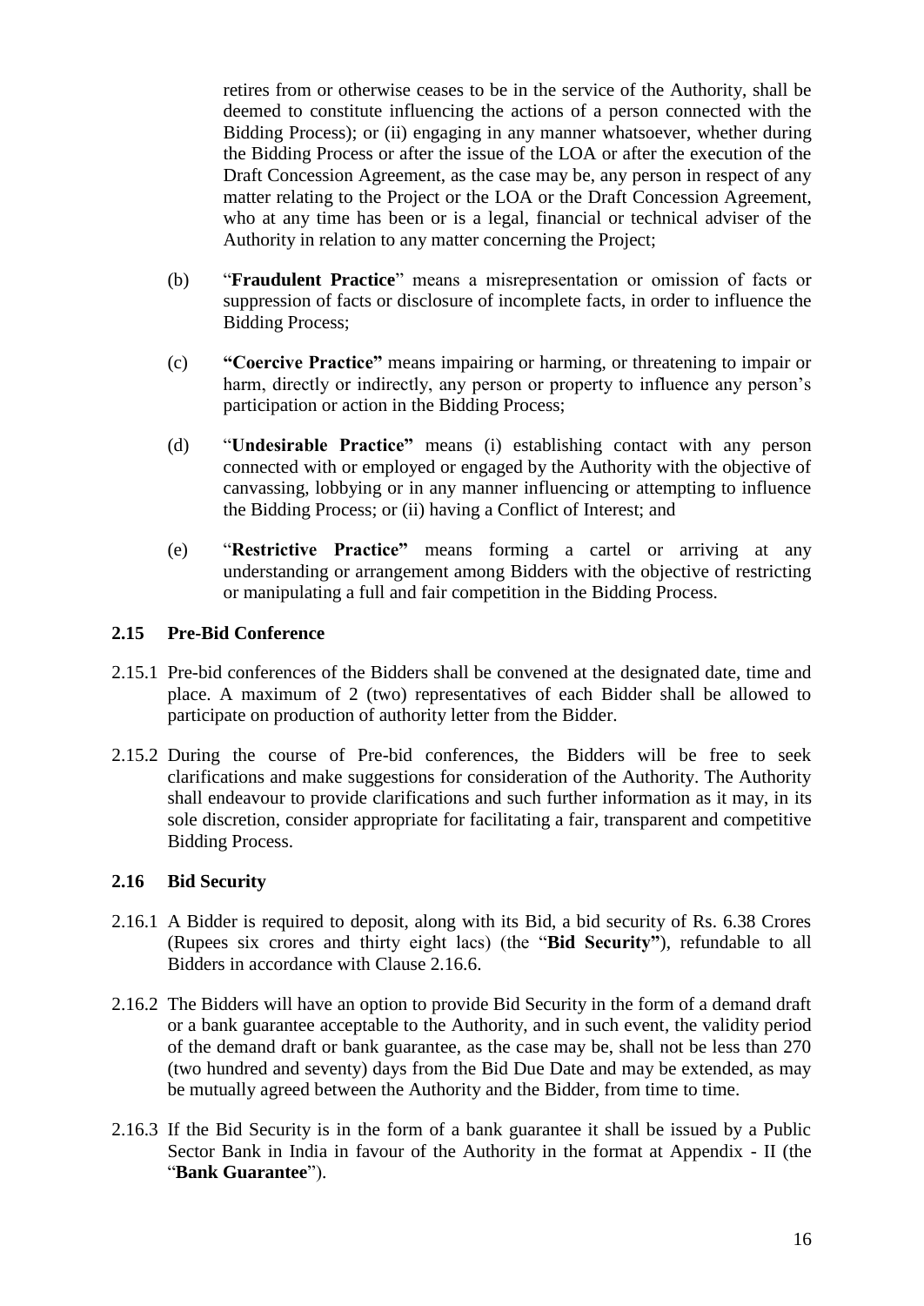retires from or otherwise ceases to be in the service of the Authority, shall be deemed to constitute influencing the actions of a person connected with the Bidding Process); or (ii) engaging in any manner whatsoever, whether during the Bidding Process or after the issue of the LOA or after the execution of the Draft Concession Agreement, as the case may be, any person in respect of any matter relating to the Project or the LOA or the Draft Concession Agreement, who at any time has been or is a legal, financial or technical adviser of the Authority in relation to any matter concerning the Project;

(b) "**Fraudulent Practice**" means a misrepresentation or omission of facts or suppression of facts or disclosure of incomplete facts, in order to influence the Bidding Process;

(c) **"Coercive Practice"** means impairing or harming, or threatening to impair or harm, directly or indirectly, any person or property to influence any person's participation or action in the Bidding Process;

(d) "**Undesirable Practice"** means (i) establishing contact with any person connected with or employed or engaged by the Authority with the objective of canvassing, lobbying or in any manner influencing or attempting to influence the Bidding Process; or (ii) having a Conflict of Interest; and

(e) "**Restrictive Practice"** means forming a cartel or arriving at any understanding or arrangement among Bidders with the objective of restricting or manipulating a full and fair competition in the Bidding Process.

## 2.15 Pre-Bid Conference

2.15.1 Pre-bid conferences of the Bidders shall be convened at the designated date, time and place. A maximum of 2 (two) representatives of each Bidder shall be allowed to participate on production of authority letter from the Bidder.

2.15.2 During the course of Pre-bid conferences, the Bidders will be free to seek clarifications and make suggestions for consideration of the Authority. The Authority shall endeavour to provide clarifications and such further information as it may, in its sole discretion, consider appropriate for facilitating a fair, transparent and competitive Bidding Process.

## 2.16 Bid Security

2.16.1 A Bidder is required to deposit, along with its Bid, a bid security of Rs. 6.38 Crores (Rupees six crores and thirty eight lacs) (the "**Bid Security"**), refundable to all Bidders in accordance with Clause 2.16.6.

2.16.2 The Bidders will have an option to provide Bid Security in the form of a demand draft or a bank guarantee acceptable to the Authority, and in such event, the validity period of the demand draft or bank guarantee, as the case may be, shall not be less than 270 (two hundred and seventy) days from the Bid Due Date and may be extended, as may be mutually agreed between the Authority and the Bidder, from time to time.

2.16.3 If the Bid Security is in the form of a bank guarantee it shall be issued by a Public Sector Bank in India in favour of the Authority in the format at Appendix - II (the "**Bank Guarantee**").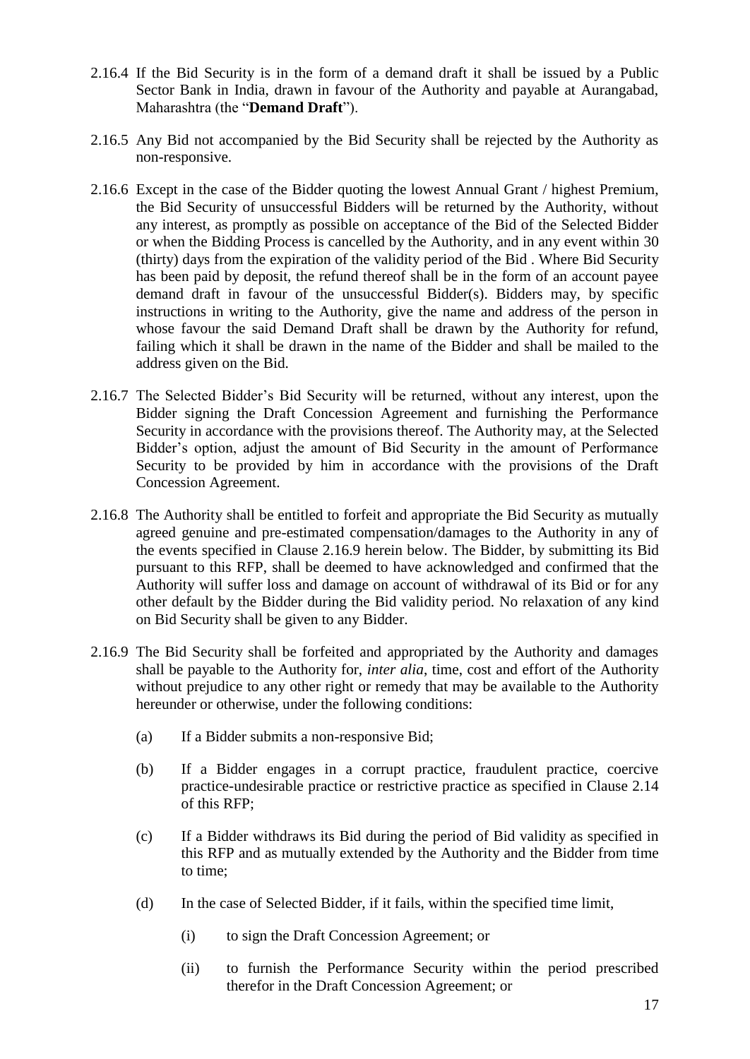2.16.4 If the Bid Security is in the form of a demand draft it shall be issued by a Public Sector Bank in India, drawn in favour of the Authority and payable at Aurangabad, Maharashtra (the "**Demand Draft**").

2.16.5 Any Bid not accompanied by the Bid Security shall be rejected by the Authority as non-responsive.

2.16.6 Except in the case of the Bidder quoting the lowest Annual Grant / highest Premium, the Bid Security of unsuccessful Bidders will be returned by the Authority, without any interest, as promptly as possible on acceptance of the Bid of the Selected Bidder or when the Bidding Process is cancelled by the Authority, and in any event within 30 (thirty) days from the expiration of the validity period of the Bid . Where Bid Security has been paid by deposit, the refund thereof shall be in the form of an account payee demand draft in favour of the unsuccessful Bidder(s). Bidders may, by specific instructions in writing to the Authority, give the name and address of the person in whose favour the said Demand Draft shall be drawn by the Authority for refund, failing which it shall be drawn in the name of the Bidder and shall be mailed to the address given on the Bid.

2.16.7 The Selected Bidder's Bid Security will be returned, without any interest, upon the Bidder signing the Draft Concession Agreement and furnishing the Performance Security in accordance with the provisions thereof. The Authority may, at the Selected Bidder's option, adjust the amount of Bid Security in the amount of Performance Security to be provided by him in accordance with the provisions of the Draft Concession Agreement.

2.16.8 The Authority shall be entitled to forfeit and appropriate the Bid Security as mutually agreed genuine and pre-estimated compensation/damages to the Authority in any of the events specified in Clause 2.16.9 herein below. The Bidder, by submitting its Bid pursuant to this RFP, shall be deemed to have acknowledged and confirmed that the Authority will suffer loss and damage on account of withdrawal of its Bid or for any other default by the Bidder during the Bid validity period. No relaxation of any kind on Bid Security shall be given to any Bidder.

2.16.9 The Bid Security shall be forfeited and appropriated by the Authority and damages shall be payable to the Authority for, *inter alia*, time, cost and effort of the Authority without prejudice to any other right or remedy that may be available to the Authority hereunder or otherwise, under the following conditions:

(a) If a Bidder submits a non-responsive Bid;

(b) If a Bidder engages in a corrupt practice, fraudulent practice, coercive practice-undesirable practice or restrictive practice as specified in Clause 2.14 of this RFP;

(c) If a Bidder withdraws its Bid during the period of Bid validity as specified in this RFP and as mutually extended by the Authority and the Bidder from time to time;

(d) In the case of Selected Bidder, if it fails, within the specified time limit,

 (i) to sign the Draft Concession Agreement; or

 (ii) to furnish the Performance Security within the period prescribed therefor in the Draft Concession Agreement; or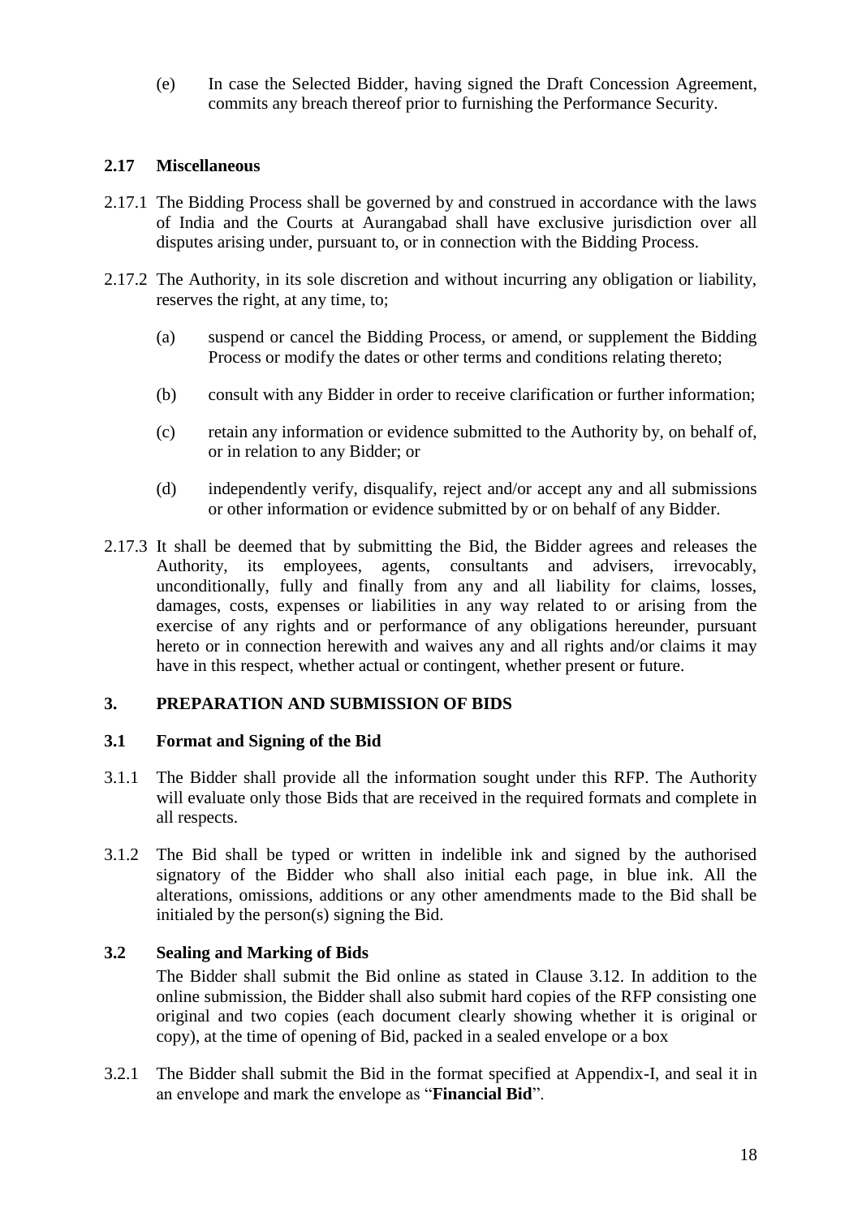(e) In case the Selected Bidder, having signed the Draft Concession Agreement, commits any breach thereof prior to furnishing the Performance Security.

### 2.17 Miscellaneous

2.17.1 The Bidding Process shall be governed by and construed in accordance with the laws of India and the Courts at Aurangabad shall have exclusive jurisdiction over all disputes arising under, pursuant to, or in connection with the Bidding Process.

2.17.2 The Authority, in its sole discretion and without incurring any obligation or liability, reserves the right, at any time, to;

(a) suspend or cancel the Bidding Process, or amend, or supplement the Bidding Process or modify the dates or other terms and conditions relating thereto;

(b) consult with any Bidder in order to receive clarification or further information;

(c) retain any information or evidence submitted to the Authority by, on behalf of, or in relation to any Bidder; or

(d) independently verify, disqualify, reject and/or accept any and all submissions or other information or evidence submitted by or on behalf of any Bidder.

2.17.3 It shall be deemed that by submitting the Bid, the Bidder agrees and releases the Authority, its employees, agents, consultants and advisers, irrevocably, unconditionally, fully and finally from any and all liability for claims, losses, damages, costs, expenses or liabilities in any way related to or arising from the exercise of any rights and or performance of any obligations hereunder, pursuant hereto or in connection herewith and waives any and all rights and/or claims it may have in this respect, whether actual or contingent, whether present or future.

## 3. PREPARATION AND SUBMISSION OF BIDS

### 3.1 Format and Signing of the Bid

3.1.1 The Bidder shall provide all the information sought under this RFP. The Authority will evaluate only those Bids that are received in the required formats and complete in all respects.

3.1.2 The Bid shall be typed or written in indelible ink and signed by the authorised signatory of the Bidder who shall also initial each page, in blue ink. All the alterations, omissions, additions or any other amendments made to the Bid shall be initialed by the person(s) signing the Bid.

### 3.2 Sealing and Marking of Bids

The Bidder shall submit the Bid online as stated in Clause 3.12. In addition to the online submission, the Bidder shall also submit hard copies of the RFP consisting one original and two copies (each document clearly showing whether it is original or copy), at the time of opening of Bid, packed in a sealed envelope or a box

3.2.1 The Bidder shall submit the Bid in the format specified at Appendix-I, and seal it in an envelope and mark the envelope as "**Financial Bid**".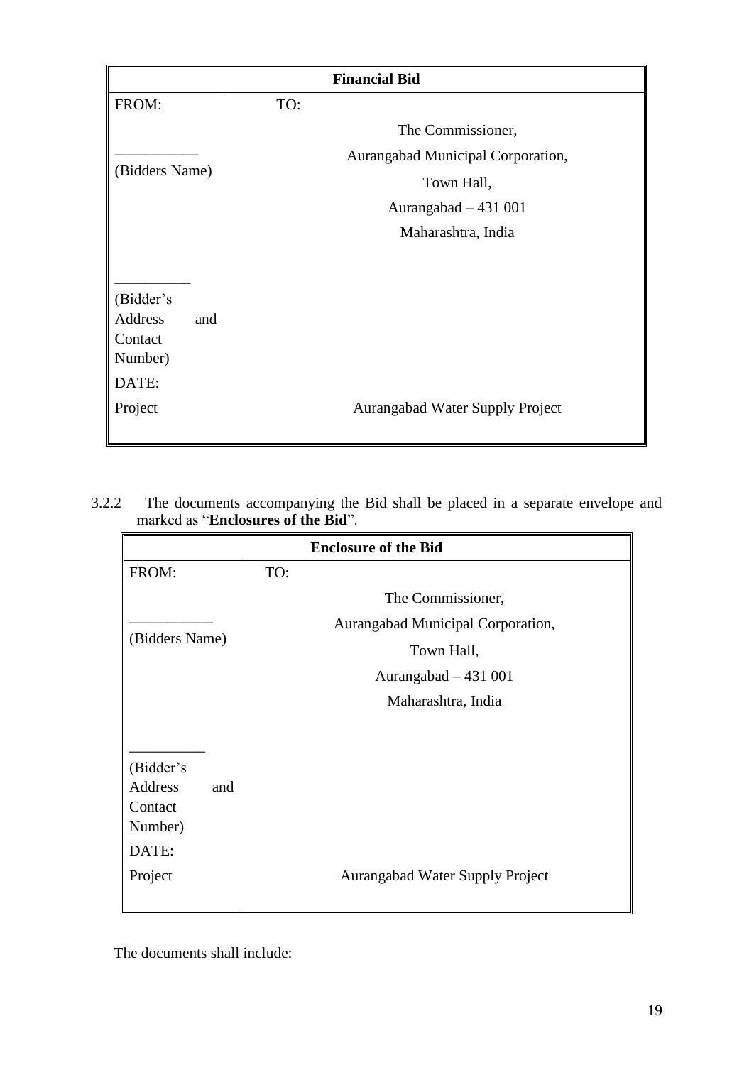| Financial Bid | |
|---|---|
| FROM: | TO: |
| | The Commissioner, |
| ___________<br>(Bidders Name) | Aurangabad Municipal Corporation, |
| | Town Hall, |
| | Aurangabad – 431 001 |
| | Maharashtra, India |
| __________<br>(Bidder's Address and Contact Number) | |
| DATE: | |
| Project | Aurangabad Water Supply Project |

3.2.2 The documents accompanying the Bid shall be placed in a separate envelope and marked as "**Enclosures of the Bid**".

| Enclosure of the Bid | |
|---|---|
| FROM: | TO: |
| | The Commissioner, |
| ___________<br>(Bidders Name) | Aurangabad Municipal Corporation, |
| | Town Hall, |
| | Aurangabad – 431 001 |
| | Maharashtra, India |
| __________<br>(Bidder's Address and Contact Number) | |
| DATE: | |
| Project | Aurangabad Water Supply Project |

The documents shall include: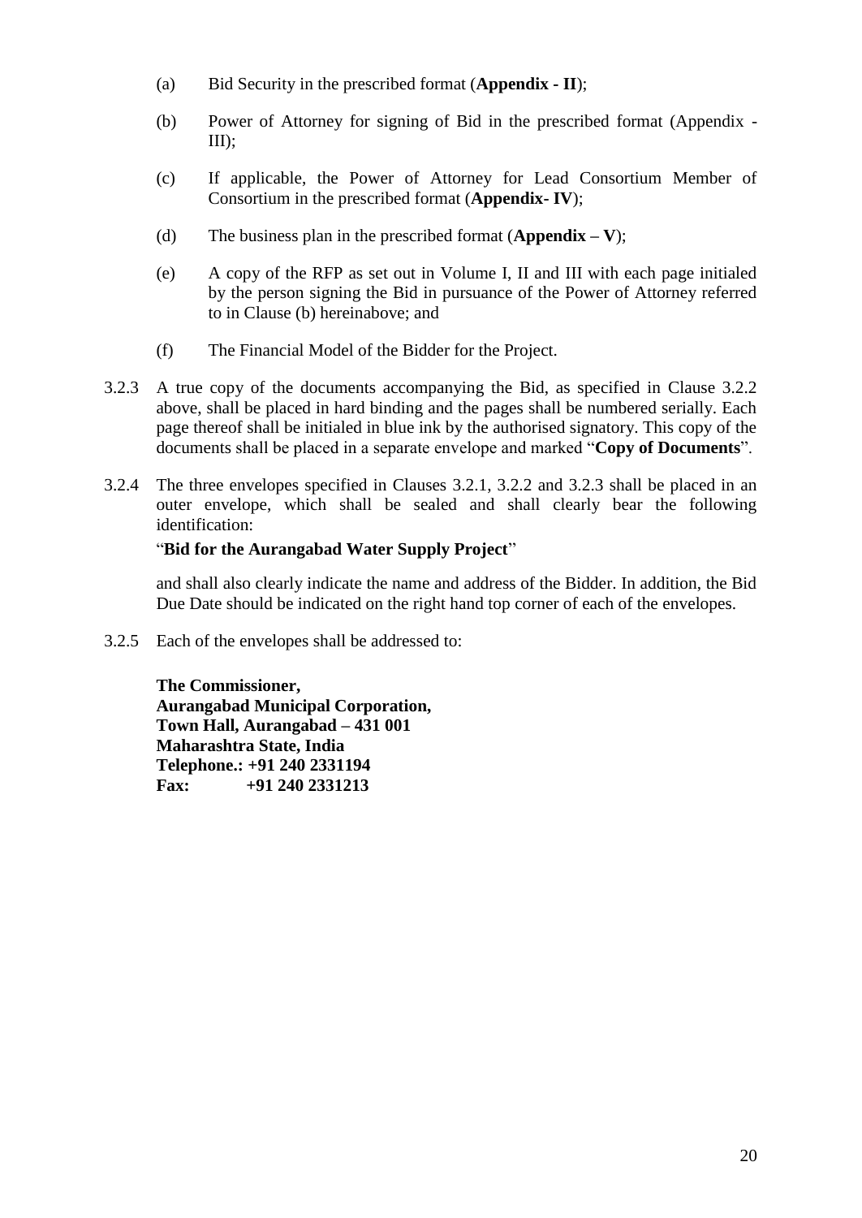(a) Bid Security in the prescribed format (**Appendix - II**);

(b) Power of Attorney for signing of Bid in the prescribed format (Appendix - III);

(c) If applicable, the Power of Attorney for Lead Consortium Member of Consortium in the prescribed format (**Appendix- IV**);

(d) The business plan in the prescribed format (**Appendix – V**);

(e) A copy of the RFP as set out in Volume I, II and III with each page initialed by the person signing the Bid in pursuance of the Power of Attorney referred to in Clause (b) hereinabove; and

(f) The Financial Model of the Bidder for the Project.

3.2.3 A true copy of the documents accompanying the Bid, as specified in Clause 3.2.2 above, shall be placed in hard binding and the pages shall be numbered serially. Each page thereof shall be initialed in blue ink by the authorised signatory. This copy of the documents shall be placed in a separate envelope and marked "**Copy of Documents**".

3.2.4 The three envelopes specified in Clauses 3.2.1, 3.2.2 and 3.2.3 shall be placed in an outer envelope, which shall be sealed and shall clearly bear the following identification:

"**Bid for the Aurangabad Water Supply Project**"

and shall also clearly indicate the name and address of the Bidder. In addition, the Bid Due Date should be indicated on the right hand top corner of each of the envelopes.

3.2.5 Each of the envelopes shall be addressed to:

**The Commissioner,**
**Aurangabad Municipal Corporation,**
**Town Hall, Aurangabad – 431 001**
**Maharashtra State, India**
**Telephone.: +91 240 2331194**
**Fax: +91 240 2331213**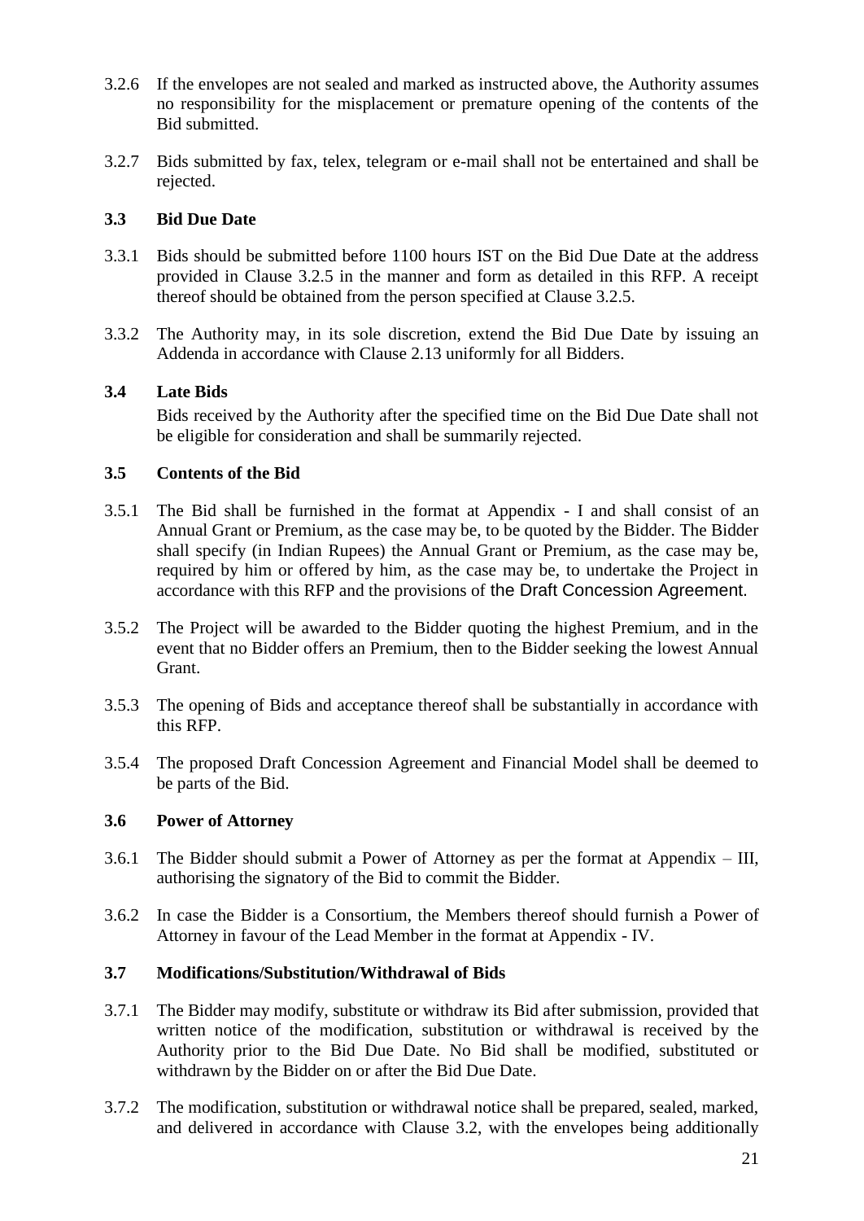3.2.6 If the envelopes are not sealed and marked as instructed above, the Authority assumes no responsibility for the misplacement or premature opening of the contents of the Bid submitted.

3.2.7 Bids submitted by fax, telex, telegram or e-mail shall not be entertained and shall be rejected.

### 3.3 Bid Due Date

3.3.1 Bids should be submitted before 1100 hours IST on the Bid Due Date at the address provided in Clause 3.2.5 in the manner and form as detailed in this RFP. A receipt thereof should be obtained from the person specified at Clause 3.2.5.

3.3.2 The Authority may, in its sole discretion, extend the Bid Due Date by issuing an Addenda in accordance with Clause 2.13 uniformly for all Bidders.

### 3.4 Late Bids

Bids received by the Authority after the specified time on the Bid Due Date shall not be eligible for consideration and shall be summarily rejected.

### 3.5 Contents of the Bid

3.5.1 The Bid shall be furnished in the format at Appendix - I and shall consist of an Annual Grant or Premium, as the case may be, to be quoted by the Bidder. The Bidder shall specify (in Indian Rupees) the Annual Grant or Premium, as the case may be, required by him or offered by him, as the case may be, to undertake the Project in accordance with this RFP and the provisions of the Draft Concession Agreement.

3.5.2 The Project will be awarded to the Bidder quoting the highest Premium, and in the event that no Bidder offers an Premium, then to the Bidder seeking the lowest Annual Grant.

3.5.3 The opening of Bids and acceptance thereof shall be substantially in accordance with this RFP.

3.5.4 The proposed Draft Concession Agreement and Financial Model shall be deemed to be parts of the Bid.

### 3.6 Power of Attorney

3.6.1 The Bidder should submit a Power of Attorney as per the format at Appendix – III, authorising the signatory of the Bid to commit the Bidder.

3.6.2 In case the Bidder is a Consortium, the Members thereof should furnish a Power of Attorney in favour of the Lead Member in the format at Appendix - IV.

### 3.7 Modifications/Substitution/Withdrawal of Bids

3.7.1 The Bidder may modify, substitute or withdraw its Bid after submission, provided that written notice of the modification, substitution or withdrawal is received by the Authority prior to the Bid Due Date. No Bid shall be modified, substituted or withdrawn by the Bidder on or after the Bid Due Date.

3.7.2 The modification, substitution or withdrawal notice shall be prepared, sealed, marked, and delivered in accordance with Clause 3.2, with the envelopes being additionally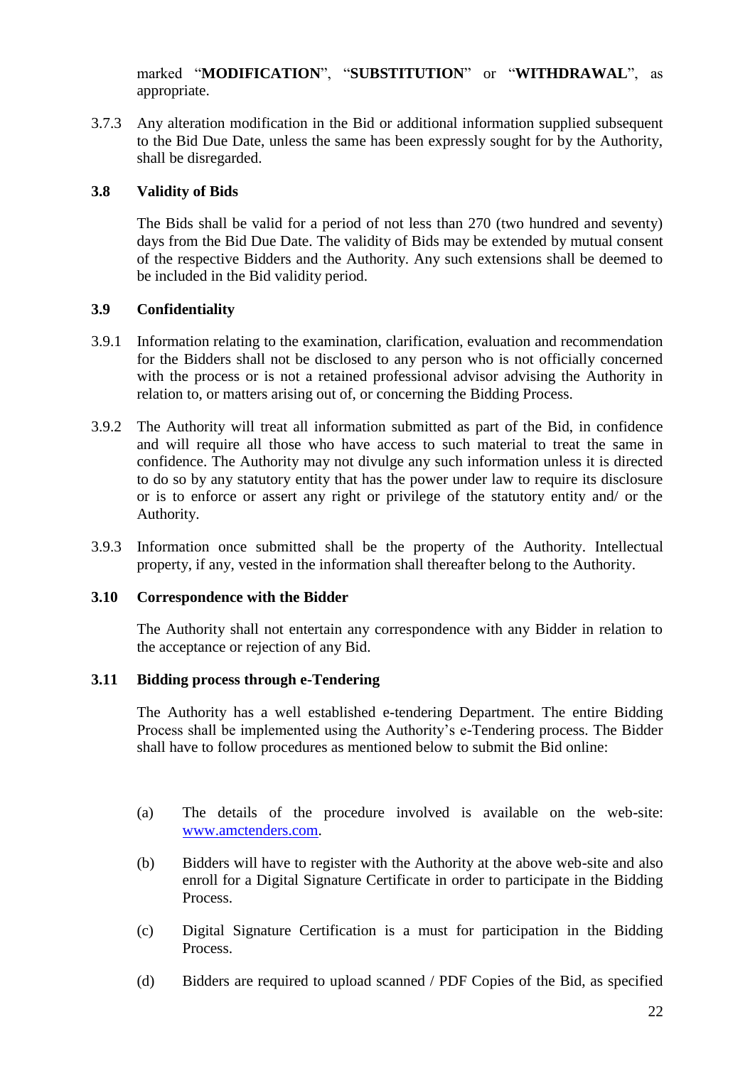marked "**MODIFICATION**", "**SUBSTITUTION**" or "**WITHDRAWAL**", as appropriate.

3.7.3 Any alteration modification in the Bid or additional information supplied subsequent to the Bid Due Date, unless the same has been expressly sought for by the Authority, shall be disregarded.

### 3.8 Validity of Bids

The Bids shall be valid for a period of not less than 270 (two hundred and seventy) days from the Bid Due Date. The validity of Bids may be extended by mutual consent of the respective Bidders and the Authority. Any such extensions shall be deemed to be included in the Bid validity period.

### 3.9 Confidentiality

3.9.1 Information relating to the examination, clarification, evaluation and recommendation for the Bidders shall not be disclosed to any person who is not officially concerned with the process or is not a retained professional advisor advising the Authority in relation to, or matters arising out of, or concerning the Bidding Process.

3.9.2 The Authority will treat all information submitted as part of the Bid, in confidence and will require all those who have access to such material to treat the same in confidence. The Authority may not divulge any such information unless it is directed to do so by any statutory entity that has the power under law to require its disclosure or is to enforce or assert any right or privilege of the statutory entity and/ or the Authority.

3.9.3 Information once submitted shall be the property of the Authority. Intellectual property, if any, vested in the information shall thereafter belong to the Authority.

### 3.10 Correspondence with the Bidder

The Authority shall not entertain any correspondence with any Bidder in relation to the acceptance or rejection of any Bid.

### 3.11 Bidding process through e-Tendering

The Authority has a well established e-tendering Department. The entire Bidding Process shall be implemented using the Authority's e-Tendering process. The Bidder shall have to follow procedures as mentioned below to submit the Bid online:

(a) The details of the procedure involved is available on the web-site: [www.amctenders.com](http://www.amctenders.com).

(b) Bidders will have to register with the Authority at the above web-site and also enroll for a Digital Signature Certificate in order to participate in the Bidding Process.

(c) Digital Signature Certification is a must for participation in the Bidding Process.

(d) Bidders are required to upload scanned / PDF Copies of the Bid, as specified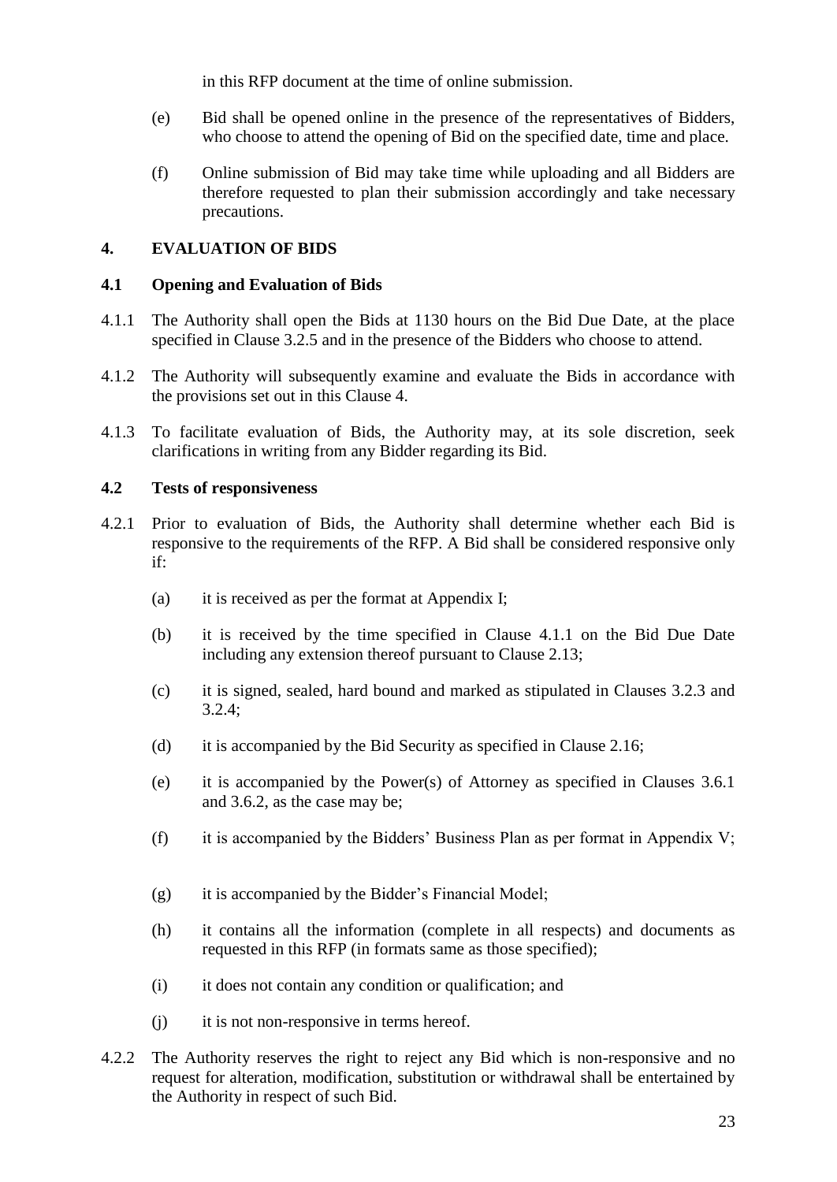in this RFP document at the time of online submission.

(e) Bid shall be opened online in the presence of the representatives of Bidders, who choose to attend the opening of Bid on the specified date, time and place.

(f) Online submission of Bid may take time while uploading and all Bidders are therefore requested to plan their submission accordingly and take necessary precautions.

## 4. EVALUATION OF BIDS

### 4.1 Opening and Evaluation of Bids

4.1.1 The Authority shall open the Bids at 1130 hours on the Bid Due Date, at the place specified in Clause 3.2.5 and in the presence of the Bidders who choose to attend.

4.1.2 The Authority will subsequently examine and evaluate the Bids in accordance with the provisions set out in this Clause 4.

4.1.3 To facilitate evaluation of Bids, the Authority may, at its sole discretion, seek clarifications in writing from any Bidder regarding its Bid.

### 4.2 Tests of responsiveness

4.2.1 Prior to evaluation of Bids, the Authority shall determine whether each Bid is responsive to the requirements of the RFP. A Bid shall be considered responsive only if:

(a) it is received as per the format at Appendix I;

(b) it is received by the time specified in Clause 4.1.1 on the Bid Due Date including any extension thereof pursuant to Clause 2.13;

(c) it is signed, sealed, hard bound and marked as stipulated in Clauses 3.2.3 and 3.2.4;

(d) it is accompanied by the Bid Security as specified in Clause 2.16;

(e) it is accompanied by the Power(s) of Attorney as specified in Clauses 3.6.1 and 3.6.2, as the case may be;

(f) it is accompanied by the Bidders' Business Plan as per format in Appendix V;

(g) it is accompanied by the Bidder's Financial Model;

(h) it contains all the information (complete in all respects) and documents as requested in this RFP (in formats same as those specified);

(i) it does not contain any condition or qualification; and

(j) it is not non-responsive in terms hereof.

4.2.2 The Authority reserves the right to reject any Bid which is non-responsive and no request for alteration, modification, substitution or withdrawal shall be entertained by the Authority in respect of such Bid.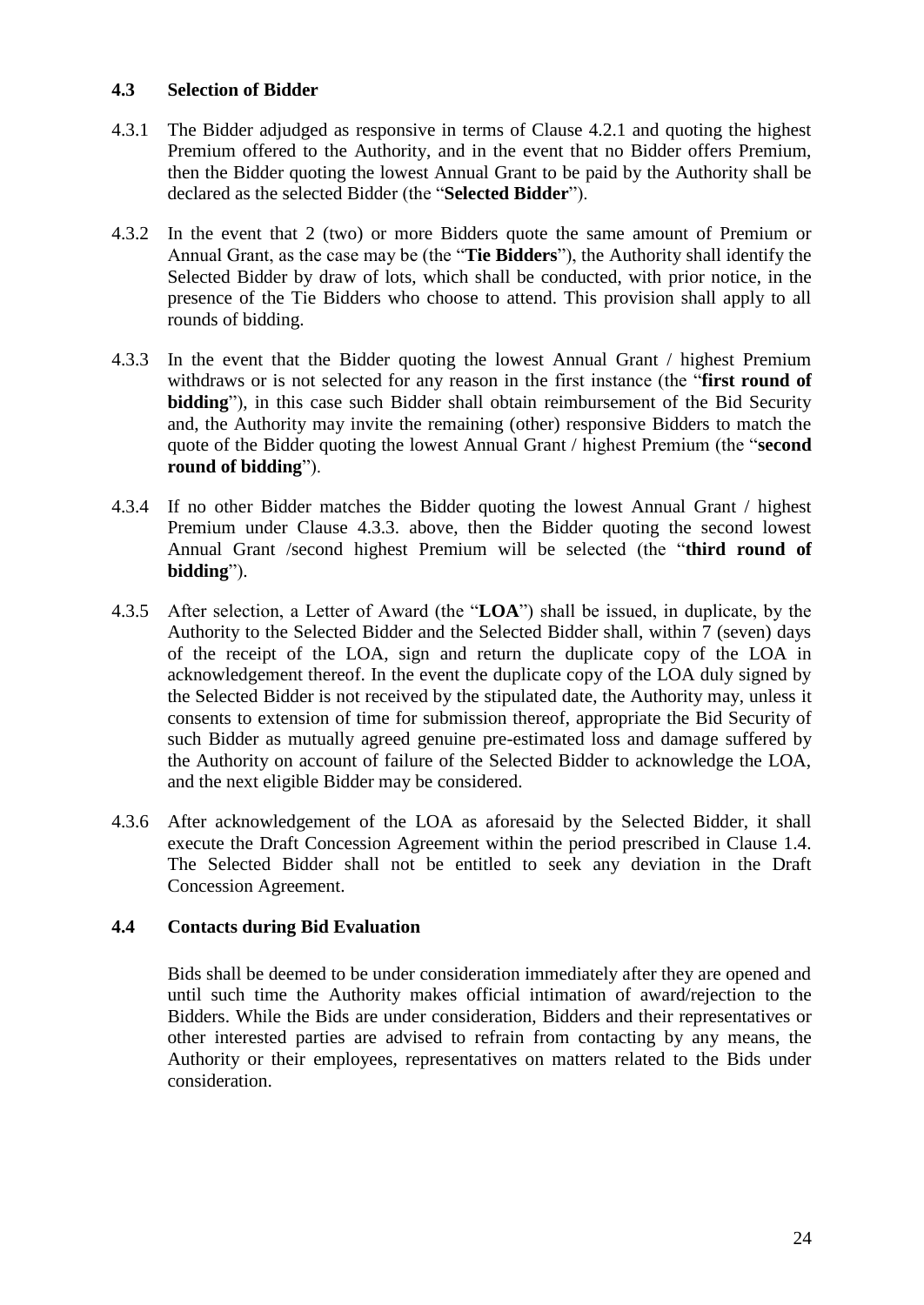### 4.3 Selection of Bidder

4.3.1 The Bidder adjudged as responsive in terms of Clause 4.2.1 and quoting the highest Premium offered to the Authority, and in the event that no Bidder offers Premium, then the Bidder quoting the lowest Annual Grant to be paid by the Authority shall be declared as the selected Bidder (the "**Selected Bidder**").

4.3.2 In the event that 2 (two) or more Bidders quote the same amount of Premium or Annual Grant, as the case may be (the "**Tie Bidders**"), the Authority shall identify the Selected Bidder by draw of lots, which shall be conducted, with prior notice, in the presence of the Tie Bidders who choose to attend. This provision shall apply to all rounds of bidding.

4.3.3 In the event that the Bidder quoting the lowest Annual Grant / highest Premium withdraws or is not selected for any reason in the first instance (the "**first round of bidding**"), in this case such Bidder shall obtain reimbursement of the Bid Security and, the Authority may invite the remaining (other) responsive Bidders to match the quote of the Bidder quoting the lowest Annual Grant / highest Premium (the "**second round of bidding**").

4.3.4 If no other Bidder matches the Bidder quoting the lowest Annual Grant / highest Premium under Clause 4.3.3. above, then the Bidder quoting the second lowest Annual Grant /second highest Premium will be selected (the "**third round of bidding**").

4.3.5 After selection, a Letter of Award (the "**LOA**") shall be issued, in duplicate, by the Authority to the Selected Bidder and the Selected Bidder shall, within 7 (seven) days of the receipt of the LOA, sign and return the duplicate copy of the LOA in acknowledgement thereof. In the event the duplicate copy of the LOA duly signed by the Selected Bidder is not received by the stipulated date, the Authority may, unless it consents to extension of time for submission thereof, appropriate the Bid Security of such Bidder as mutually agreed genuine pre-estimated loss and damage suffered by the Authority on account of failure of the Selected Bidder to acknowledge the LOA, and the next eligible Bidder may be considered.

4.3.6 After acknowledgement of the LOA as aforesaid by the Selected Bidder, it shall execute the Draft Concession Agreement within the period prescribed in Clause 1.4. The Selected Bidder shall not be entitled to seek any deviation in the Draft Concession Agreement.

### 4.4 Contacts during Bid Evaluation

Bids shall be deemed to be under consideration immediately after they are opened and until such time the Authority makes official intimation of award/rejection to the Bidders. While the Bids are under consideration, Bidders and their representatives or other interested parties are advised to refrain from contacting by any means, the Authority or their employees, representatives on matters related to the Bids under consideration.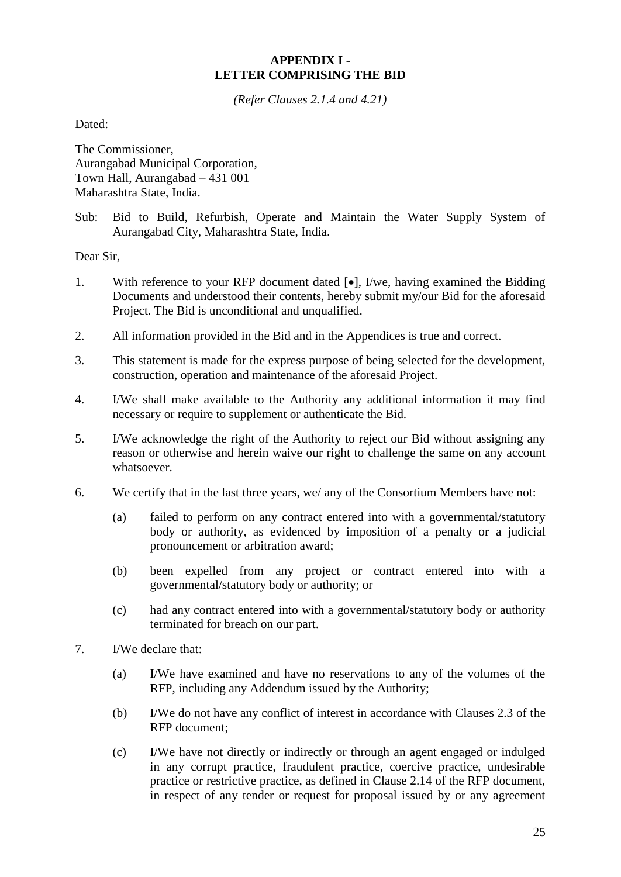## APPENDIX I - LETTER COMPRISING THE BID

*(Refer Clauses 2.1.4 and 4.21)*

Dated:

The Commissioner,
Aurangabad Municipal Corporation,
Town Hall, Aurangabad – 431 001
Maharashtra State, India.

Sub: Bid to Build, Refurbish, Operate and Maintain the Water Supply System of Aurangabad City, Maharashtra State, India.

Dear Sir,

1. With reference to your RFP document dated [•], I/we, having examined the Bidding Documents and understood their contents, hereby submit my/our Bid for the aforesaid Project. The Bid is unconditional and unqualified.

2. All information provided in the Bid and in the Appendices is true and correct.

3. This statement is made for the express purpose of being selected for the development, construction, operation and maintenance of the aforesaid Project.

4. I/We shall make available to the Authority any additional information it may find necessary or require to supplement or authenticate the Bid.

5. I/We acknowledge the right of the Authority to reject our Bid without assigning any reason or otherwise and herein waive our right to challenge the same on any account whatsoever.

6. We certify that in the last three years, we/ any of the Consortium Members have not:

   (a) failed to perform on any contract entered into with a governmental/statutory body or authority, as evidenced by imposition of a penalty or a judicial pronouncement or arbitration award;

   (b) been expelled from any project or contract entered into with a governmental/statutory body or authority; or

   (c) had any contract entered into with a governmental/statutory body or authority terminated for breach on our part.

7. I/We declare that:

   (a) I/We have examined and have no reservations to any of the volumes of the RFP, including any Addendum issued by the Authority;

   (b) I/We do not have any conflict of interest in accordance with Clauses 2.3 of the RFP document;

   (c) I/We have not directly or indirectly or through an agent engaged or indulged in any corrupt practice, fraudulent practice, coercive practice, undesirable practice or restrictive practice, as defined in Clause 2.14 of the RFP document, in respect of any tender or request for proposal issued by or any agreement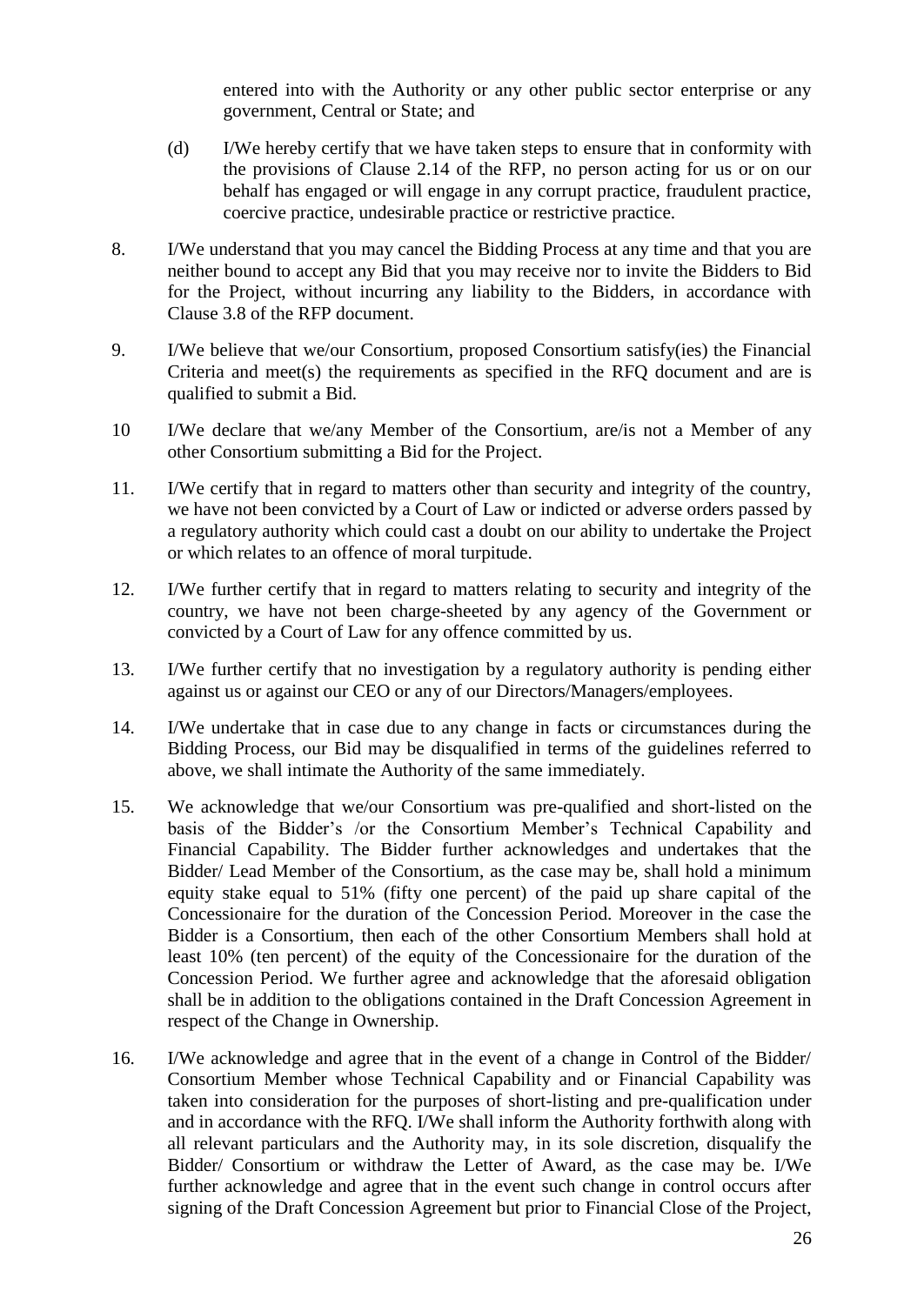entered into with the Authority or any other public sector enterprise or any government, Central or State; and

(d) I/We hereby certify that we have taken steps to ensure that in conformity with the provisions of Clause 2.14 of the RFP, no person acting for us or on our behalf has engaged or will engage in any corrupt practice, fraudulent practice, coercive practice, undesirable practice or restrictive practice.

8. I/We understand that you may cancel the Bidding Process at any time and that you are neither bound to accept any Bid that you may receive nor to invite the Bidders to Bid for the Project, without incurring any liability to the Bidders, in accordance with Clause 3.8 of the RFP document.

9. I/We believe that we/our Consortium, proposed Consortium satisfy(ies) the Financial Criteria and meet(s) the requirements as specified in the RFQ document and are is qualified to submit a Bid.

10 I/We declare that we/any Member of the Consortium, are/is not a Member of any other Consortium submitting a Bid for the Project.

11. I/We certify that in regard to matters other than security and integrity of the country, we have not been convicted by a Court of Law or indicted or adverse orders passed by a regulatory authority which could cast a doubt on our ability to undertake the Project or which relates to an offence of moral turpitude.

12. I/We further certify that in regard to matters relating to security and integrity of the country, we have not been charge-sheeted by any agency of the Government or convicted by a Court of Law for any offence committed by us.

13. I/We further certify that no investigation by a regulatory authority is pending either against us or against our CEO or any of our Directors/Managers/employees.

14. I/We undertake that in case due to any change in facts or circumstances during the Bidding Process, our Bid may be disqualified in terms of the guidelines referred to above, we shall intimate the Authority of the same immediately.

15. We acknowledge that we/our Consortium was pre-qualified and short-listed on the basis of the Bidder's /or the Consortium Member's Technical Capability and Financial Capability. The Bidder further acknowledges and undertakes that the Bidder/ Lead Member of the Consortium, as the case may be, shall hold a minimum equity stake equal to 51% (fifty one percent) of the paid up share capital of the Concessionaire for the duration of the Concession Period. Moreover in the case the Bidder is a Consortium, then each of the other Consortium Members shall hold at least 10% (ten percent) of the equity of the Concessionaire for the duration of the Concession Period. We further agree and acknowledge that the aforesaid obligation shall be in addition to the obligations contained in the Draft Concession Agreement in respect of the Change in Ownership.

16. I/We acknowledge and agree that in the event of a change in Control of the Bidder/ Consortium Member whose Technical Capability and or Financial Capability was taken into consideration for the purposes of short-listing and pre-qualification under and in accordance with the RFQ. I/We shall inform the Authority forthwith along with all relevant particulars and the Authority may, in its sole discretion, disqualify the Bidder/ Consortium or withdraw the Letter of Award, as the case may be. I/We further acknowledge and agree that in the event such change in control occurs after signing of the Draft Concession Agreement but prior to Financial Close of the Project,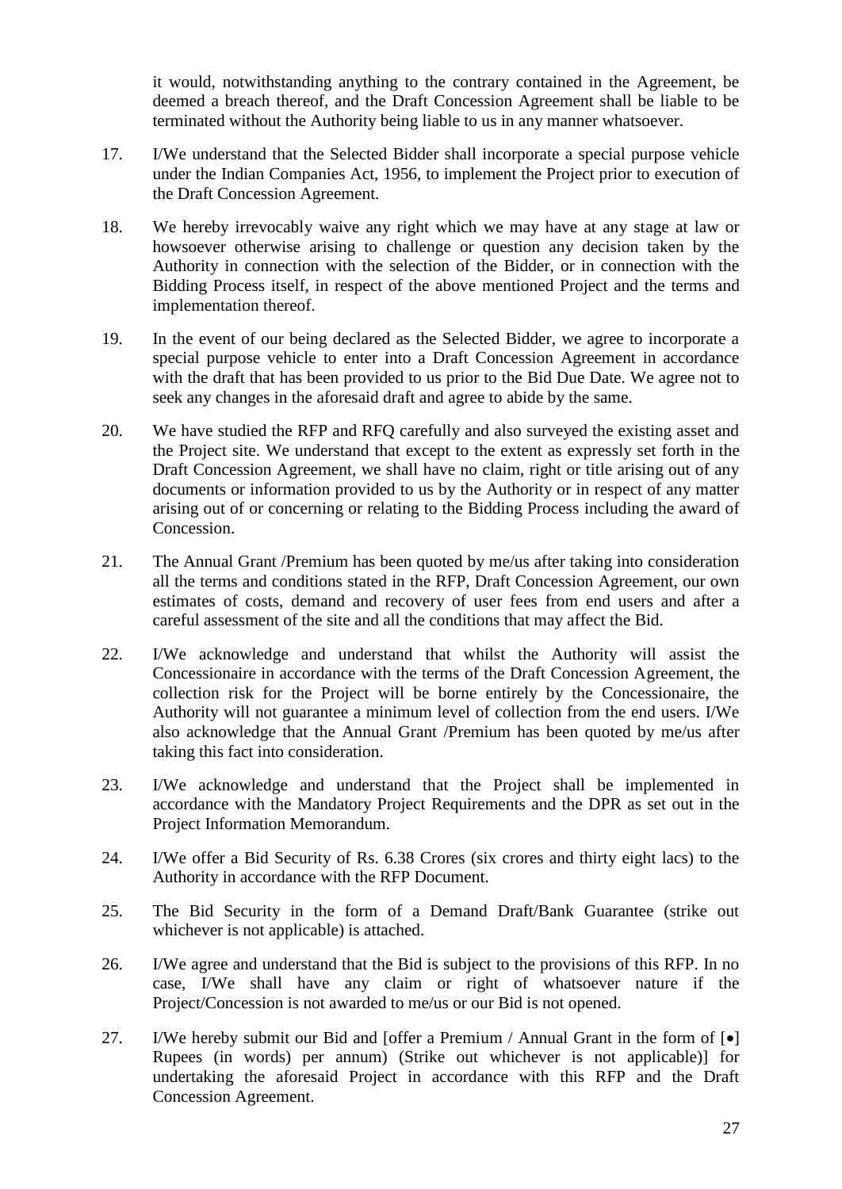it would, notwithstanding anything to the contrary contained in the Agreement, be deemed a breach thereof, and the Draft Concession Agreement shall be liable to be terminated without the Authority being liable to us in any manner whatsoever.

17. I/We understand that the Selected Bidder shall incorporate a special purpose vehicle under the Indian Companies Act, 1956, to implement the Project prior to execution of the Draft Concession Agreement.

18. We hereby irrevocably waive any right which we may have at any stage at law or howsoever otherwise arising to challenge or question any decision taken by the Authority in connection with the selection of the Bidder, or in connection with the Bidding Process itself, in respect of the above mentioned Project and the terms and implementation thereof.

19. In the event of our being declared as the Selected Bidder, we agree to incorporate a special purpose vehicle to enter into a Draft Concession Agreement in accordance with the draft that has been provided to us prior to the Bid Due Date. We agree not to seek any changes in the aforesaid draft and agree to abide by the same.

20. We have studied the RFP and RFQ carefully and also surveyed the existing asset and the Project site. We understand that except to the extent as expressly set forth in the Draft Concession Agreement, we shall have no claim, right or title arising out of any documents or information provided to us by the Authority or in respect of any matter arising out of or concerning or relating to the Bidding Process including the award of Concession.

21. The Annual Grant /Premium has been quoted by me/us after taking into consideration all the terms and conditions stated in the RFP, Draft Concession Agreement, our own estimates of costs, demand and recovery of user fees from end users and after a careful assessment of the site and all the conditions that may affect the Bid.

22. I/We acknowledge and understand that whilst the Authority will assist the Concessionaire in accordance with the terms of the Draft Concession Agreement, the collection risk for the Project will be borne entirely by the Concessionaire, the Authority will not guarantee a minimum level of collection from the end users. I/We also acknowledge that the Annual Grant /Premium has been quoted by me/us after taking this fact into consideration.

23. I/We acknowledge and understand that the Project shall be implemented in accordance with the Mandatory Project Requirements and the DPR as set out in the Project Information Memorandum.

24. I/We offer a Bid Security of Rs. 6.38 Crores (six crores and thirty eight lacs) to the Authority in accordance with the RFP Document.

25. The Bid Security in the form of a Demand Draft/Bank Guarantee (strike out whichever is not applicable) is attached.

26. I/We agree and understand that the Bid is subject to the provisions of this RFP. In no case, I/We shall have any claim or right of whatsoever nature if the Project/Concession is not awarded to me/us or our Bid is not opened.

27. I/We hereby submit our Bid and [offer a Premium / Annual Grant in the form of [•] Rupees (in words) per annum) (Strike out whichever is not applicable)] for undertaking the aforesaid Project in accordance with this RFP and the Draft Concession Agreement.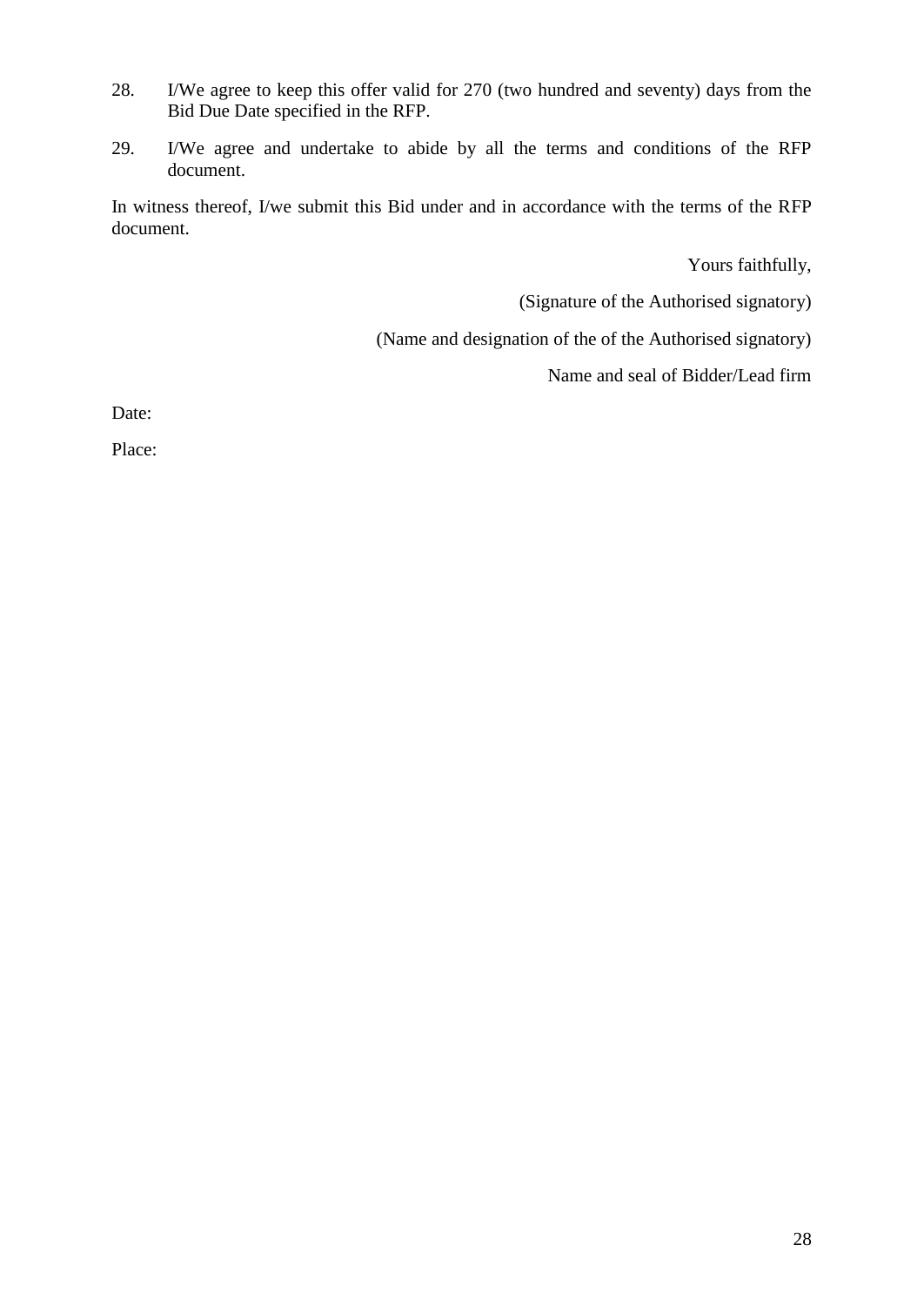28. I/We agree to keep this offer valid for 270 (two hundred and seventy) days from the Bid Due Date specified in the RFP.

29. I/We agree and undertake to abide by all the terms and conditions of the RFP document.

In witness thereof, I/we submit this Bid under and in accordance with the terms of the RFP document.

Yours faithfully,

(Signature of the Authorised signatory)

(Name and designation of the of the Authorised signatory)

Name and seal of Bidder/Lead firm

Date:

Place: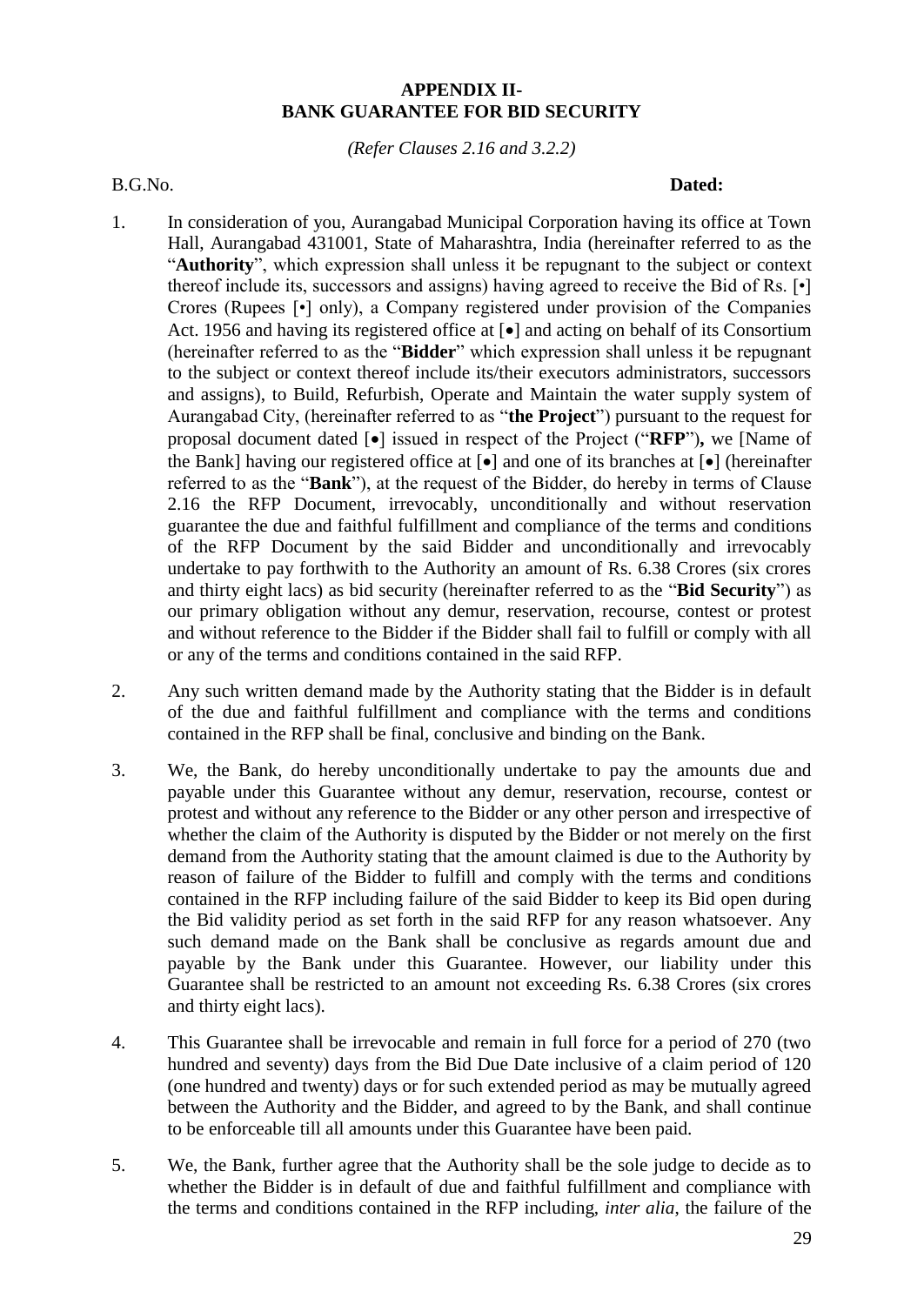**APPENDIX II-**
**BANK GUARANTEE FOR BID SECURITY**

*(Refer Clauses 2.16 and 3.2.2)*

B.G.No. **Dated:**

1. In consideration of you, Aurangabad Municipal Corporation having its office at Town Hall, Aurangabad 431001, State of Maharashtra, India (hereinafter referred to as the "**Authority**", which expression shall unless it be repugnant to the subject or context thereof include its, successors and assigns) having agreed to receive the Bid of Rs. [•] Crores (Rupees [•] only), a Company registered under provision of the Companies Act. 1956 and having its registered office at [•] and acting on behalf of its Consortium (hereinafter referred to as the "**Bidder**" which expression shall unless it be repugnant to the subject or context thereof include its/their executors administrators, successors and assigns), to Build, Refurbish, Operate and Maintain the water supply system of Aurangabad City, (hereinafter referred to as "**the Project**") pursuant to the request for proposal document dated [•] issued in respect of the Project ("**RFP**")**,** we [Name of the Bank] having our registered office at [•] and one of its branches at [•] (hereinafter referred to as the "**Bank**"), at the request of the Bidder, do hereby in terms of Clause 2.16 the RFP Document, irrevocably, unconditionally and without reservation guarantee the due and faithful fulfillment and compliance of the terms and conditions of the RFP Document by the said Bidder and unconditionally and irrevocably undertake to pay forthwith to the Authority an amount of Rs. 6.38 Crores (six crores and thirty eight lacs) as bid security (hereinafter referred to as the "**Bid Security**") as our primary obligation without any demur, reservation, recourse, contest or protest and without reference to the Bidder if the Bidder shall fail to fulfill or comply with all or any of the terms and conditions contained in the said RFP.

2. Any such written demand made by the Authority stating that the Bidder is in default of the due and faithful fulfillment and compliance with the terms and conditions contained in the RFP shall be final, conclusive and binding on the Bank.

3. We, the Bank, do hereby unconditionally undertake to pay the amounts due and payable under this Guarantee without any demur, reservation, recourse, contest or protest and without any reference to the Bidder or any other person and irrespective of whether the claim of the Authority is disputed by the Bidder or not merely on the first demand from the Authority stating that the amount claimed is due to the Authority by reason of failure of the Bidder to fulfill and comply with the terms and conditions contained in the RFP including failure of the said Bidder to keep its Bid open during the Bid validity period as set forth in the said RFP for any reason whatsoever. Any such demand made on the Bank shall be conclusive as regards amount due and payable by the Bank under this Guarantee. However, our liability under this Guarantee shall be restricted to an amount not exceeding Rs. 6.38 Crores (six crores and thirty eight lacs).

4. This Guarantee shall be irrevocable and remain in full force for a period of 270 (two hundred and seventy) days from the Bid Due Date inclusive of a claim period of 120 (one hundred and twenty) days or for such extended period as may be mutually agreed between the Authority and the Bidder, and agreed to by the Bank, and shall continue to be enforceable till all amounts under this Guarantee have been paid.

5. We, the Bank, further agree that the Authority shall be the sole judge to decide as to whether the Bidder is in default of due and faithful fulfillment and compliance with the terms and conditions contained in the RFP including, *inter alia*, the failure of the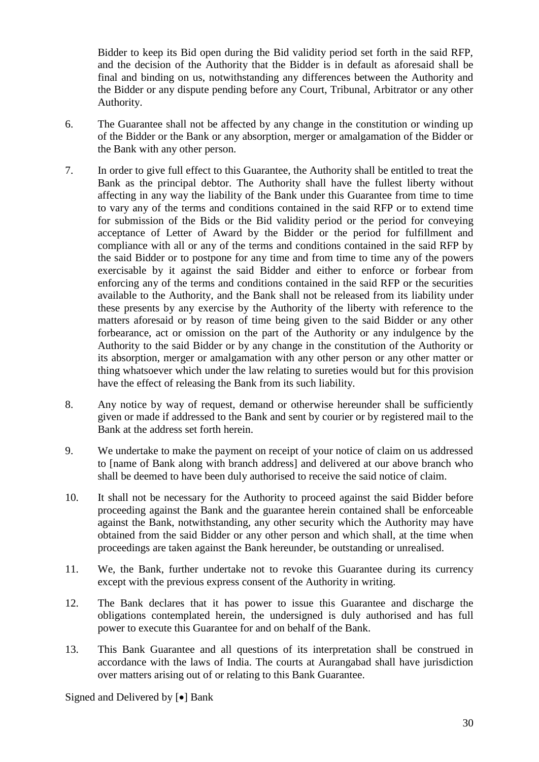Bidder to keep its Bid open during the Bid validity period set forth in the said RFP, and the decision of the Authority that the Bidder is in default as aforesaid shall be final and binding on us, notwithstanding any differences between the Authority and the Bidder or any dispute pending before any Court, Tribunal, Arbitrator or any other Authority.

6. The Guarantee shall not be affected by any change in the constitution or winding up of the Bidder or the Bank or any absorption, merger or amalgamation of the Bidder or the Bank with any other person.

7. In order to give full effect to this Guarantee, the Authority shall be entitled to treat the Bank as the principal debtor. The Authority shall have the fullest liberty without affecting in any way the liability of the Bank under this Guarantee from time to time to vary any of the terms and conditions contained in the said RFP or to extend time for submission of the Bids or the Bid validity period or the period for conveying acceptance of Letter of Award by the Bidder or the period for fulfillment and compliance with all or any of the terms and conditions contained in the said RFP by the said Bidder or to postpone for any time and from time to time any of the powers exercisable by it against the said Bidder and either to enforce or forbear from enforcing any of the terms and conditions contained in the said RFP or the securities available to the Authority, and the Bank shall not be released from its liability under these presents by any exercise by the Authority of the liberty with reference to the matters aforesaid or by reason of time being given to the said Bidder or any other forbearance, act or omission on the part of the Authority or any indulgence by the Authority to the said Bidder or by any change in the constitution of the Authority or its absorption, merger or amalgamation with any other person or any other matter or thing whatsoever which under the law relating to sureties would but for this provision have the effect of releasing the Bank from its such liability.

8. Any notice by way of request, demand or otherwise hereunder shall be sufficiently given or made if addressed to the Bank and sent by courier or by registered mail to the Bank at the address set forth herein.

9. We undertake to make the payment on receipt of your notice of claim on us addressed to [name of Bank along with branch address] and delivered at our above branch who shall be deemed to have been duly authorised to receive the said notice of claim.

10. It shall not be necessary for the Authority to proceed against the said Bidder before proceeding against the Bank and the guarantee herein contained shall be enforceable against the Bank, notwithstanding, any other security which the Authority may have obtained from the said Bidder or any other person and which shall, at the time when proceedings are taken against the Bank hereunder, be outstanding or unrealised.

11. We, the Bank, further undertake not to revoke this Guarantee during its currency except with the previous express consent of the Authority in writing.

12. The Bank declares that it has power to issue this Guarantee and discharge the obligations contemplated herein, the undersigned is duly authorised and has full power to execute this Guarantee for and on behalf of the Bank.

13. This Bank Guarantee and all questions of its interpretation shall be construed in accordance with the laws of India. The courts at Aurangabad shall have jurisdiction over matters arising out of or relating to this Bank Guarantee.

Signed and Delivered by [•] Bank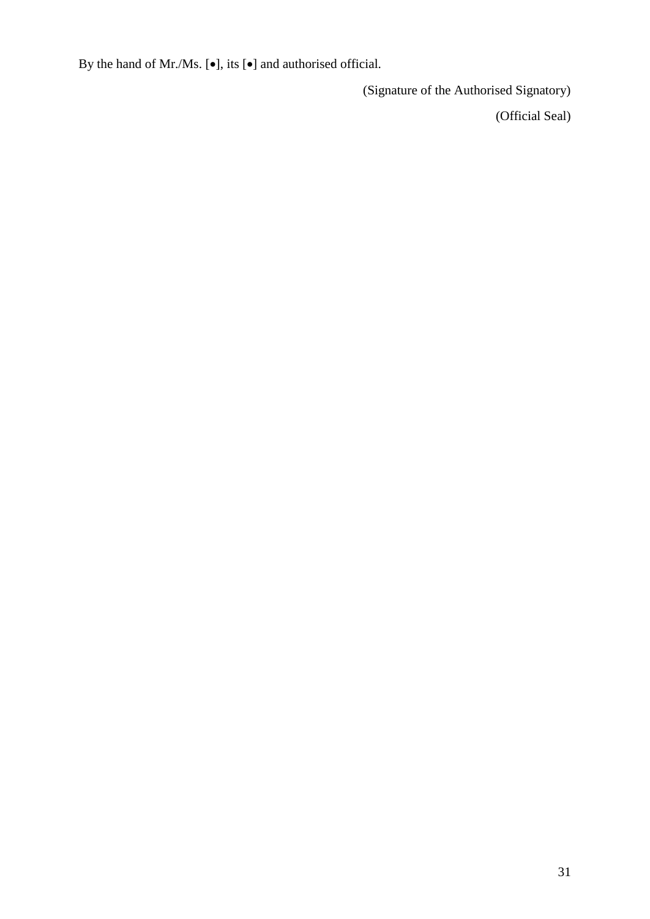By the hand of Mr./Ms. [•], its [•] and authorised official.

(Signature of the Authorised Signatory)

(Official Seal)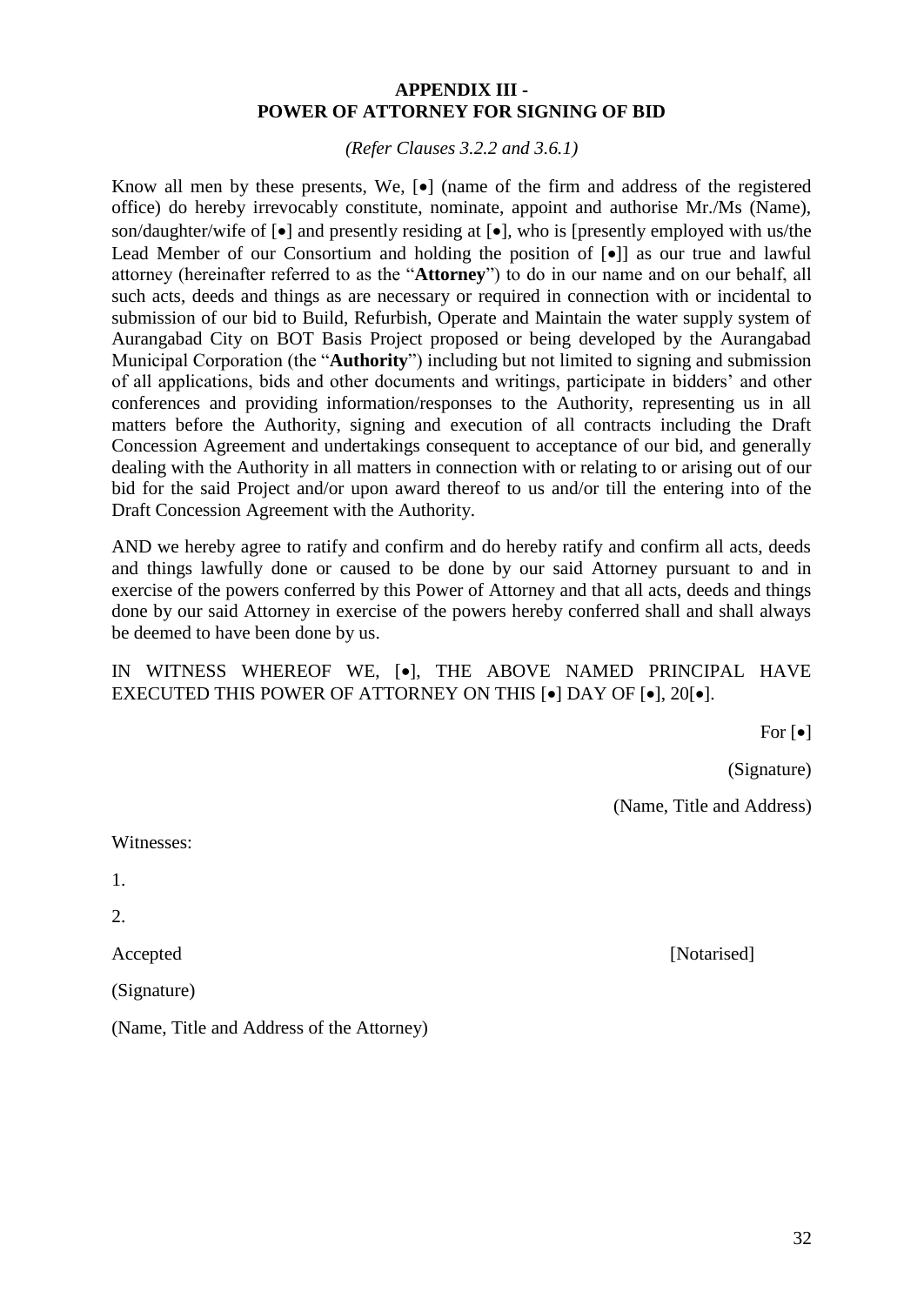## APPENDIX III - POWER OF ATTORNEY FOR SIGNING OF BID

*(Refer Clauses 3.2.2 and 3.6.1)*

Know all men by these presents, We, [•] (name of the firm and address of the registered office) do hereby irrevocably constitute, nominate, appoint and authorise Mr./Ms (Name), son/daughter/wife of [•] and presently residing at [•], who is [presently employed with us/the Lead Member of our Consortium and holding the position of [•]] as our true and lawful attorney (hereinafter referred to as the "**Attorney**") to do in our name and on our behalf, all such acts, deeds and things as are necessary or required in connection with or incidental to submission of our bid to Build, Refurbish, Operate and Maintain the water supply system of Aurangabad City on BOT Basis Project proposed or being developed by the Aurangabad Municipal Corporation (the "**Authority**") including but not limited to signing and submission of all applications, bids and other documents and writings, participate in bidders' and other conferences and providing information/responses to the Authority, representing us in all matters before the Authority, signing and execution of all contracts including the Draft Concession Agreement and undertakings consequent to acceptance of our bid, and generally dealing with the Authority in all matters in connection with or relating to or arising out of our bid for the said Project and/or upon award thereof to us and/or till the entering into of the Draft Concession Agreement with the Authority.

AND we hereby agree to ratify and confirm and do hereby ratify and confirm all acts, deeds and things lawfully done or caused to be done by our said Attorney pursuant to and in exercise of the powers conferred by this Power of Attorney and that all acts, deeds and things done by our said Attorney in exercise of the powers hereby conferred shall and shall always be deemed to have been done by us.

IN WITNESS WHEREOF WE, [•], THE ABOVE NAMED PRINCIPAL HAVE EXECUTED THIS POWER OF ATTORNEY ON THIS [•] DAY OF [•], 20[•].

For [•]

(Signature)

(Name, Title and Address)

Witnesses:

1.

2.

Accepted

[Notarised]

(Signature)

(Name, Title and Address of the Attorney)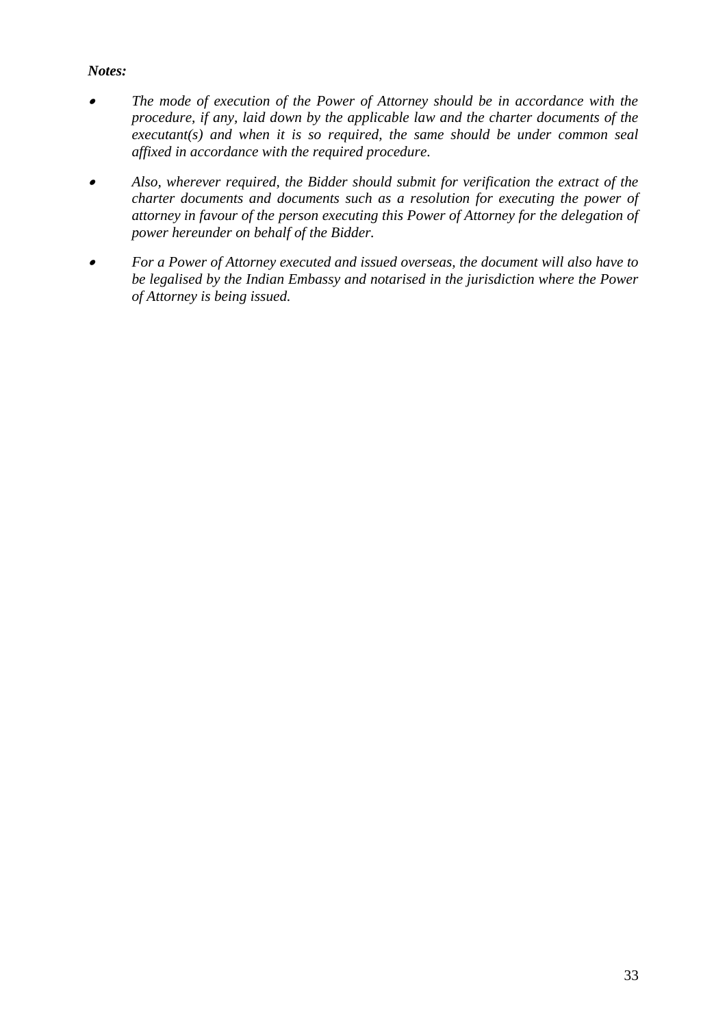***Notes:***

- *The mode of execution of the Power of Attorney should be in accordance with the procedure, if any, laid down by the applicable law and the charter documents of the executant(s) and when it is so required, the same should be under common seal affixed in accordance with the required procedure.*

- *Also, wherever required, the Bidder should submit for verification the extract of the charter documents and documents such as a resolution for executing the power of attorney in favour of the person executing this Power of Attorney for the delegation of power hereunder on behalf of the Bidder.*

- *For a Power of Attorney executed and issued overseas, the document will also have to be legalised by the Indian Embassy and notarised in the jurisdiction where the Power of Attorney is being issued.*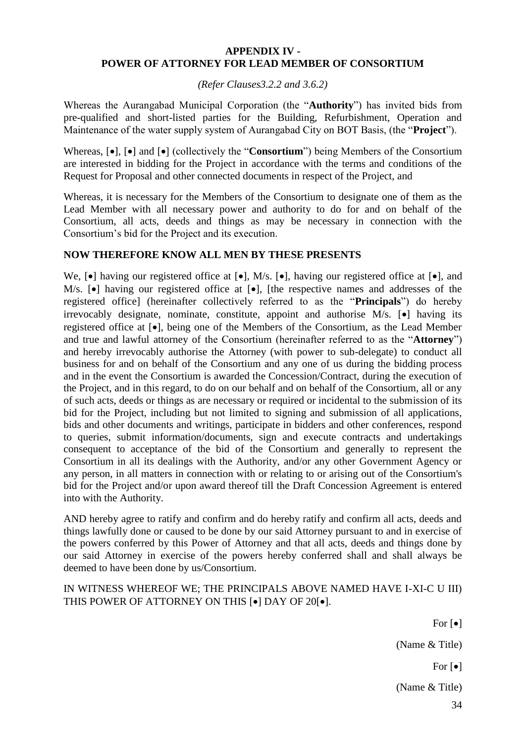**APPENDIX IV -**
**POWER OF ATTORNEY FOR LEAD MEMBER OF CONSORTIUM**

*(Refer Clauses3.2.2 and 3.6.2)*

Whereas the Aurangabad Municipal Corporation (the "**Authority**") has invited bids from pre-qualified and short-listed parties for the Building, Refurbishment, Operation and Maintenance of the water supply system of Aurangabad City on BOT Basis, (the "**Project**").

Whereas, [•], [•] and [•] (collectively the "**Consortium**") being Members of the Consortium are interested in bidding for the Project in accordance with the terms and conditions of the Request for Proposal and other connected documents in respect of the Project, and

Whereas, it is necessary for the Members of the Consortium to designate one of them as the Lead Member with all necessary power and authority to do for and on behalf of the Consortium, all acts, deeds and things as may be necessary in connection with the Consortium's bid for the Project and its execution.

**NOW THEREFORE KNOW ALL MEN BY THESE PRESENTS**

We, [•] having our registered office at [•], M/s. [•], having our registered office at [•], and M/s. [•] having our registered office at [•], [the respective names and addresses of the registered office] (hereinafter collectively referred to as the "**Principals**") do hereby irrevocably designate, nominate, constitute, appoint and authorise M/s. [•] having its registered office at [•], being one of the Members of the Consortium, as the Lead Member and true and lawful attorney of the Consortium (hereinafter referred to as the "**Attorney**") and hereby irrevocably authorise the Attorney (with power to sub-delegate) to conduct all business for and on behalf of the Consortium and any one of us during the bidding process and in the event the Consortium is awarded the Concession/Contract, during the execution of the Project, and in this regard, to do on our behalf and on behalf of the Consortium, all or any of such acts, deeds or things as are necessary or required or incidental to the submission of its bid for the Project, including but not limited to signing and submission of all applications, bids and other documents and writings, participate in bidders and other conferences, respond to queries, submit information/documents, sign and execute contracts and undertakings consequent to acceptance of the bid of the Consortium and generally to represent the Consortium in all its dealings with the Authority, and/or any other Government Agency or any person, in all matters in connection with or relating to or arising out of the Consortium's bid for the Project and/or upon award thereof till the Draft Concession Agreement is entered into with the Authority.

AND hereby agree to ratify and confirm and do hereby ratify and confirm all acts, deeds and things lawfully done or caused to be done by our said Attorney pursuant to and in exercise of the powers conferred by this Power of Attorney and that all acts, deeds and things done by our said Attorney in exercise of the powers hereby conferred shall and shall always be deemed to have been done by us/Consortium.

IN WITNESS WHEREOF WE; THE PRINCIPALS ABOVE NAMED HAVE I-XI-C U III) THIS POWER OF ATTORNEY ON THIS [•] DAY OF 20[•].

For [•]

(Name & Title)

For [•]

(Name & Title)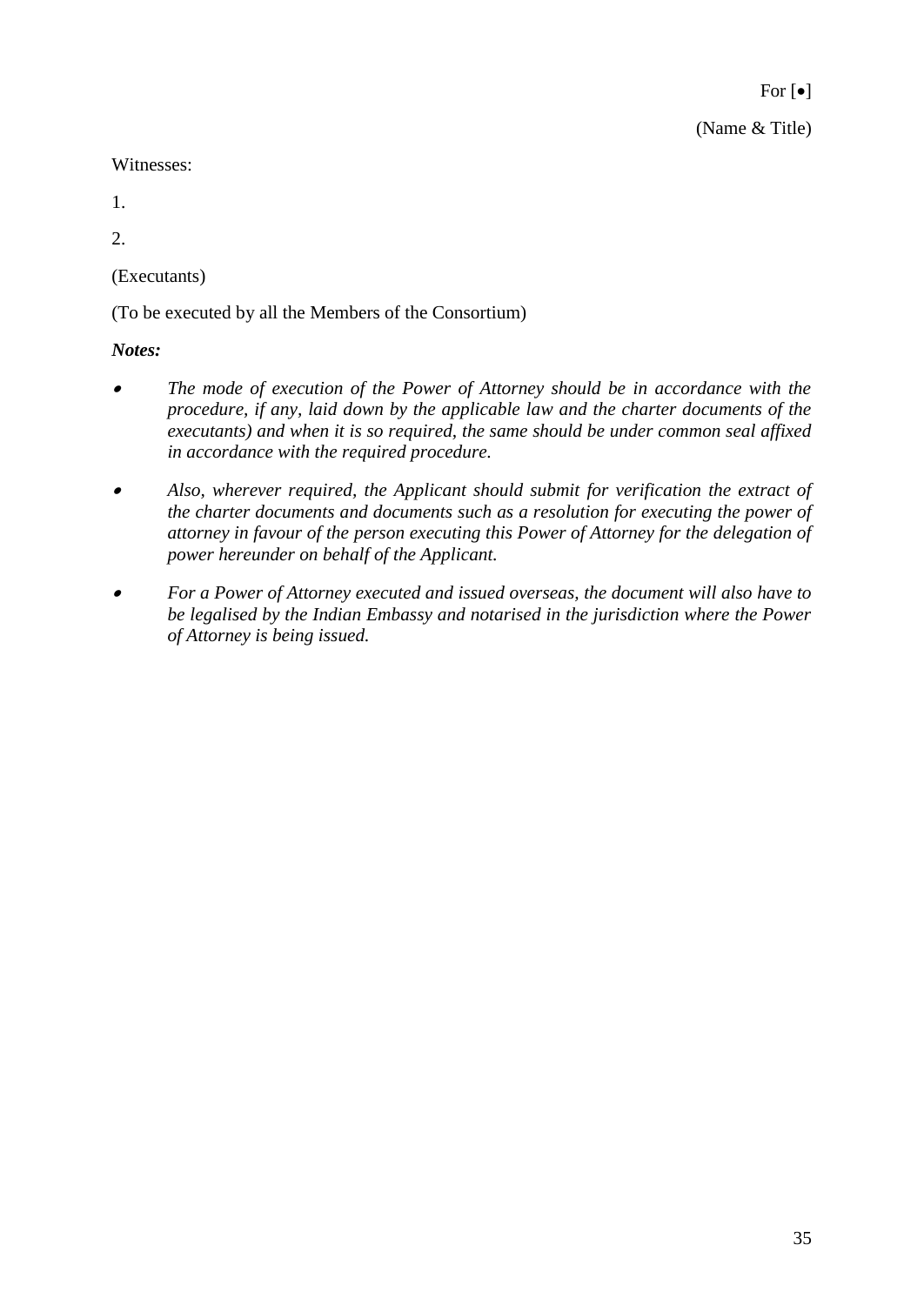For [•]

(Name & Title)

Witnesses:

1.

2.

(Executants)

(To be executed by all the Members of the Consortium)

***Notes:***

- *The mode of execution of the Power of Attorney should be in accordance with the procedure, if any, laid down by the applicable law and the charter documents of the executants) and when it is so required, the same should be under common seal affixed in accordance with the required procedure.*

- *Also, wherever required, the Applicant should submit for verification the extract of the charter documents and documents such as a resolution for executing the power of attorney in favour of the person executing this Power of Attorney for the delegation of power hereunder on behalf of the Applicant.*

- *For a Power of Attorney executed and issued overseas, the document will also have to be legalised by the Indian Embassy and notarised in the jurisdiction where the Power of Attorney is being issued.*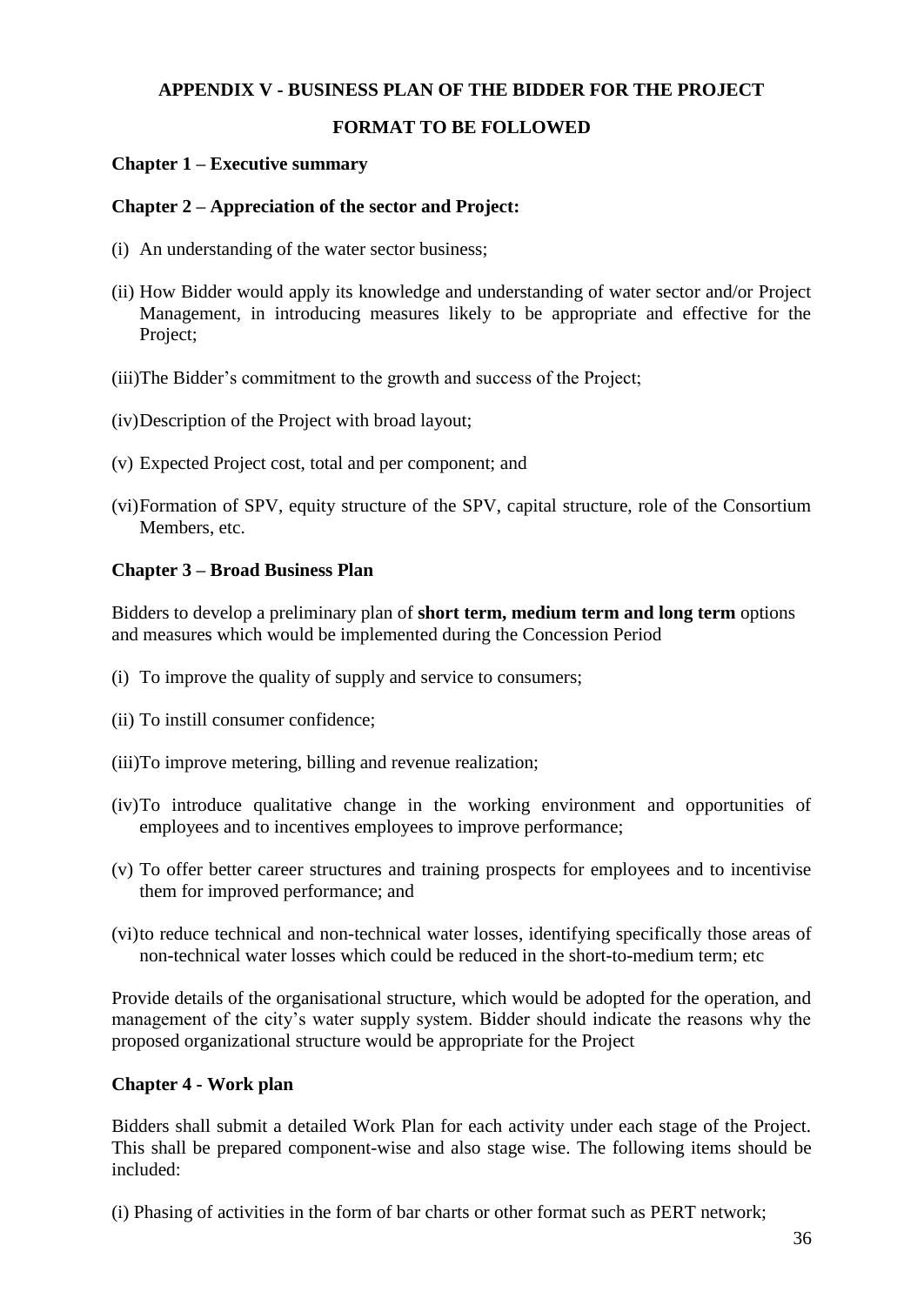## APPENDIX V - BUSINESS PLAN OF THE BIDDER FOR THE PROJECT

### FORMAT TO BE FOLLOWED

**Chapter 1 – Executive summary**

**Chapter 2 – Appreciation of the sector and Project:**

(i) An understanding of the water sector business;

(ii) How Bidder would apply its knowledge and understanding of water sector and/or Project Management, in introducing measures likely to be appropriate and effective for the Project;

(iii) The Bidder's commitment to the growth and success of the Project;

(iv) Description of the Project with broad layout;

(v) Expected Project cost, total and per component; and

(vi) Formation of SPV, equity structure of the SPV, capital structure, role of the Consortium Members, etc.

**Chapter 3 – Broad Business Plan**

Bidders to develop a preliminary plan of **short term, medium term and long term** options and measures which would be implemented during the Concession Period

(i) To improve the quality of supply and service to consumers;

(ii) To instill consumer confidence;

(iii) To improve metering, billing and revenue realization;

(iv) To introduce qualitative change in the working environment and opportunities of employees and to incentives employees to improve performance;

(v) To offer better career structures and training prospects for employees and to incentivise them for improved performance; and

(vi) to reduce technical and non-technical water losses, identifying specifically those areas of non-technical water losses which could be reduced in the short-to-medium term; etc

Provide details of the organisational structure, which would be adopted for the operation, and management of the city's water supply system. Bidder should indicate the reasons why the proposed organizational structure would be appropriate for the Project

**Chapter 4 - Work plan**

Bidders shall submit a detailed Work Plan for each activity under each stage of the Project. This shall be prepared component-wise and also stage wise. The following items should be included:

(i) Phasing of activities in the form of bar charts or other format such as PERT network;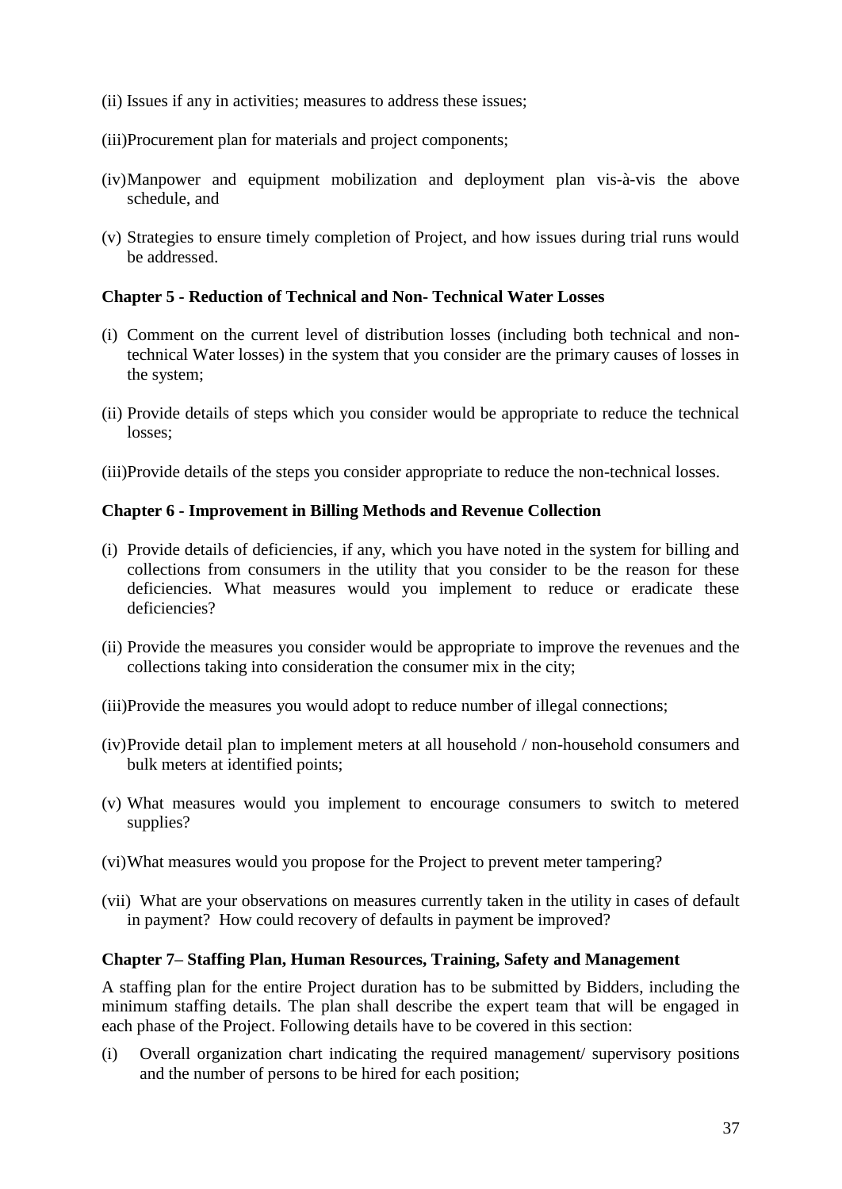(ii) Issues if any in activities; measures to address these issues;

(iii)Procurement plan for materials and project components;

(iv)Manpower and equipment mobilization and deployment plan vis-à-vis the above schedule, and

(v) Strategies to ensure timely completion of Project, and how issues during trial runs would be addressed.

**Chapter 5 - Reduction of Technical and Non- Technical Water Losses**

(i) Comment on the current level of distribution losses (including both technical and non-technical Water losses) in the system that you consider are the primary causes of losses in the system;

(ii) Provide details of steps which you consider would be appropriate to reduce the technical losses;

(iii)Provide details of the steps you consider appropriate to reduce the non-technical losses.

**Chapter 6 - Improvement in Billing Methods and Revenue Collection**

(i) Provide details of deficiencies, if any, which you have noted in the system for billing and collections from consumers in the utility that you consider to be the reason for these deficiencies. What measures would you implement to reduce or eradicate these deficiencies?

(ii) Provide the measures you consider would be appropriate to improve the revenues and the collections taking into consideration the consumer mix in the city;

(iii)Provide the measures you would adopt to reduce number of illegal connections;

(iv)Provide detail plan to implement meters at all household / non-household consumers and bulk meters at identified points;

(v) What measures would you implement to encourage consumers to switch to metered supplies?

(vi)What measures would you propose for the Project to prevent meter tampering?

(vii) What are your observations on measures currently taken in the utility in cases of default in payment? How could recovery of defaults in payment be improved?

**Chapter 7– Staffing Plan, Human Resources, Training, Safety and Management**

A staffing plan for the entire Project duration has to be submitted by Bidders, including the minimum staffing details. The plan shall describe the expert team that will be engaged in each phase of the Project. Following details have to be covered in this section:

(i) Overall organization chart indicating the required management/ supervisory positions and the number of persons to be hired for each position;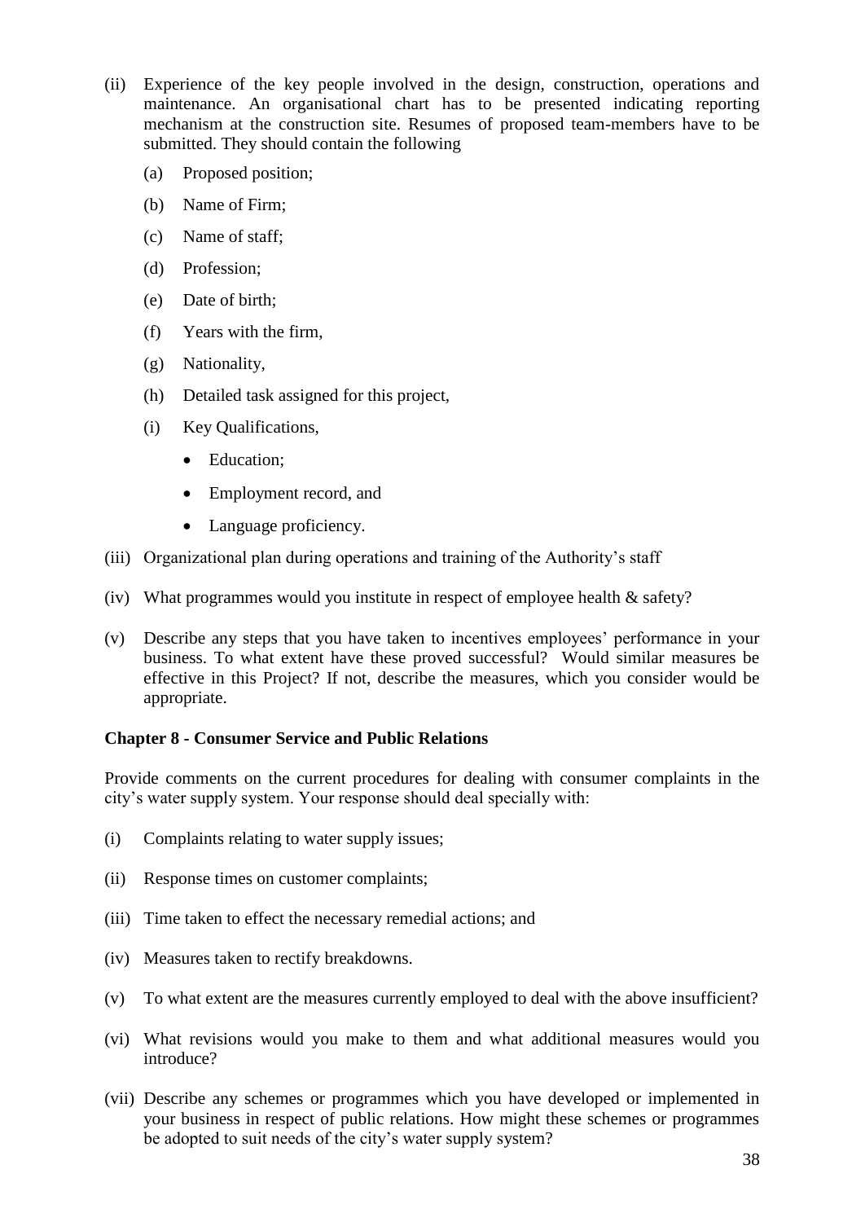(ii) Experience of the key people involved in the design, construction, operations and maintenance. An organisational chart has to be presented indicating reporting mechanism at the construction site. Resumes of proposed team-members have to be submitted. They should contain the following

   (a) Proposed position;

   (b) Name of Firm;

   (c) Name of staff;

   (d) Profession;

   (e) Date of birth;

   (f) Years with the firm,

   (g) Nationality,

   (h) Detailed task assigned for this project,

   (i) Key Qualifications,

      - Education;
      - Employment record, and
      - Language proficiency.

(iii) Organizational plan during operations and training of the Authority's staff

(iv) What programmes would you institute in respect of employee health & safety?

(v) Describe any steps that you have taken to incentives employees' performance in your business. To what extent have these proved successful? Would similar measures be effective in this Project? If not, describe the measures, which you consider would be appropriate.

**Chapter 8 - Consumer Service and Public Relations**

Provide comments on the current procedures for dealing with consumer complaints in the city's water supply system. Your response should deal specially with:

(i) Complaints relating to water supply issues;

(ii) Response times on customer complaints;

(iii) Time taken to effect the necessary remedial actions; and

(iv) Measures taken to rectify breakdowns.

(v) To what extent are the measures currently employed to deal with the above insufficient?

(vi) What revisions would you make to them and what additional measures would you introduce?

(vii) Describe any schemes or programmes which you have developed or implemented in your business in respect of public relations. How might these schemes or programmes be adopted to suit needs of the city's water supply system?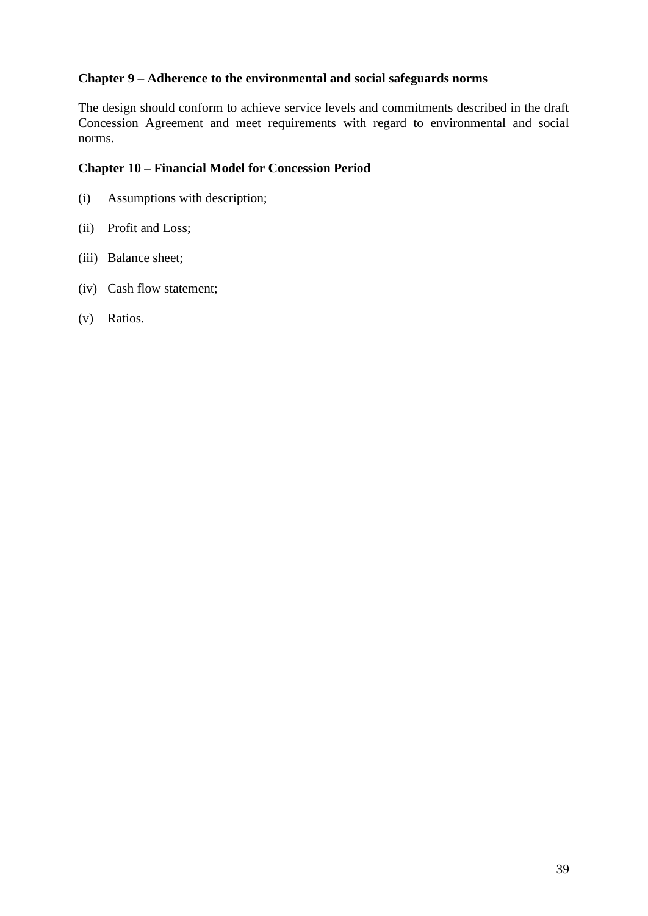**Chapter 9 – Adherence to the environmental and social safeguards norms**

The design should conform to achieve service levels and commitments described in the draft Concession Agreement and meet requirements with regard to environmental and social norms.

**Chapter 10 – Financial Model for Concession Period**

(i) Assumptions with description;

(ii) Profit and Loss;

(iii) Balance sheet;

(iv) Cash flow statement;

(v) Ratios.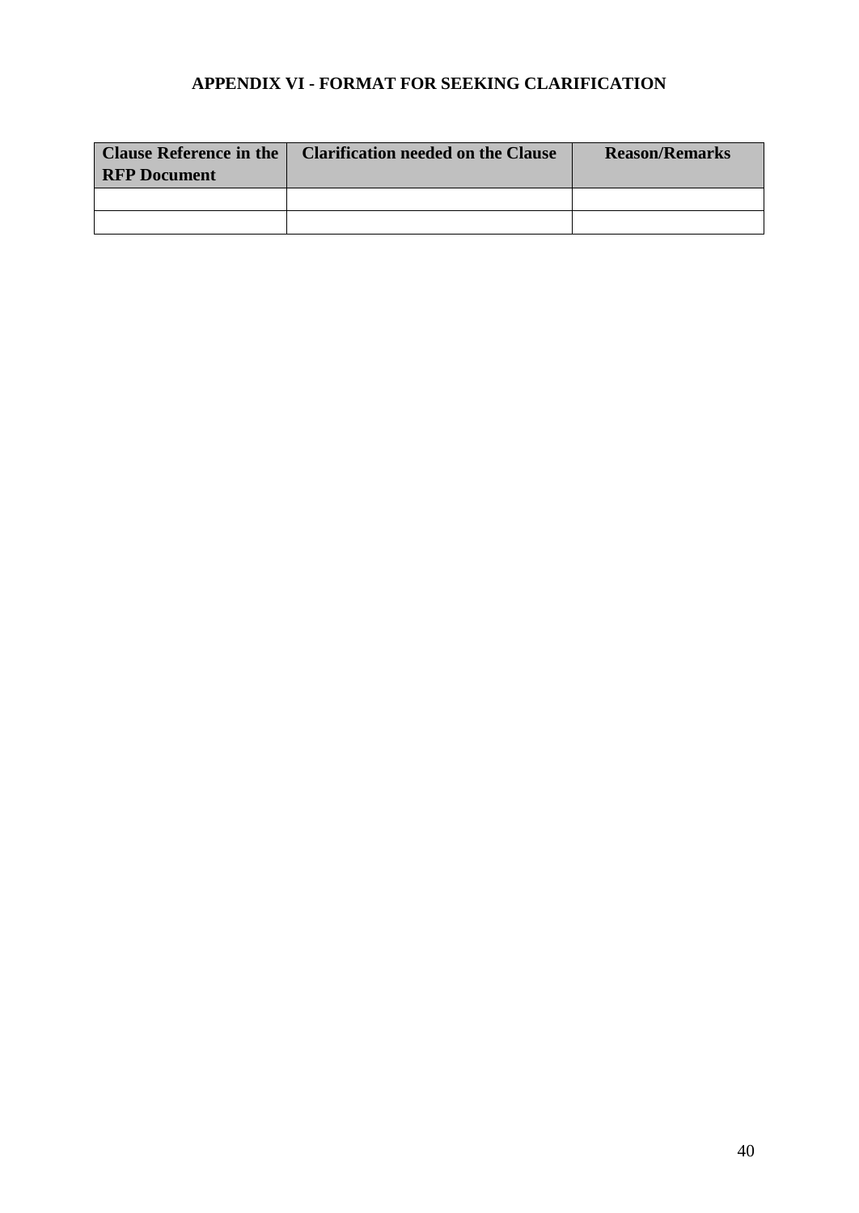# APPENDIX VI - FORMAT FOR SEEKING CLARIFICATION

| Clause Reference in the RFP Document | Clarification needed on the Clause | Reason/Remarks |
|---|---|---|
| | | |
| | | |